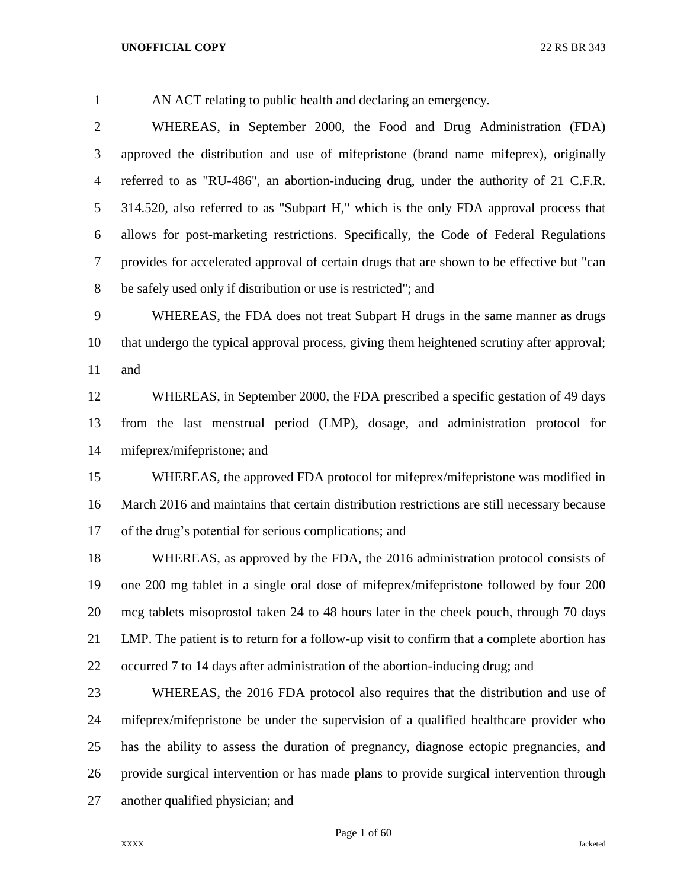AN ACT relating to public health and declaring an emergency.

WHEREAS, in September 2000, the Food and Drug Administration (FDA) approved the distribution and use of mifepristone (brand name mifeprex), originally referred to as "RU-486", an abortion-inducing drug, under the authority of 21 C.F.R. 314.520, also referred to as "Subpart H," which is the only FDA approval process that allows for post-marketing restrictions. Specifically, the Code of Federal Regulations provides for accelerated approval of certain drugs that are shown to be effective but "can be safely used only if distribution or use is restricted"; and

WHEREAS, the FDA does not treat Subpart H drugs in the same manner as drugs that undergo the typical approval process, giving them heightened scrutiny after approval; and

WHEREAS, in September 2000, the FDA prescribed a specific gestation of 49 days from the last menstrual period (LMP), dosage, and administration protocol for mifeprex/mifepristone; and

WHEREAS, the approved FDA protocol for mifeprex/mifepristone was modified in March 2016 and maintains that certain distribution restrictions are still necessary because of the drug's potential for serious complications; and

WHEREAS, as approved by the FDA, the 2016 administration protocol consists of one 200 mg tablet in a single oral dose of mifeprex/mifepristone followed by four 200 mcg tablets misoprostol taken 24 to 48 hours later in the cheek pouch, through 70 days LMP. The patient is to return for a follow-up visit to confirm that a complete abortion has occurred 7 to 14 days after administration of the abortion-inducing drug; and

WHEREAS, the 2016 FDA protocol also requires that the distribution and use of mifeprex/mifepristone be under the supervision of a qualified healthcare provider who has the ability to assess the duration of pregnancy, diagnose ectopic pregnancies, and provide surgical intervention or has made plans to provide surgical intervention through another qualified physician; and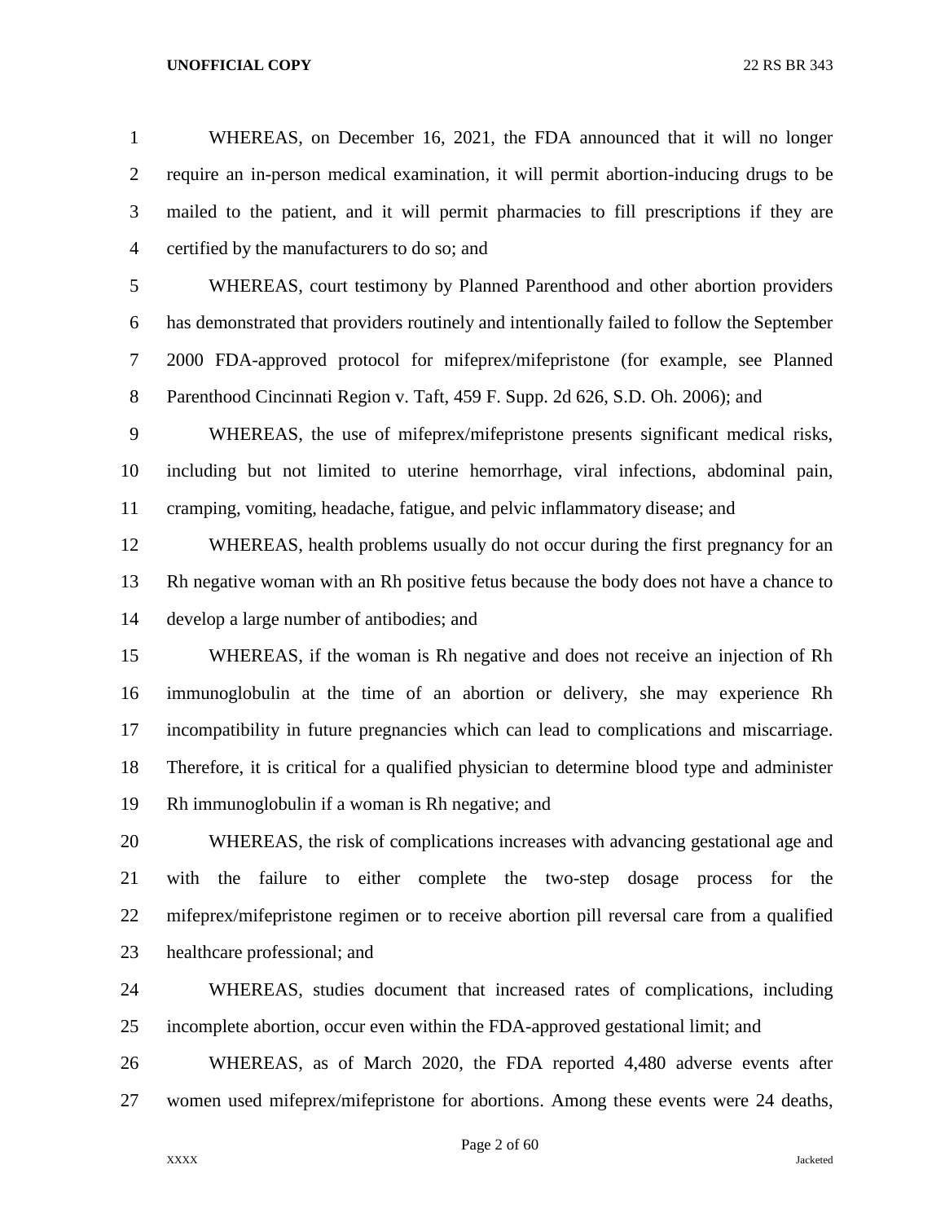WHEREAS, on December 16, 2021, the FDA announced that it will no longer require an in-person medical examination, it will permit abortion-inducing drugs to be mailed to the patient, and it will permit pharmacies to fill prescriptions if they are certified by the manufacturers to do so; and

WHEREAS, court testimony by Planned Parenthood and other abortion providers has demonstrated that providers routinely and intentionally failed to follow the September 2000 FDA-approved protocol for mifeprex/mifepristone (for example, see Planned Parenthood Cincinnati Region v. Taft, 459 F. Supp. 2d 626, S.D. Oh. 2006); and

WHEREAS, the use of mifeprex/mifepristone presents significant medical risks, including but not limited to uterine hemorrhage, viral infections, abdominal pain, cramping, vomiting, headache, fatigue, and pelvic inflammatory disease; and

WHEREAS, health problems usually do not occur during the first pregnancy for an Rh negative woman with an Rh positive fetus because the body does not have a chance to develop a large number of antibodies; and

WHEREAS, if the woman is Rh negative and does not receive an injection of Rh immunoglobulin at the time of an abortion or delivery, she may experience Rh incompatibility in future pregnancies which can lead to complications and miscarriage. Therefore, it is critical for a qualified physician to determine blood type and administer Rh immunoglobulin if a woman is Rh negative; and

WHEREAS, the risk of complications increases with advancing gestational age and with the failure to either complete the two-step dosage process for the mifeprex/mifepristone regimen or to receive abortion pill reversal care from a qualified healthcare professional; and

WHEREAS, studies document that increased rates of complications, including incomplete abortion, occur even within the FDA-approved gestational limit; and

WHEREAS, as of March 2020, the FDA reported 4,480 adverse events after women used mifeprex/mifepristone for abortions. Among these events were 24 deaths,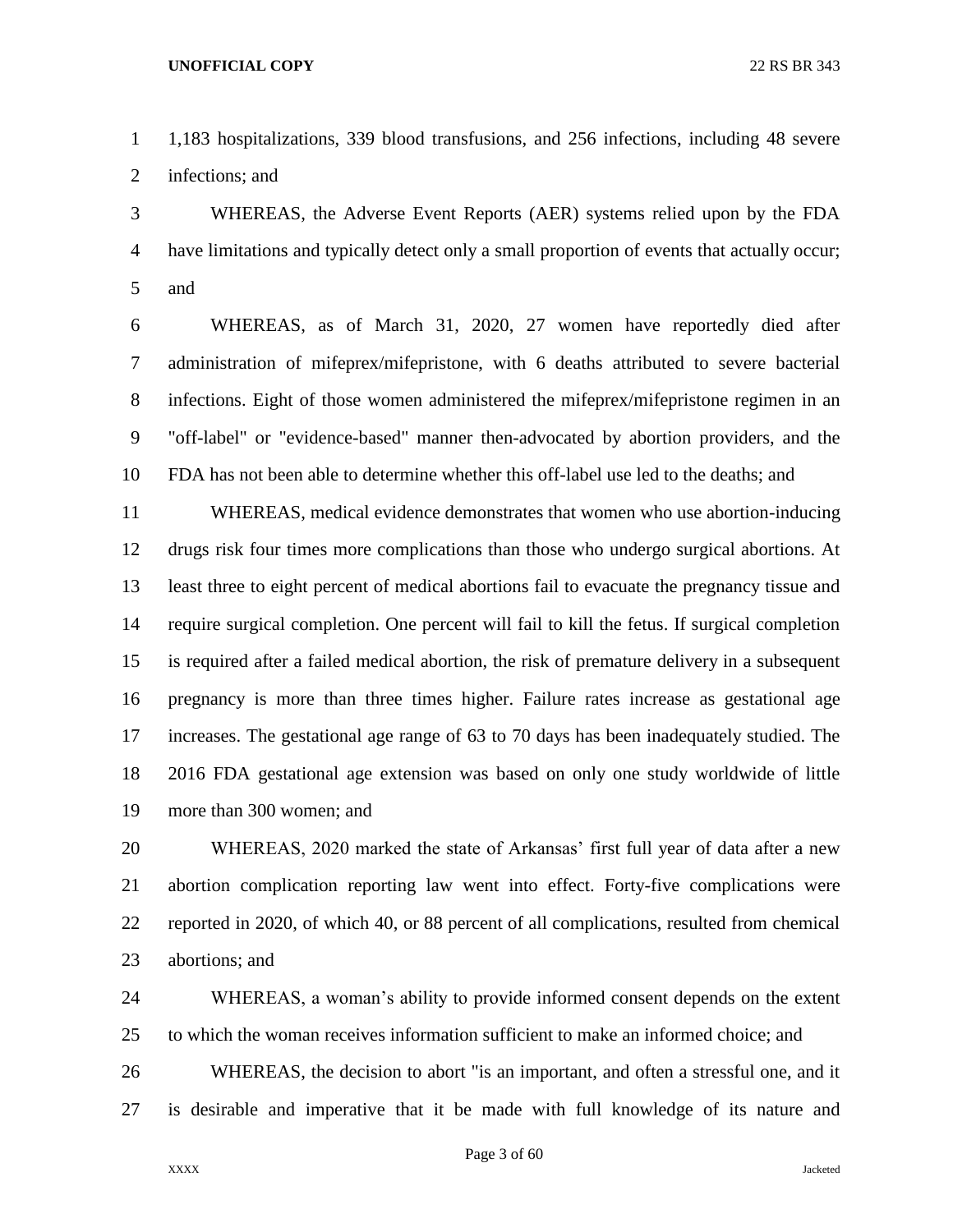1,183 hospitalizations, 339 blood transfusions, and 256 infections, including 48 severe infections; and

WHEREAS, the Adverse Event Reports (AER) systems relied upon by the FDA have limitations and typically detect only a small proportion of events that actually occur; and

WHEREAS, as of March 31, 2020, 27 women have reportedly died after administration of mifeprex/mifepristone, with 6 deaths attributed to severe bacterial infections. Eight of those women administered the mifeprex/mifepristone regimen in an "off-label" or "evidence-based" manner then-advocated by abortion providers, and the FDA has not been able to determine whether this off-label use led to the deaths; and

WHEREAS, medical evidence demonstrates that women who use abortion-inducing drugs risk four times more complications than those who undergo surgical abortions. At least three to eight percent of medical abortions fail to evacuate the pregnancy tissue and require surgical completion. One percent will fail to kill the fetus. If surgical completion is required after a failed medical abortion, the risk of premature delivery in a subsequent pregnancy is more than three times higher. Failure rates increase as gestational age increases. The gestational age range of 63 to 70 days has been inadequately studied. The 2016 FDA gestational age extension was based on only one study worldwide of little more than 300 women; and

WHEREAS, 2020 marked the state of Arkansas' first full year of data after a new abortion complication reporting law went into effect. Forty-five complications were reported in 2020, of which 40, or 88 percent of all complications, resulted from chemical abortions; and

WHEREAS, a woman's ability to provide informed consent depends on the extent to which the woman receives information sufficient to make an informed choice; and

WHEREAS, the decision to abort "is an important, and often a stressful one, and it is desirable and imperative that it be made with full knowledge of its nature and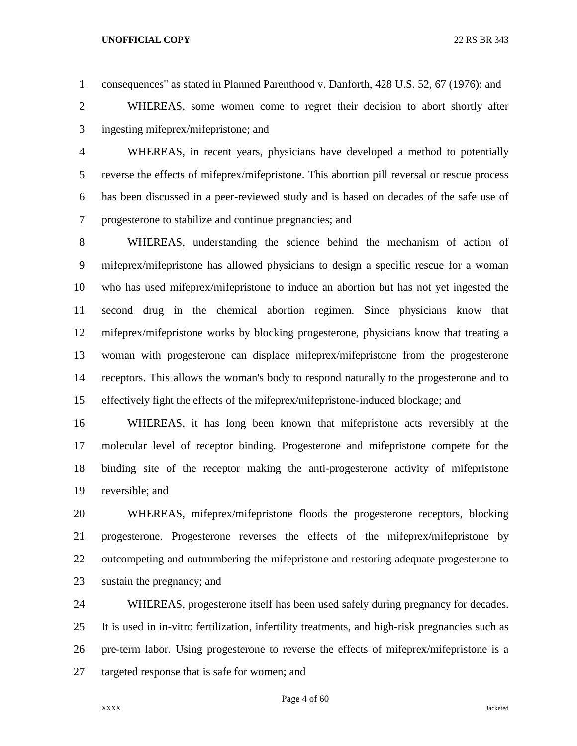consequences" as stated in Planned Parenthood v. Danforth, 428 U.S. 52, 67 (1976); and

WHEREAS, some women come to regret their decision to abort shortly after ingesting mifeprex/mifepristone; and

WHEREAS, in recent years, physicians have developed a method to potentially reverse the effects of mifeprex/mifepristone. This abortion pill reversal or rescue process has been discussed in a peer-reviewed study and is based on decades of the safe use of progesterone to stabilize and continue pregnancies; and

WHEREAS, understanding the science behind the mechanism of action of mifeprex/mifepristone has allowed physicians to design a specific rescue for a woman who has used mifeprex/mifepristone to induce an abortion but has not yet ingested the second drug in the chemical abortion regimen. Since physicians know that mifeprex/mifepristone works by blocking progesterone, physicians know that treating a woman with progesterone can displace mifeprex/mifepristone from the progesterone receptors. This allows the woman's body to respond naturally to the progesterone and to effectively fight the effects of the mifeprex/mifepristone-induced blockage; and

WHEREAS, it has long been known that mifepristone acts reversibly at the molecular level of receptor binding. Progesterone and mifepristone compete for the binding site of the receptor making the anti-progesterone activity of mifepristone reversible; and

WHEREAS, mifeprex/mifepristone floods the progesterone receptors, blocking progesterone. Progesterone reverses the effects of the mifeprex/mifepristone by outcompeting and outnumbering the mifepristone and restoring adequate progesterone to sustain the pregnancy; and

WHEREAS, progesterone itself has been used safely during pregnancy for decades. It is used in in-vitro fertilization, infertility treatments, and high-risk pregnancies such as pre-term labor. Using progesterone to reverse the effects of mifeprex/mifepristone is a targeted response that is safe for women; and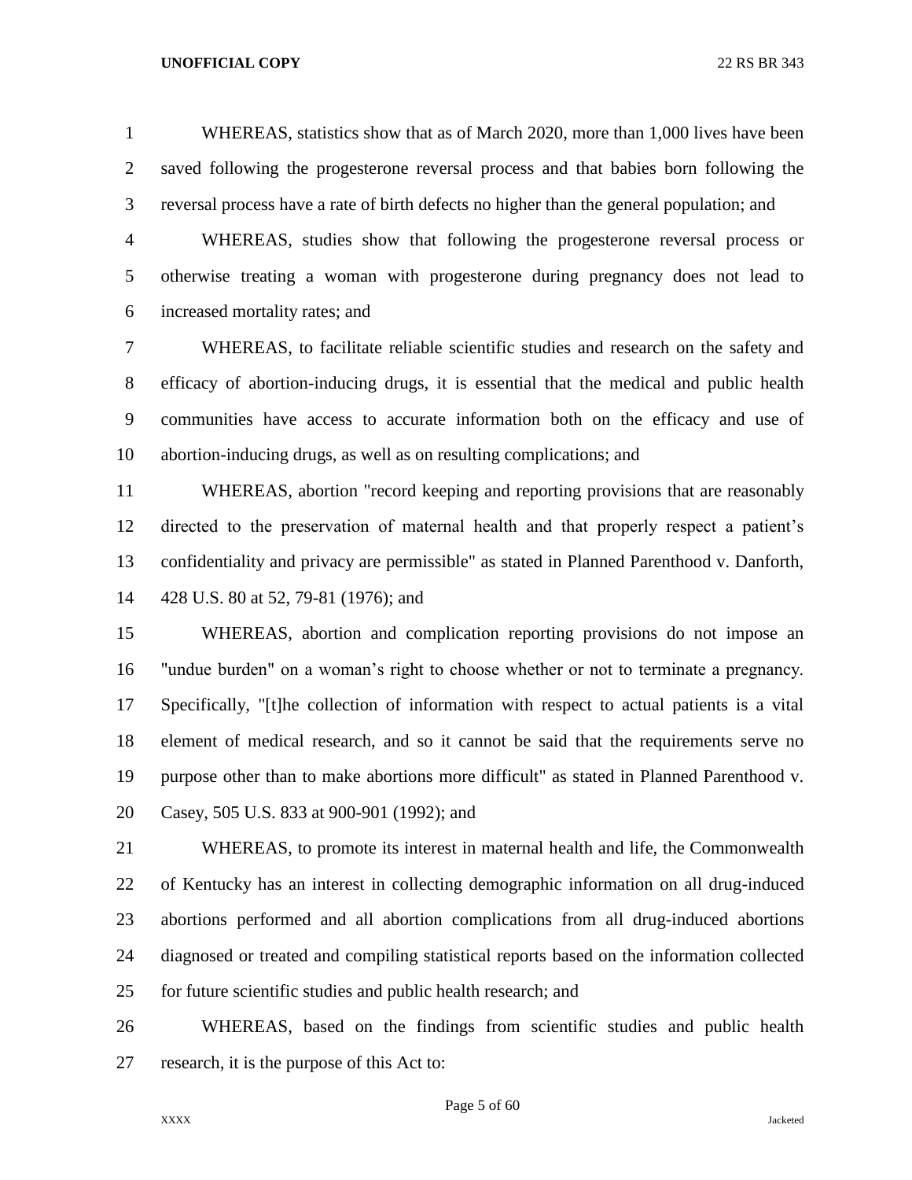WHEREAS, statistics show that as of March 2020, more than 1,000 lives have been saved following the progesterone reversal process and that babies born following the reversal process have a rate of birth defects no higher than the general population; and

WHEREAS, studies show that following the progesterone reversal process or otherwise treating a woman with progesterone during pregnancy does not lead to increased mortality rates; and

WHEREAS, to facilitate reliable scientific studies and research on the safety and efficacy of abortion-inducing drugs, it is essential that the medical and public health communities have access to accurate information both on the efficacy and use of abortion-inducing drugs, as well as on resulting complications; and

WHEREAS, abortion "record keeping and reporting provisions that are reasonably directed to the preservation of maternal health and that properly respect a patient's confidentiality and privacy are permissible" as stated in Planned Parenthood v. Danforth, 428 U.S. 80 at 52, 79-81 (1976); and

WHEREAS, abortion and complication reporting provisions do not impose an "undue burden" on a woman's right to choose whether or not to terminate a pregnancy. Specifically, "[t]he collection of information with respect to actual patients is a vital element of medical research, and so it cannot be said that the requirements serve no purpose other than to make abortions more difficult" as stated in Planned Parenthood v. Casey, 505 U.S. 833 at 900-901 (1992); and

WHEREAS, to promote its interest in maternal health and life, the Commonwealth of Kentucky has an interest in collecting demographic information on all drug-induced abortions performed and all abortion complications from all drug-induced abortions diagnosed or treated and compiling statistical reports based on the information collected for future scientific studies and public health research; and

WHEREAS, based on the findings from scientific studies and public health research, it is the purpose of this Act to: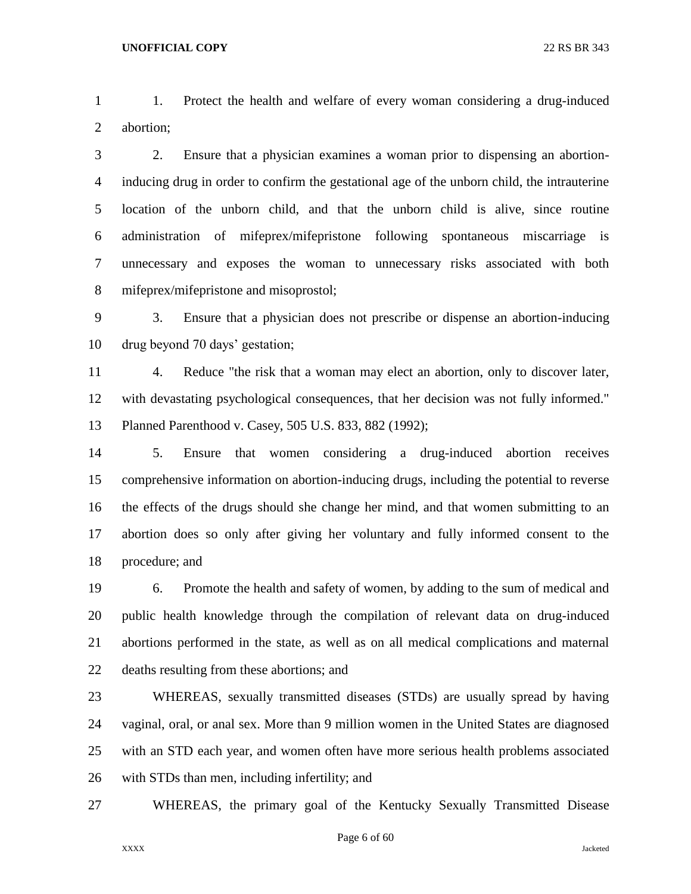1. Protect the health and welfare of every woman considering a drug-induced abortion;

2. Ensure that a physician examines a woman prior to dispensing an abortion-inducing drug in order to confirm the gestational age of the unborn child, the intrauterine location of the unborn child, and that the unborn child is alive, since routine administration of mifeprex/mifepristone following spontaneous miscarriage is unnecessary and exposes the woman to unnecessary risks associated with both mifeprex/mifepristone and misoprostol;

3. Ensure that a physician does not prescribe or dispense an abortion-inducing drug beyond 70 days' gestation;

4. Reduce "the risk that a woman may elect an abortion, only to discover later, with devastating psychological consequences, that her decision was not fully informed." Planned Parenthood v. Casey, 505 U.S. 833, 882 (1992);

5. Ensure that women considering a drug-induced abortion receives comprehensive information on abortion-inducing drugs, including the potential to reverse the effects of the drugs should she change her mind, and that women submitting to an abortion does so only after giving her voluntary and fully informed consent to the procedure; and

6. Promote the health and safety of women, by adding to the sum of medical and public health knowledge through the compilation of relevant data on drug-induced abortions performed in the state, as well as on all medical complications and maternal deaths resulting from these abortions; and

WHEREAS, sexually transmitted diseases (STDs) are usually spread by having vaginal, oral, or anal sex. More than 9 million women in the United States are diagnosed with an STD each year, and women often have more serious health problems associated with STDs than men, including infertility; and

WHEREAS, the primary goal of the Kentucky Sexually Transmitted Disease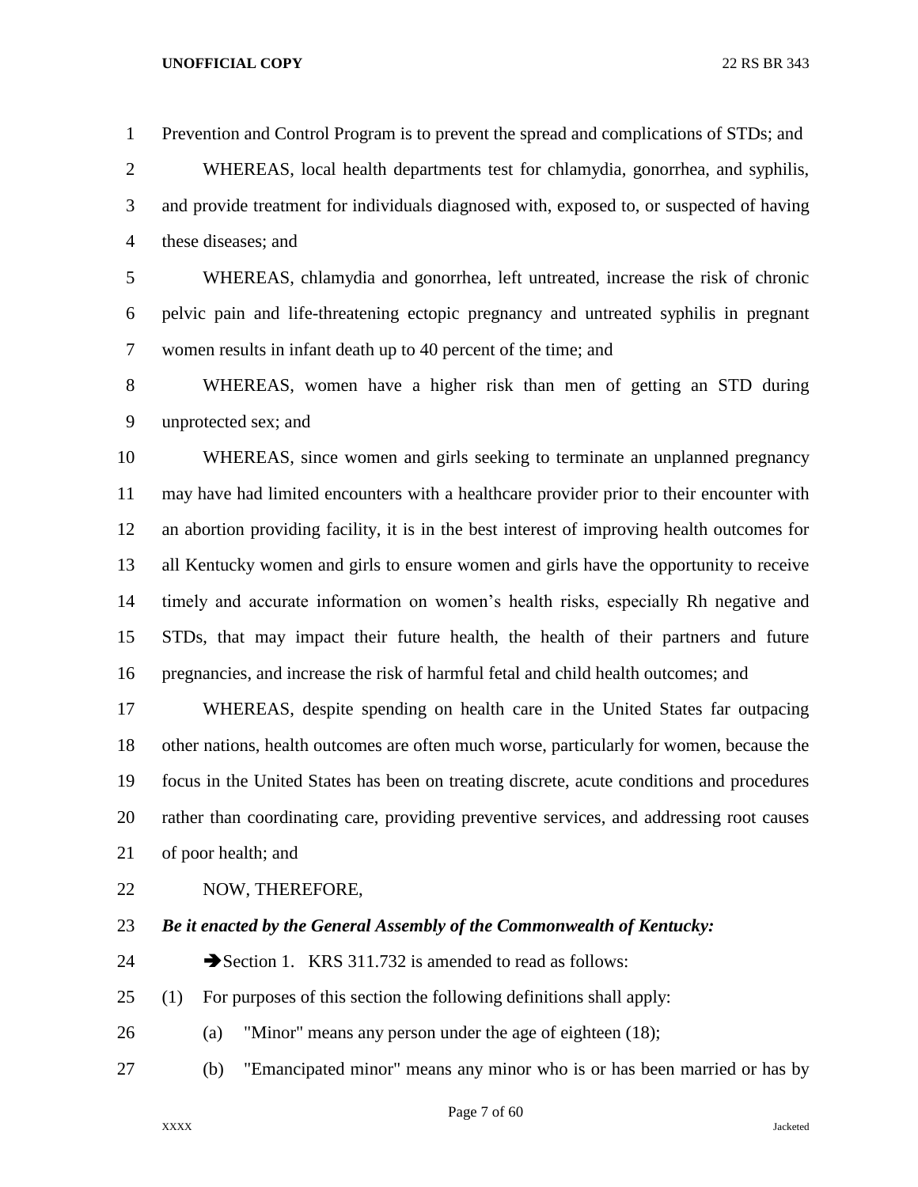Prevention and Control Program is to prevent the spread and complications of STDs; and

WHEREAS, local health departments test for chlamydia, gonorrhea, and syphilis, and provide treatment for individuals diagnosed with, exposed to, or suspected of having these diseases; and

WHEREAS, chlamydia and gonorrhea, left untreated, increase the risk of chronic pelvic pain and life-threatening ectopic pregnancy and untreated syphilis in pregnant women results in infant death up to 40 percent of the time; and

WHEREAS, women have a higher risk than men of getting an STD during unprotected sex; and

WHEREAS, since women and girls seeking to terminate an unplanned pregnancy may have had limited encounters with a healthcare provider prior to their encounter with an abortion providing facility, it is in the best interest of improving health outcomes for all Kentucky women and girls to ensure women and girls have the opportunity to receive timely and accurate information on women's health risks, especially Rh negative and STDs, that may impact their future health, the health of their partners and future pregnancies, and increase the risk of harmful fetal and child health outcomes; and

WHEREAS, despite spending on health care in the United States far outpacing other nations, health outcomes are often much worse, particularly for women, because the focus in the United States has been on treating discrete, acute conditions and procedures rather than coordinating care, providing preventive services, and addressing root causes of poor health; and

NOW, THEREFORE,

***Be it enacted by the General Assembly of the Commonwealth of Kentucky:***

➔Section 1. KRS 311.732 is amended to read as follows:

(1) For purposes of this section the following definitions shall apply:

(a) "Minor" means any person under the age of eighteen (18);

(b) "Emancipated minor" means any minor who is or has been married or has by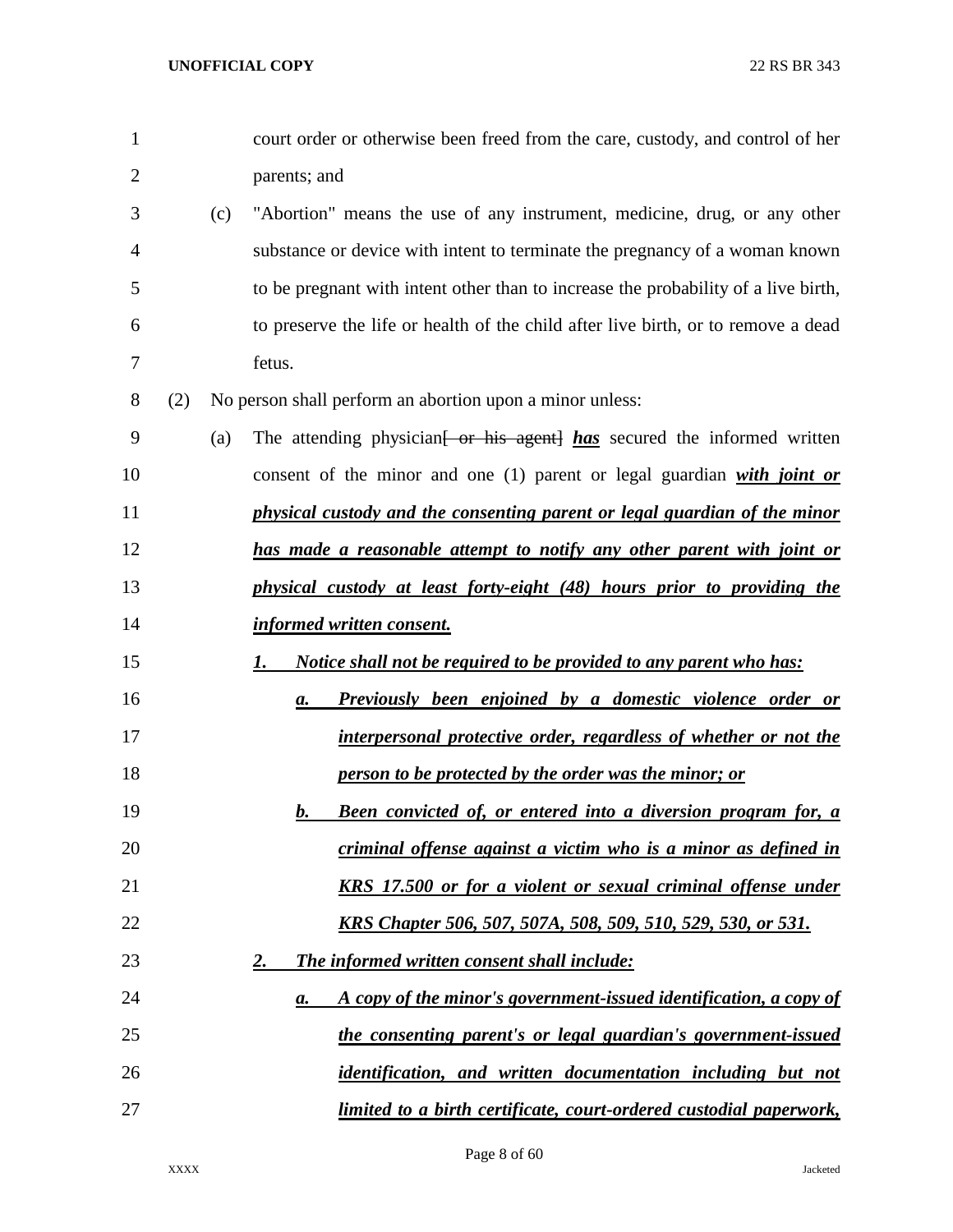court order or otherwise been freed from the care, custody, and control of her parents; and

(c) "Abortion" means the use of any instrument, medicine, drug, or any other substance or device with intent to terminate the pregnancy of a woman known to be pregnant with intent other than to increase the probability of a live birth, to preserve the life or health of the child after live birth, or to remove a dead fetus.

(2) No person shall perform an abortion upon a minor unless:

(a) The attending physician~~[ or his agent]~~ ***has*** secured the informed written consent of the minor and one (1) parent or legal guardian ***with joint or physical custody and the consenting parent or legal guardian of the minor has made a reasonable attempt to notify any other parent with joint or physical custody at least forty-eight (48) hours prior to providing the informed written consent.***

***1. Notice shall not be required to be provided to any parent who has:***

***a. Previously been enjoined by a domestic violence order or interpersonal protective order, regardless of whether or not the person to be protected by the order was the minor; or***

***b. Been convicted of, or entered into a diversion program for, a criminal offense against a victim who is a minor as defined in KRS 17.500 or for a violent or sexual criminal offense under KRS Chapter 506, 507, 507A, 508, 509, 510, 529, 530, or 531.***

***2. The informed written consent shall include:***

***a. A copy of the minor's government-issued identification, a copy of the consenting parent's or legal guardian's government-issued identification, and written documentation including but not limited to a birth certificate, court-ordered custodial paperwork,***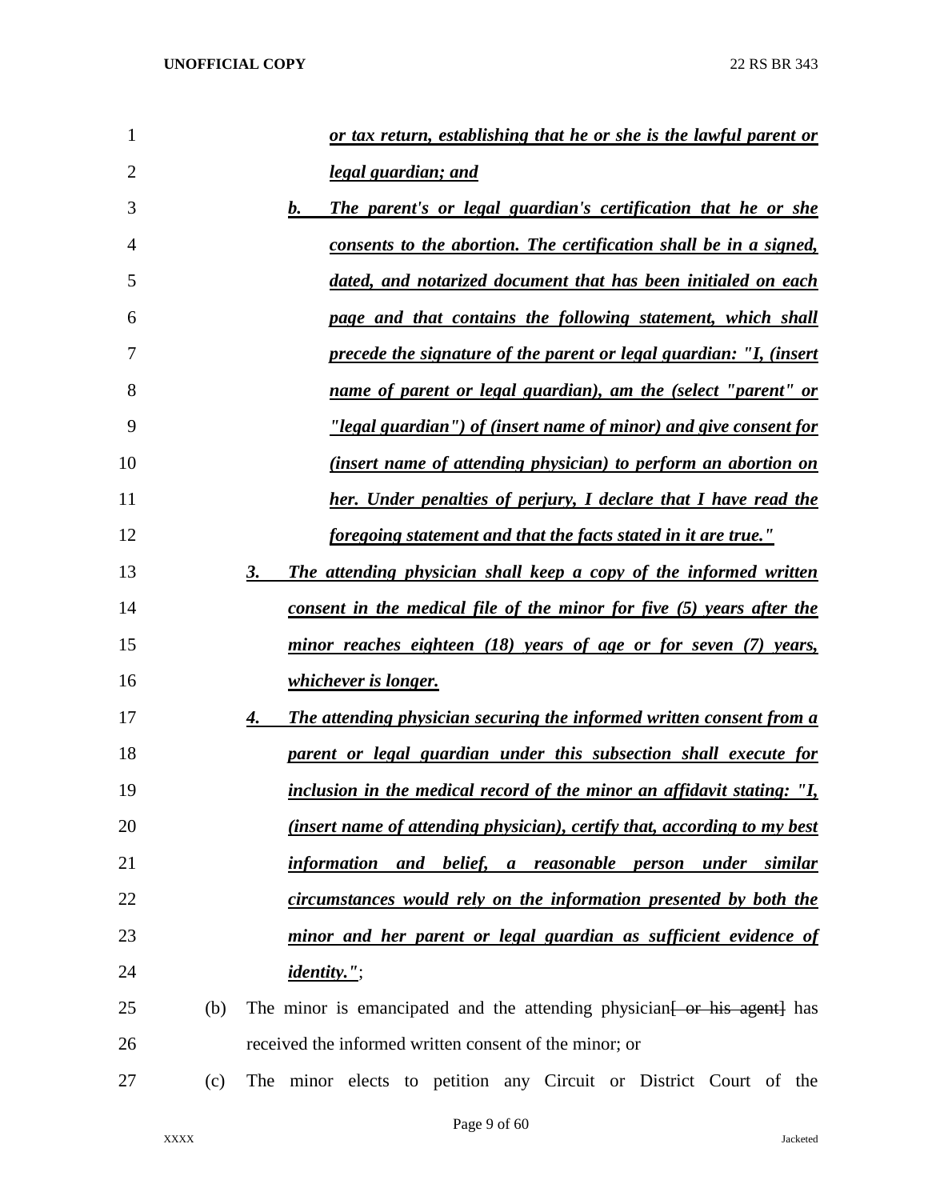***or tax return, establishing that he or she is the lawful parent or legal guardian; and***

***b. The parent's or legal guardian's certification that he or she consents to the abortion. The certification shall be in a signed, dated, and notarized document that has been initialed on each page and that contains the following statement, which shall precede the signature of the parent or legal guardian: "I, (insert name of parent or legal guardian), am the (select "parent" or "legal guardian") of (insert name of minor) and give consent for (insert name of attending physician) to perform an abortion on her. Under penalties of perjury, I declare that I have read the foregoing statement and that the facts stated in it are true."***

***3. The attending physician shall keep a copy of the informed written consent in the medical file of the minor for five (5) years after the minor reaches eighteen (18) years of age or for seven (7) years, whichever is longer.***

***4. The attending physician securing the informed written consent from a parent or legal guardian under this subsection shall execute for inclusion in the medical record of the minor an affidavit stating: "I, (insert name of attending physician), certify that, according to my best information and belief, a reasonable person under similar circumstances would rely on the information presented by both the minor and her parent or legal guardian as sufficient evidence of identity."***;

(b) The minor is emancipated and the attending physician~~[ or his agent]~~ has received the informed written consent of the minor; or

(c) The minor elects to petition any Circuit or District Court of the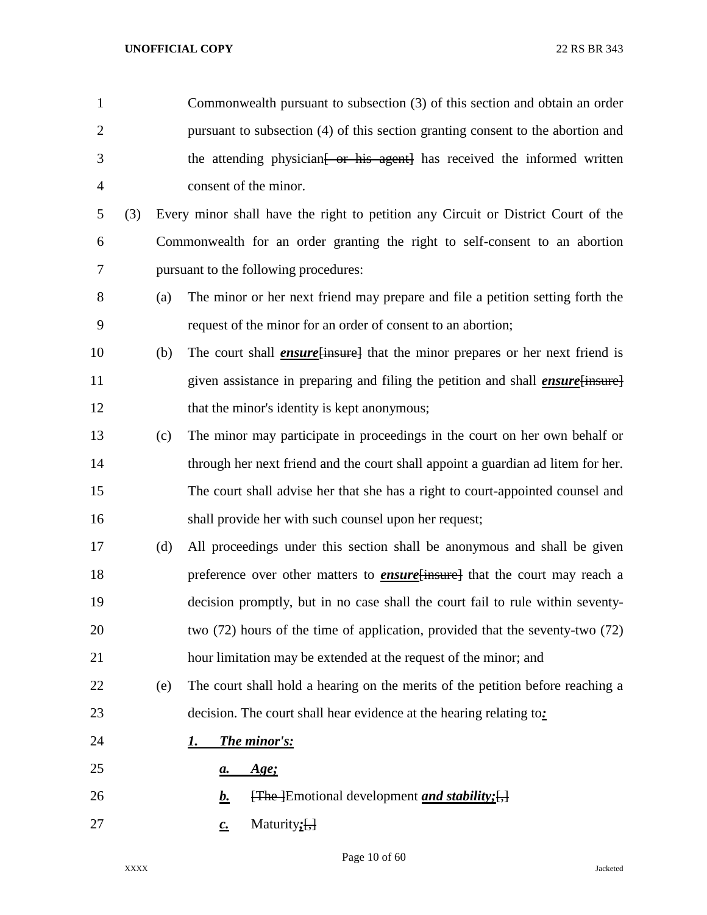Commonwealth pursuant to subsection (3) of this section and obtain an order pursuant to subsection (4) of this section granting consent to the abortion and the attending physician[ or his agent] has received the informed written consent of the minor.

(3) Every minor shall have the right to petition any Circuit or District Court of the Commonwealth for an order granting the right to self-consent to an abortion pursuant to the following procedures:

(a) The minor or her next friend may prepare and file a petition setting forth the request of the minor for an order of consent to an abortion;

(b) The court shall ***ensure***[insure] that the minor prepares or her next friend is given assistance in preparing and filing the petition and shall ***ensure***[insure] that the minor's identity is kept anonymous;

(c) The minor may participate in proceedings in the court on her own behalf or through her next friend and the court shall appoint a guardian ad litem for her. The court shall advise her that she has a right to court-appointed counsel and shall provide her with such counsel upon her request;

(d) All proceedings under this section shall be anonymous and shall be given preference over other matters to ***ensure***[insure] that the court may reach a decision promptly, but in no case shall the court fail to rule within seventy-two (72) hours of the time of application, provided that the seventy-two (72) hour limitation may be extended at the request of the minor; and

(e) The court shall hold a hearing on the merits of the petition before reaching a decision. The court shall hear evidence at the hearing relating to***:***

***1. The minor's:***

***a. Age;***

***b.*** [The ]Emotional development ***and stability;***[,]

***c.*** Maturity***;***[,]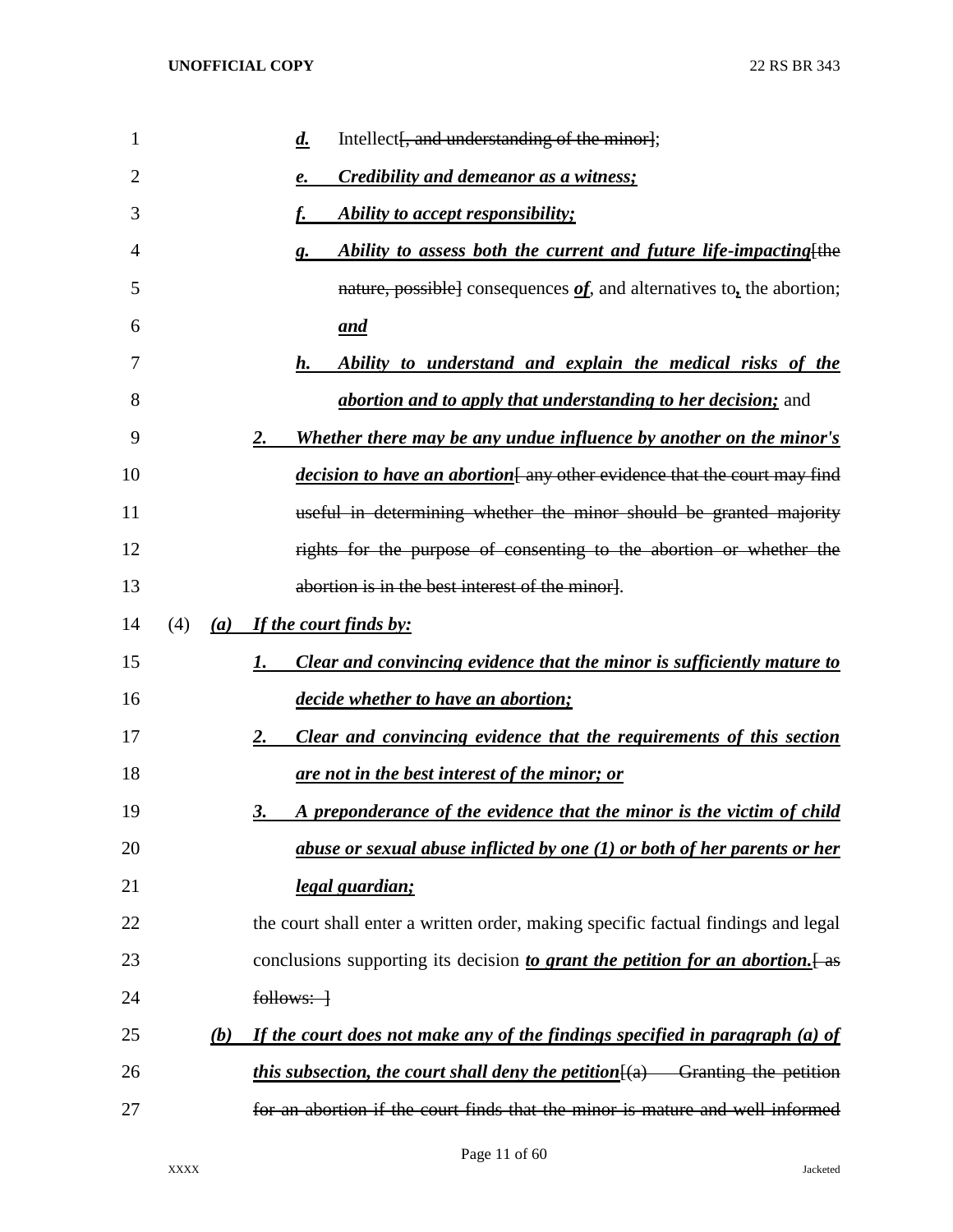d. Intellect[, and understanding of the minor];

e. ***Credibility and demeanor as a witness;***

f. ***Ability to accept responsibility;***

g. ***Ability to assess both the current and future life-impacting***[the nature, possible] consequences ***of***, and alternatives to**,** the abortion; ***and***

h. ***Ability to understand and explain the medical risks of the abortion and to apply that understanding to her decision;*** and

2. ***Whether there may be any undue influence by another on the minor's decision to have an abortion***[ any other evidence that the court may find useful in determining whether the minor should be granted majority rights for the purpose of consenting to the abortion or whether the abortion is in the best interest of the minor].

(4) ***(a) If the court finds by:***

1. ***Clear and convincing evidence that the minor is sufficiently mature to decide whether to have an abortion;***

2. ***Clear and convincing evidence that the requirements of this section are not in the best interest of the minor; or***

3. ***A preponderance of the evidence that the minor is the victim of child abuse or sexual abuse inflicted by one (1) or both of her parents or her legal guardian;***

the court shall enter a written order, making specific factual findings and legal conclusions supporting its decision ***to grant the petition for an abortion.***[ as follows: ]

***(b) If the court does not make any of the findings specified in paragraph (a) of this subsection, the court shall deny the petition***[(a) Granting the petition for an abortion if the court finds that the minor is mature and well informed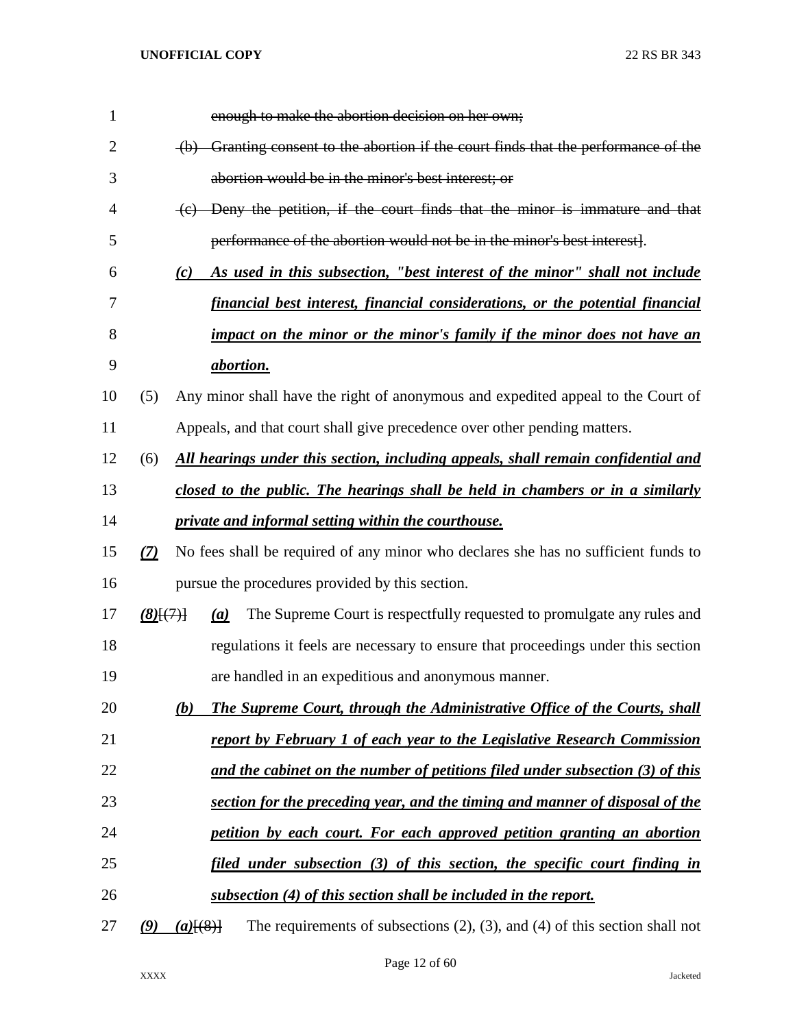~~enough to make the abortion decision on her own;~~

~~(b) Granting consent to the abortion if the court finds that the performance of the abortion would be in the minor's best interest; or~~

~~(c) Deny the petition, if the court finds that the minor is immature and that performance of the abortion would not be in the minor's best interest~~].

***(c) As used in this subsection, "best interest of the minor" shall not include financial best interest, financial considerations, or the potential financial impact on the minor or the minor's family if the minor does not have an abortion.***

(5) Any minor shall have the right of anonymous and expedited appeal to the Court of Appeals, and that court shall give precedence over other pending matters.

(6) ***All hearings under this section, including appeals, shall remain confidential and closed to the public. The hearings shall be held in chambers or in a similarly private and informal setting within the courthouse.***

***(7)*** No fees shall be required of any minor who declares she has no sufficient funds to pursue the procedures provided by this section.

***(8)***[~~(7)~~] ***(a)*** The Supreme Court is respectfully requested to promulgate any rules and regulations it feels are necessary to ensure that proceedings under this section are handled in an expeditious and anonymous manner.

***(b) The Supreme Court, through the Administrative Office of the Courts, shall report by February 1 of each year to the Legislative Research Commission and the cabinet on the number of petitions filed under subsection (3) of this section for the preceding year, and the timing and manner of disposal of the petition by each court. For each approved petition granting an abortion filed under subsection (3) of this section, the specific court finding in subsection (4) of this section shall be included in the report.***

***(9) (a)***[~~(8)~~] The requirements of subsections (2), (3), and (4) of this section shall not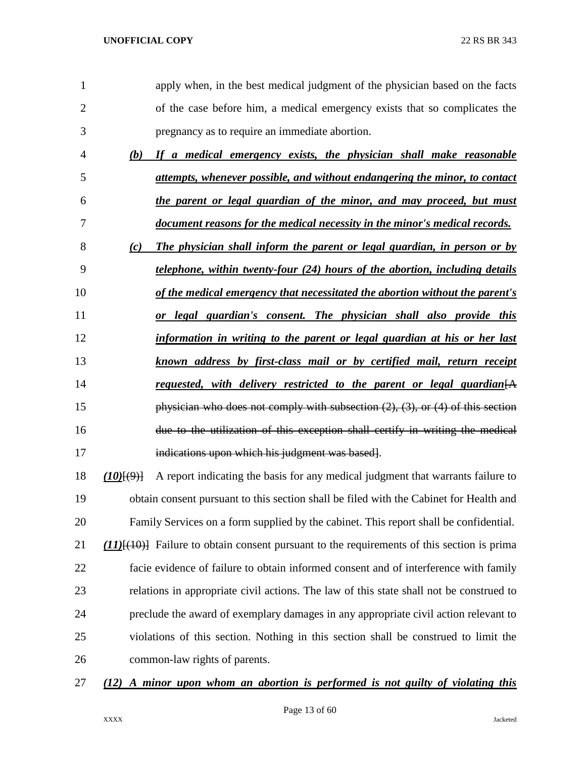apply when, in the best medical judgment of the physician based on the facts of the case before him, a medical emergency exists that so complicates the pregnancy as to require an immediate abortion.

***(b)*** ***If a medical emergency exists, the physician shall make reasonable attempts, whenever possible, and without endangering the minor, to contact the parent or legal guardian of the minor, and may proceed, but must document reasons for the medical necessity in the minor's medical records.***

***(c)*** ***The physician shall inform the parent or legal guardian, in person or by telephone, within twenty-four (24) hours of the abortion, including details of the medical emergency that necessitated the abortion without the parent's or legal guardian's consent. The physician shall also provide this information in writing to the parent or legal guardian at his or her last known address by first-class mail or by certified mail, return receipt requested, with delivery restricted to the parent or legal guardian***~~[A physician who does not comply with subsection (2), (3), or (4) of this section due to the utilization of this exception shall certify in writing the medical indications upon which his judgment was based]~~.

***(10)***~~[(9)]~~ A report indicating the basis for any medical judgment that warrants failure to obtain consent pursuant to this section shall be filed with the Cabinet for Health and Family Services on a form supplied by the cabinet. This report shall be confidential.

***(11)***~~[(10)]~~ Failure to obtain consent pursuant to the requirements of this section is prima facie evidence of failure to obtain informed consent and of interference with family relations in appropriate civil actions. The law of this state shall not be construed to preclude the award of exemplary damages in any appropriate civil action relevant to violations of this section. Nothing in this section shall be construed to limit the common-law rights of parents.

***(12)*** ***A minor upon whom an abortion is performed is not guilty of violating this***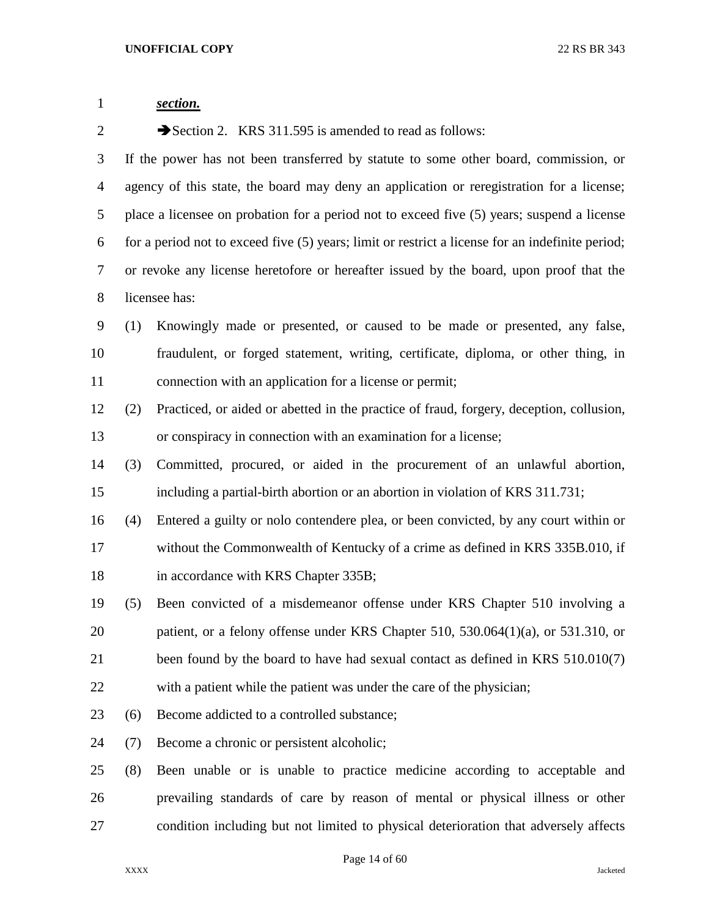***section.***

➔Section 2. KRS 311.595 is amended to read as follows:

If the power has not been transferred by statute to some other board, commission, or agency of this state, the board may deny an application or reregistration for a license; place a licensee on probation for a period not to exceed five (5) years; suspend a license for a period not to exceed five (5) years; limit or restrict a license for an indefinite period; or revoke any license heretofore or hereafter issued by the board, upon proof that the licensee has:

(1) Knowingly made or presented, or caused to be made or presented, any false, fraudulent, or forged statement, writing, certificate, diploma, or other thing, in connection with an application for a license or permit;

(2) Practiced, or aided or abetted in the practice of fraud, forgery, deception, collusion, or conspiracy in connection with an examination for a license;

(3) Committed, procured, or aided in the procurement of an unlawful abortion, including a partial-birth abortion or an abortion in violation of KRS 311.731;

(4) Entered a guilty or nolo contendere plea, or been convicted, by any court within or without the Commonwealth of Kentucky of a crime as defined in KRS 335B.010, if in accordance with KRS Chapter 335B;

(5) Been convicted of a misdemeanor offense under KRS Chapter 510 involving a patient, or a felony offense under KRS Chapter 510, 530.064(1)(a), or 531.310, or been found by the board to have had sexual contact as defined in KRS 510.010(7) with a patient while the patient was under the care of the physician;

(6) Become addicted to a controlled substance;

(7) Become a chronic or persistent alcoholic;

(8) Been unable or is unable to practice medicine according to acceptable and prevailing standards of care by reason of mental or physical illness or other condition including but not limited to physical deterioration that adversely affects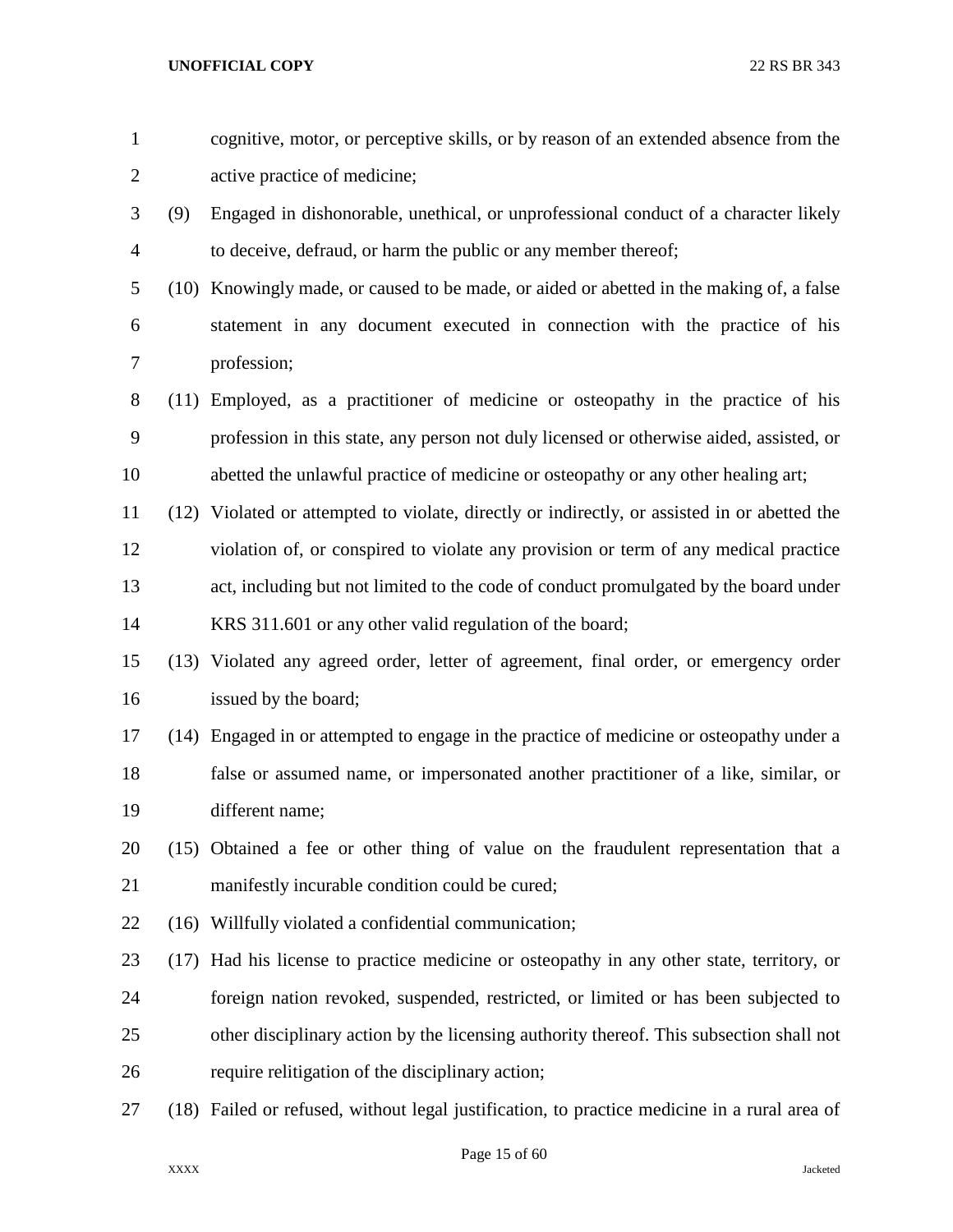cognitive, motor, or perceptive skills, or by reason of an extended absence from the active practice of medicine;

(9) Engaged in dishonorable, unethical, or unprofessional conduct of a character likely to deceive, defraud, or harm the public or any member thereof;

(10) Knowingly made, or caused to be made, or aided or abetted in the making of, a false statement in any document executed in connection with the practice of his profession;

(11) Employed, as a practitioner of medicine or osteopathy in the practice of his profession in this state, any person not duly licensed or otherwise aided, assisted, or abetted the unlawful practice of medicine or osteopathy or any other healing art;

(12) Violated or attempted to violate, directly or indirectly, or assisted in or abetted the violation of, or conspired to violate any provision or term of any medical practice act, including but not limited to the code of conduct promulgated by the board under KRS 311.601 or any other valid regulation of the board;

(13) Violated any agreed order, letter of agreement, final order, or emergency order issued by the board;

(14) Engaged in or attempted to engage in the practice of medicine or osteopathy under a false or assumed name, or impersonated another practitioner of a like, similar, or different name;

(15) Obtained a fee or other thing of value on the fraudulent representation that a manifestly incurable condition could be cured;

(16) Willfully violated a confidential communication;

(17) Had his license to practice medicine or osteopathy in any other state, territory, or foreign nation revoked, suspended, restricted, or limited or has been subjected to other disciplinary action by the licensing authority thereof. This subsection shall not require relitigation of the disciplinary action;

(18) Failed or refused, without legal justification, to practice medicine in a rural area of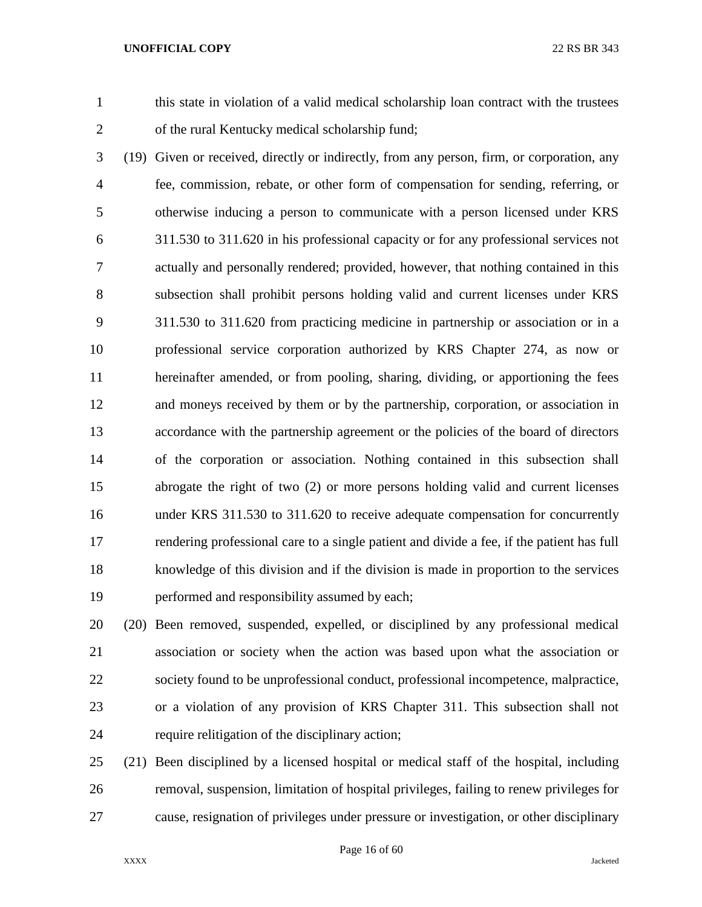this state in violation of a valid medical scholarship loan contract with the trustees of the rural Kentucky medical scholarship fund;

(19) Given or received, directly or indirectly, from any person, firm, or corporation, any fee, commission, rebate, or other form of compensation for sending, referring, or otherwise inducing a person to communicate with a person licensed under KRS 311.530 to 311.620 in his professional capacity or for any professional services not actually and personally rendered; provided, however, that nothing contained in this subsection shall prohibit persons holding valid and current licenses under KRS 311.530 to 311.620 from practicing medicine in partnership or association or in a professional service corporation authorized by KRS Chapter 274, as now or hereinafter amended, or from pooling, sharing, dividing, or apportioning the fees and moneys received by them or by the partnership, corporation, or association in accordance with the partnership agreement or the policies of the board of directors of the corporation or association. Nothing contained in this subsection shall abrogate the right of two (2) or more persons holding valid and current licenses under KRS 311.530 to 311.620 to receive adequate compensation for concurrently rendering professional care to a single patient and divide a fee, if the patient has full knowledge of this division and if the division is made in proportion to the services performed and responsibility assumed by each;

(20) Been removed, suspended, expelled, or disciplined by any professional medical association or society when the action was based upon what the association or society found to be unprofessional conduct, professional incompetence, malpractice, or a violation of any provision of KRS Chapter 311. This subsection shall not require relitigation of the disciplinary action;

(21) Been disciplined by a licensed hospital or medical staff of the hospital, including removal, suspension, limitation of hospital privileges, failing to renew privileges for cause, resignation of privileges under pressure or investigation, or other disciplinary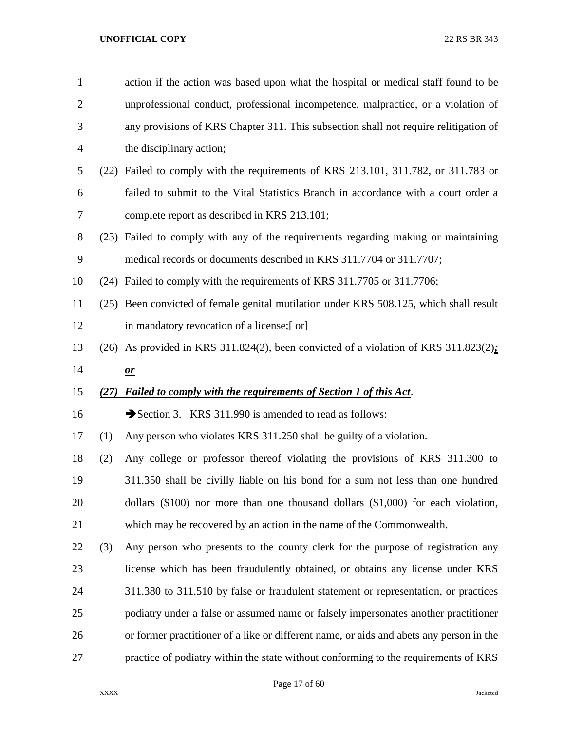action if the action was based upon what the hospital or medical staff found to be unprofessional conduct, professional incompetence, malpractice, or a violation of any provisions of KRS Chapter 311. This subsection shall not require relitigation of the disciplinary action;

(22) Failed to comply with the requirements of KRS 213.101, 311.782, or 311.783 or failed to submit to the Vital Statistics Branch in accordance with a court order a complete report as described in KRS 213.101;

(23) Failed to comply with any of the requirements regarding making or maintaining medical records or documents described in KRS 311.7704 or 311.7707;

(24) Failed to comply with the requirements of KRS 311.7705 or 311.7706;

(25) Been convicted of female genital mutilation under KRS 508.125, which shall result in mandatory revocation of a license;[ or]

(26) As provided in KRS 311.824(2), been convicted of a violation of KRS 311.823(2)***;*** ***or***

***(27) Failed to comply with the requirements of Section 1 of this Act***.

➔Section 3. KRS 311.990 is amended to read as follows:

(1) Any person who violates KRS 311.250 shall be guilty of a violation.

(2) Any college or professor thereof violating the provisions of KRS 311.300 to 311.350 shall be civilly liable on his bond for a sum not less than one hundred dollars ($100) nor more than one thousand dollars ($1,000) for each violation, which may be recovered by an action in the name of the Commonwealth.

(3) Any person who presents to the county clerk for the purpose of registration any license which has been fraudulently obtained, or obtains any license under KRS 311.380 to 311.510 by false or fraudulent statement or representation, or practices podiatry under a false or assumed name or falsely impersonates another practitioner or former practitioner of a like or different name, or aids and abets any person in the practice of podiatry within the state without conforming to the requirements of KRS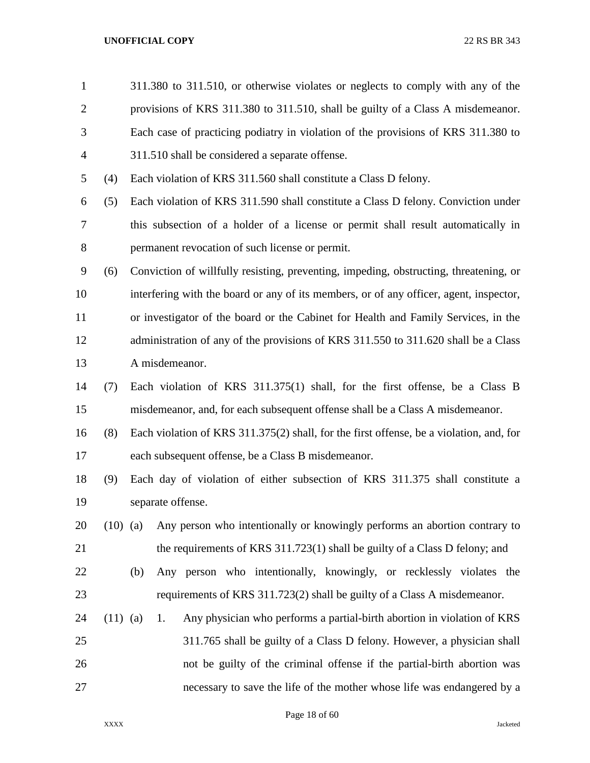311.380 to 311.510, or otherwise violates or neglects to comply with any of the provisions of KRS 311.380 to 311.510, shall be guilty of a Class A misdemeanor. Each case of practicing podiatry in violation of the provisions of KRS 311.380 to 311.510 shall be considered a separate offense.

(4) Each violation of KRS 311.560 shall constitute a Class D felony.

(5) Each violation of KRS 311.590 shall constitute a Class D felony. Conviction under this subsection of a holder of a license or permit shall result automatically in permanent revocation of such license or permit.

(6) Conviction of willfully resisting, preventing, impeding, obstructing, threatening, or interfering with the board or any of its members, or of any officer, agent, inspector, or investigator of the board or the Cabinet for Health and Family Services, in the administration of any of the provisions of KRS 311.550 to 311.620 shall be a Class A misdemeanor.

(7) Each violation of KRS 311.375(1) shall, for the first offense, be a Class B misdemeanor, and, for each subsequent offense shall be a Class A misdemeanor.

(8) Each violation of KRS 311.375(2) shall, for the first offense, be a violation, and, for each subsequent offense, be a Class B misdemeanor.

(9) Each day of violation of either subsection of KRS 311.375 shall constitute a separate offense.

(10) (a) Any person who intentionally or knowingly performs an abortion contrary to the requirements of KRS 311.723(1) shall be guilty of a Class D felony; and

(b) Any person who intentionally, knowingly, or recklessly violates the requirements of KRS 311.723(2) shall be guilty of a Class A misdemeanor.

(11) (a) 1. Any physician who performs a partial-birth abortion in violation of KRS 311.765 shall be guilty of a Class D felony. However, a physician shall not be guilty of the criminal offense if the partial-birth abortion was necessary to save the life of the mother whose life was endangered by a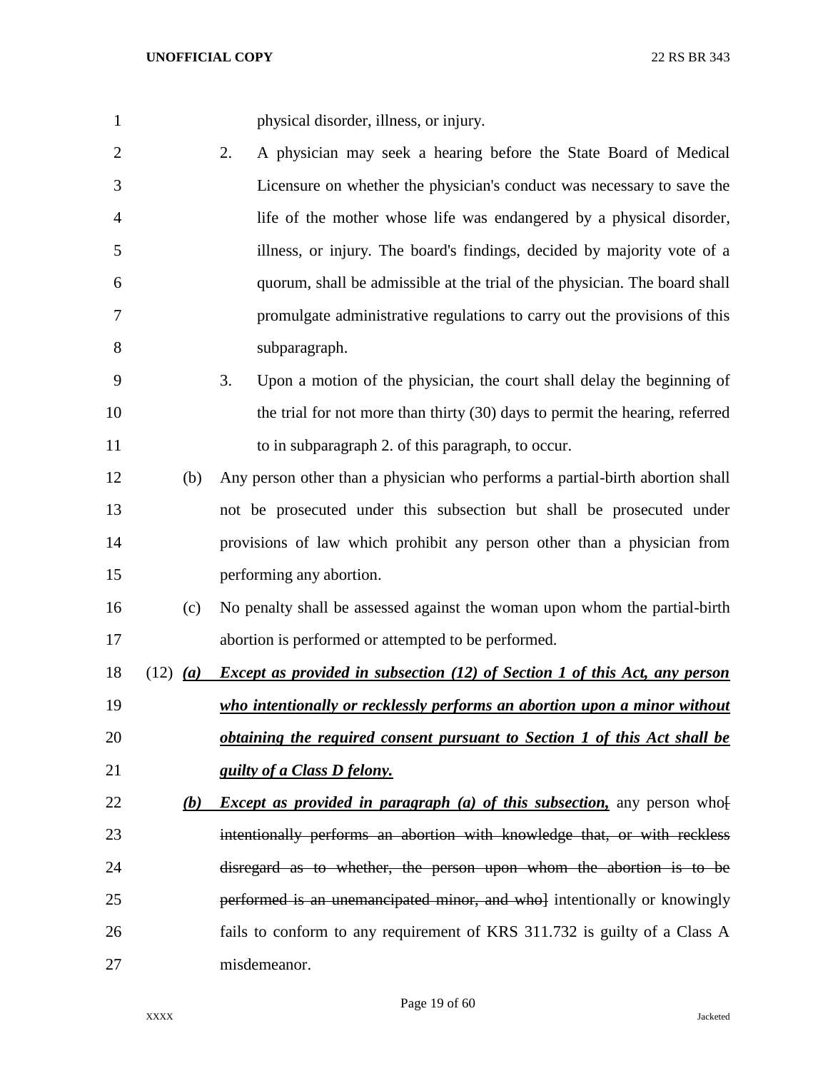physical disorder, illness, or injury.

2. A physician may seek a hearing before the State Board of Medical Licensure on whether the physician's conduct was necessary to save the life of the mother whose life was endangered by a physical disorder, illness, or injury. The board's findings, decided by majority vote of a quorum, shall be admissible at the trial of the physician. The board shall promulgate administrative regulations to carry out the provisions of this subparagraph.

3. Upon a motion of the physician, the court shall delay the beginning of the trial for not more than thirty (30) days to permit the hearing, referred to in subparagraph 2. of this paragraph, to occur.

(b) Any person other than a physician who performs a partial-birth abortion shall not be prosecuted under this subsection but shall be prosecuted under provisions of law which prohibit any person other than a physician from performing any abortion.

(c) No penalty shall be assessed against the woman upon whom the partial-birth abortion is performed or attempted to be performed.

(12) ***(a) Except as provided in subsection (12) of Section 1 of this Act, any person who intentionally or recklessly performs an abortion upon a minor without obtaining the required consent pursuant to Section 1 of this Act shall be guilty of a Class D felony.***

***(b) Except as provided in paragraph (a) of this subsection,*** any person who~~[ intentionally performs an abortion with knowledge that, or with reckless disregard as to whether, the person upon whom the abortion is to be performed is an unemancipated minor, and who]~~ intentionally or knowingly fails to conform to any requirement of KRS 311.732 is guilty of a Class A misdemeanor.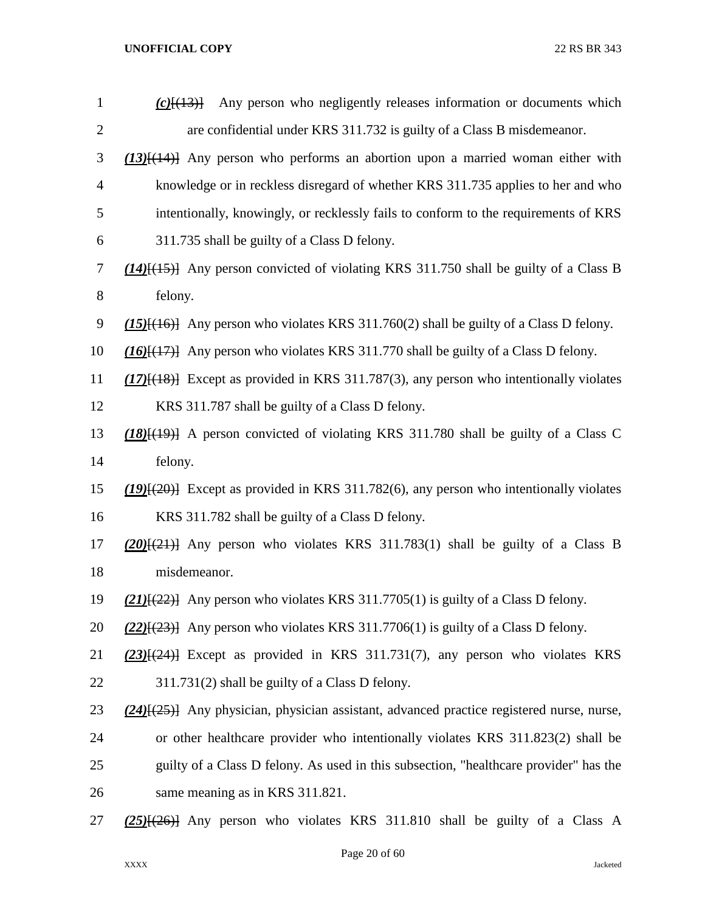*(c)*[(13)] Any person who negligently releases information or documents which are confidential under KRS 311.732 is guilty of a Class B misdemeanor.

*(13)*[(14)] Any person who performs an abortion upon a married woman either with knowledge or in reckless disregard of whether KRS 311.735 applies to her and who intentionally, knowingly, or recklessly fails to conform to the requirements of KRS 311.735 shall be guilty of a Class D felony.

*(14)*[(15)] Any person convicted of violating KRS 311.750 shall be guilty of a Class B felony.

*(15)*[(16)] Any person who violates KRS 311.760(2) shall be guilty of a Class D felony.

*(16)*[(17)] Any person who violates KRS 311.770 shall be guilty of a Class D felony.

*(17)*[(18)] Except as provided in KRS 311.787(3), any person who intentionally violates KRS 311.787 shall be guilty of a Class D felony.

*(18)*[(19)] A person convicted of violating KRS 311.780 shall be guilty of a Class C felony.

*(19)*[(20)] Except as provided in KRS 311.782(6), any person who intentionally violates KRS 311.782 shall be guilty of a Class D felony.

*(20)*[(21)] Any person who violates KRS 311.783(1) shall be guilty of a Class B misdemeanor.

*(21)*[(22)] Any person who violates KRS 311.7705(1) is guilty of a Class D felony.

*(22)*[(23)] Any person who violates KRS 311.7706(1) is guilty of a Class D felony.

*(23)*[(24)] Except as provided in KRS 311.731(7), any person who violates KRS 311.731(2) shall be guilty of a Class D felony.

*(24)*[(25)] Any physician, physician assistant, advanced practice registered nurse, nurse, or other healthcare provider who intentionally violates KRS 311.823(2) shall be guilty of a Class D felony. As used in this subsection, "healthcare provider" has the same meaning as in KRS 311.821.

*(25)*[(26)] Any person who violates KRS 311.810 shall be guilty of a Class A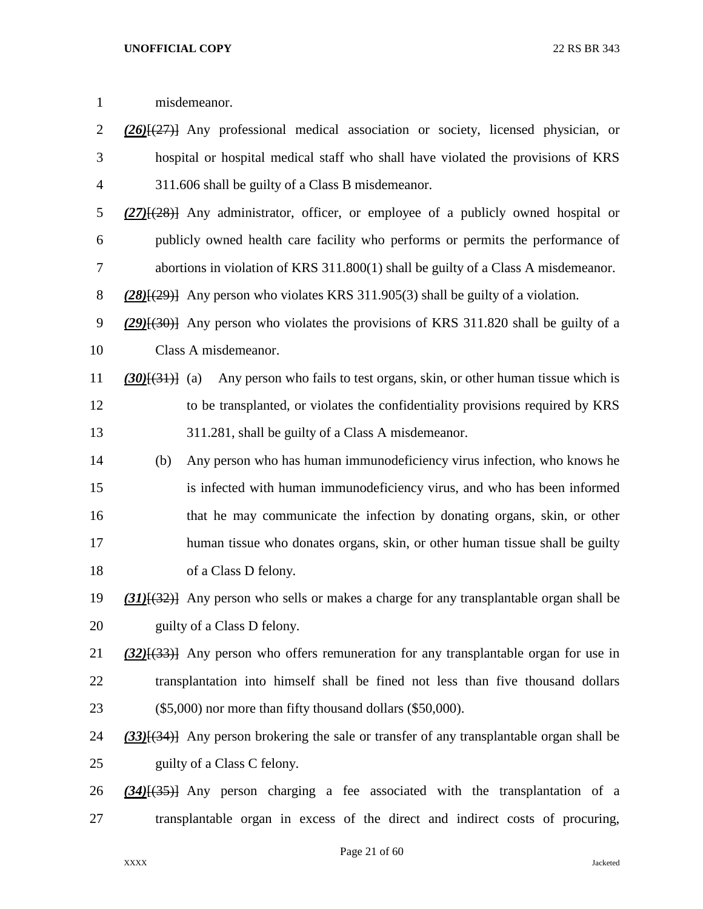misdemeanor.

*(26)*[(27)] Any professional medical association or society, licensed physician, or hospital or hospital medical staff who shall have violated the provisions of KRS 311.606 shall be guilty of a Class B misdemeanor.

*(27)*[(28)] Any administrator, officer, or employee of a publicly owned hospital or publicly owned health care facility who performs or permits the performance of abortions in violation of KRS 311.800(1) shall be guilty of a Class A misdemeanor.

*(28)*[(29)] Any person who violates KRS 311.905(3) shall be guilty of a violation.

*(29)*[(30)] Any person who violates the provisions of KRS 311.820 shall be guilty of a Class A misdemeanor.

*(30)*[(31)] (a) Any person who fails to test organs, skin, or other human tissue which is to be transplanted, or violates the confidentiality provisions required by KRS 311.281, shall be guilty of a Class A misdemeanor.

(b) Any person who has human immunodeficiency virus infection, who knows he is infected with human immunodeficiency virus, and who has been informed that he may communicate the infection by donating organs, skin, or other human tissue who donates organs, skin, or other human tissue shall be guilty of a Class D felony.

*(31)*[(32)] Any person who sells or makes a charge for any transplantable organ shall be guilty of a Class D felony.

*(32)*[(33)] Any person who offers remuneration for any transplantable organ for use in transplantation into himself shall be fined not less than five thousand dollars ($5,000) nor more than fifty thousand dollars ($50,000).

*(33)*[(34)] Any person brokering the sale or transfer of any transplantable organ shall be guilty of a Class C felony.

*(34)*[(35)] Any person charging a fee associated with the transplantation of a transplantable organ in excess of the direct and indirect costs of procuring,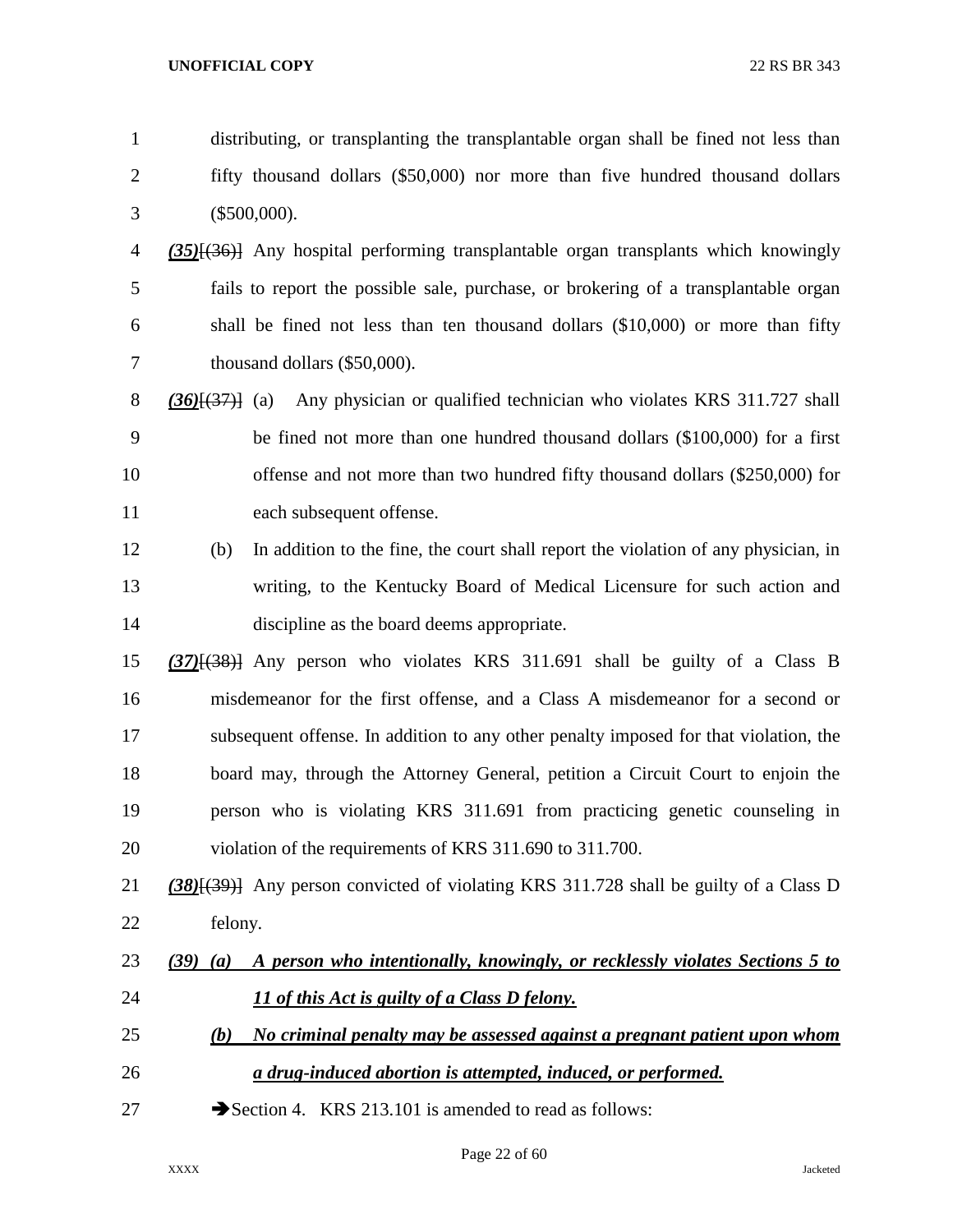distributing, or transplanting the transplantable organ shall be fined not less than fifty thousand dollars ($50,000) nor more than five hundred thousand dollars ($500,000).

***(35)***~~[(36)]~~ Any hospital performing transplantable organ transplants which knowingly fails to report the possible sale, purchase, or brokering of a transplantable organ shall be fined not less than ten thousand dollars ($10,000) or more than fifty thousand dollars ($50,000).

***(36)***~~[(37)]~~ (a) Any physician or qualified technician who violates KRS 311.727 shall be fined not more than one hundred thousand dollars ($100,000) for a first offense and not more than two hundred fifty thousand dollars ($250,000) for each subsequent offense.

(b) In addition to the fine, the court shall report the violation of any physician, in writing, to the Kentucky Board of Medical Licensure for such action and discipline as the board deems appropriate.

***(37)***~~[(38)]~~ Any person who violates KRS 311.691 shall be guilty of a Class B misdemeanor for the first offense, and a Class A misdemeanor for a second or subsequent offense. In addition to any other penalty imposed for that violation, the board may, through the Attorney General, petition a Circuit Court to enjoin the person who is violating KRS 311.691 from practicing genetic counseling in violation of the requirements of KRS 311.690 to 311.700.

***(38)***~~[(39)]~~ Any person convicted of violating KRS 311.728 shall be guilty of a Class D felony.

***(39) (a) A person who intentionally, knowingly, or recklessly violates Sections 5 to 11 of this Act is guilty of a Class D felony.***

***(b) No criminal penalty may be assessed against a pregnant patient upon whom a drug-induced abortion is attempted, induced, or performed.***

➔Section 4. KRS 213.101 is amended to read as follows: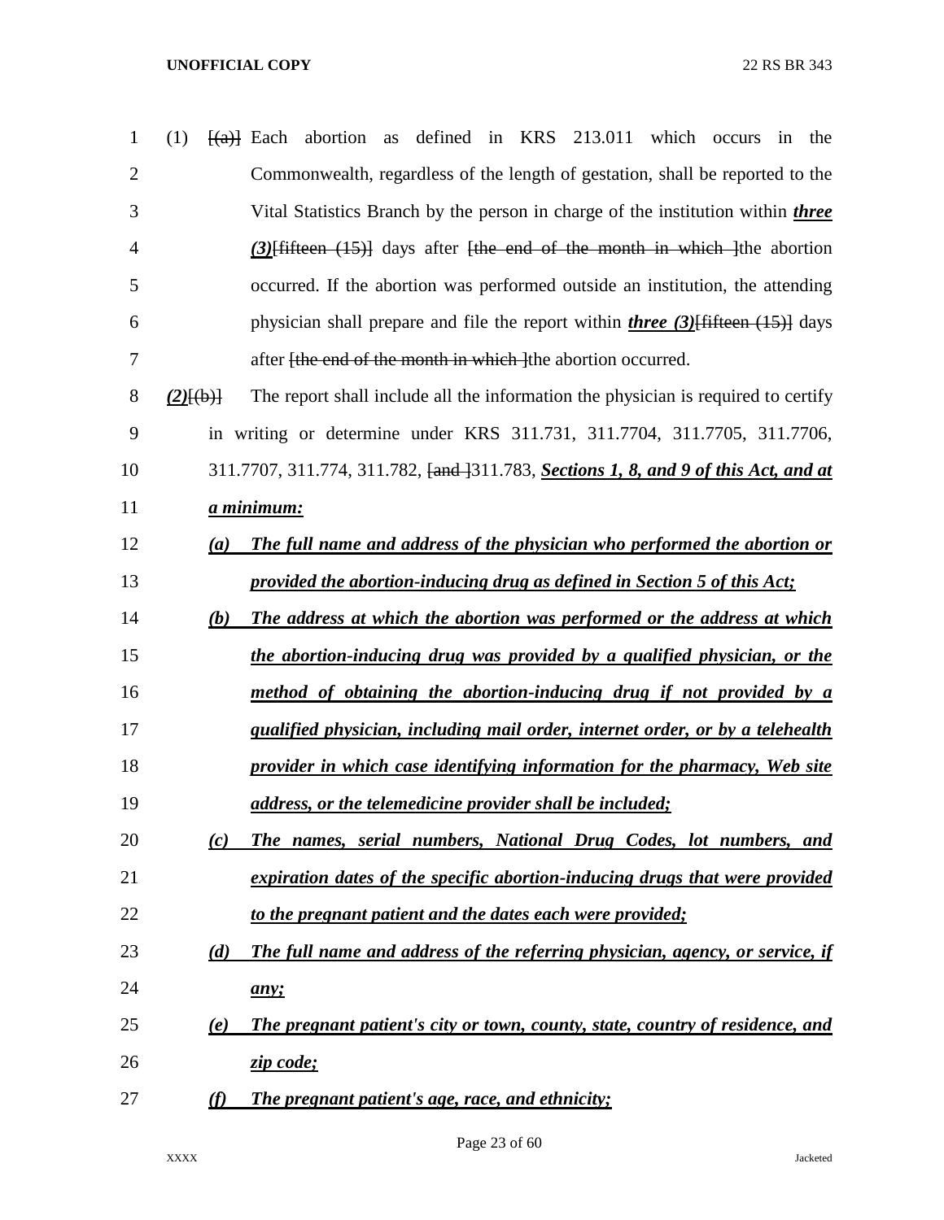(1) [(a)] Each abortion as defined in KRS 213.011 which occurs in the Commonwealth, regardless of the length of gestation, shall be reported to the Vital Statistics Branch by the person in charge of the institution within ***three (3)***[fifteen (15)] days after [the end of the month in which ]the abortion occurred. If the abortion was performed outside an institution, the attending physician shall prepare and file the report within ***three (3)***[fifteen (15)] days after [the end of the month in which ]the abortion occurred.

***(2)***[(b)] The report shall include all the information the physician is required to certify in writing or determine under KRS 311.731, 311.7704, 311.7705, 311.7706, 311.7707, 311.774, 311.782, [and ]311.783, ***Sections 1, 8, and 9 of this Act, and at a minimum:***

***(a) The full name and address of the physician who performed the abortion or provided the abortion-inducing drug as defined in Section 5 of this Act;***

***(b) The address at which the abortion was performed or the address at which the abortion-inducing drug was provided by a qualified physician, or the method of obtaining the abortion-inducing drug if not provided by a qualified physician, including mail order, internet order, or by a telehealth provider in which case identifying information for the pharmacy, Web site address, or the telemedicine provider shall be included;***

***(c) The names, serial numbers, National Drug Codes, lot numbers, and expiration dates of the specific abortion-inducing drugs that were provided to the pregnant patient and the dates each were provided;***

***(d) The full name and address of the referring physician, agency, or service, if any;***

***(e) The pregnant patient's city or town, county, state, country of residence, and zip code;***

***(f) The pregnant patient's age, race, and ethnicity;***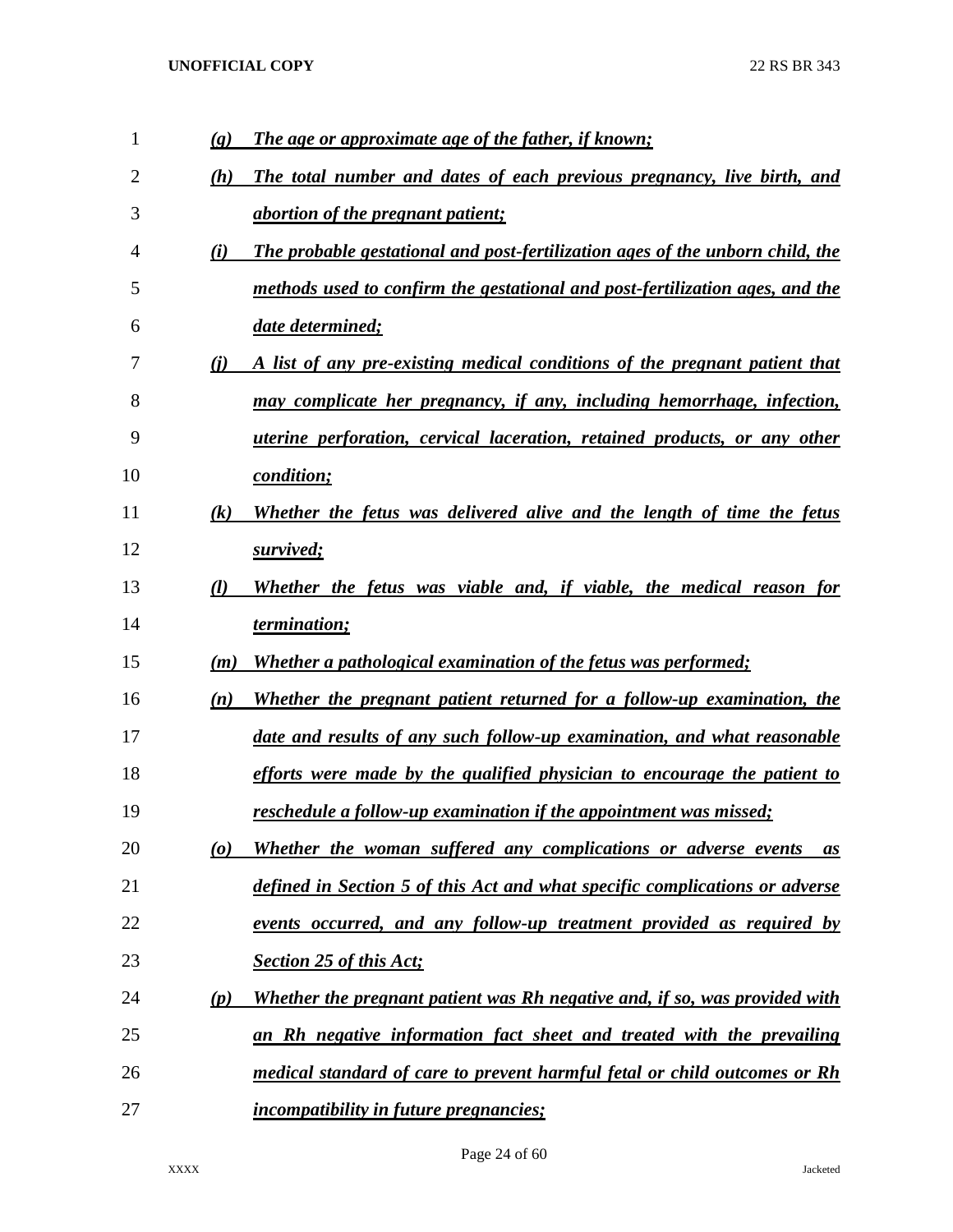*(g) The age or approximate age of the father, if known;*

*(h) The total number and dates of each previous pregnancy, live birth, and abortion of the pregnant patient;*

*(i) The probable gestational and post-fertilization ages of the unborn child, the methods used to confirm the gestational and post-fertilization ages, and the date determined;*

*(j) A list of any pre-existing medical conditions of the pregnant patient that may complicate her pregnancy, if any, including hemorrhage, infection, uterine perforation, cervical laceration, retained products, or any other condition;*

*(k) Whether the fetus was delivered alive and the length of time the fetus survived;*

*(l) Whether the fetus was viable and, if viable, the medical reason for termination;*

*(m) Whether a pathological examination of the fetus was performed;*

*(n) Whether the pregnant patient returned for a follow-up examination, the date and results of any such follow-up examination, and what reasonable efforts were made by the qualified physician to encourage the patient to reschedule a follow-up examination if the appointment was missed;*

*(o) Whether the woman suffered any complications or adverse events as defined in Section 5 of this Act and what specific complications or adverse events occurred, and any follow-up treatment provided as required by Section 25 of this Act;*

*(p) Whether the pregnant patient was Rh negative and, if so, was provided with an Rh negative information fact sheet and treated with the prevailing medical standard of care to prevent harmful fetal or child outcomes or Rh incompatibility in future pregnancies;*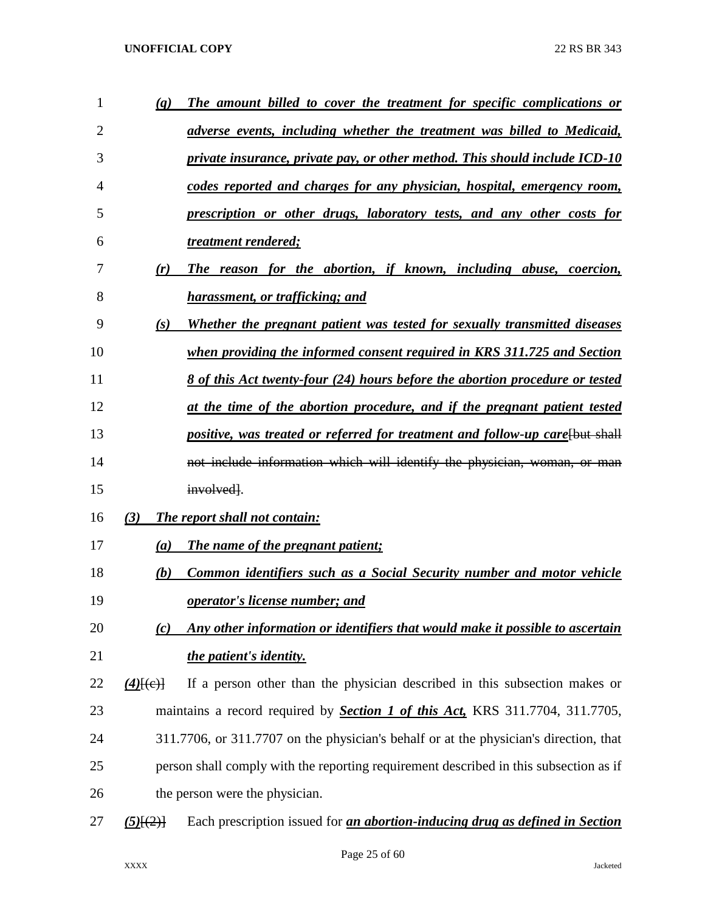*(q)* ***The amount billed to cover the treatment for specific complications or adverse events, including whether the treatment was billed to Medicaid, private insurance, private pay, or other method. This should include ICD-10 codes reported and charges for any physician, hospital, emergency room, prescription or other drugs, laboratory tests, and any other costs for treatment rendered;***

*(r)* ***The reason for the abortion, if known, including abuse, coercion, harassment, or trafficking; and***

*(s)* ***Whether the pregnant patient was tested for sexually transmitted diseases when providing the informed consent required in KRS 311.725 and Section 8 of this Act twenty-four (24) hours before the abortion procedure or tested at the time of the abortion procedure, and if the pregnant patient tested positive, was treated or referred for treatment and follow-up care***~~[but shall not include information which will identify the physician, woman, or man involved]~~.

*(3)* ***The report shall not contain:***

*(a)* ***The name of the pregnant patient;***

*(b)* ***Common identifiers such as a Social Security number and motor vehicle operator's license number; and***

*(c)* ***Any other information or identifiers that would make it possible to ascertain the patient's identity.***

*(4)*~~[(c)]~~ If a person other than the physician described in this subsection makes or maintains a record required by ***Section 1 of this Act,*** KRS 311.7704, 311.7705, 311.7706, or 311.7707 on the physician's behalf or at the physician's direction, that person shall comply with the reporting requirement described in this subsection as if the person were the physician.

*(5)*~~[(2)]~~ Each prescription issued for ***an abortion-inducing drug as defined in Section***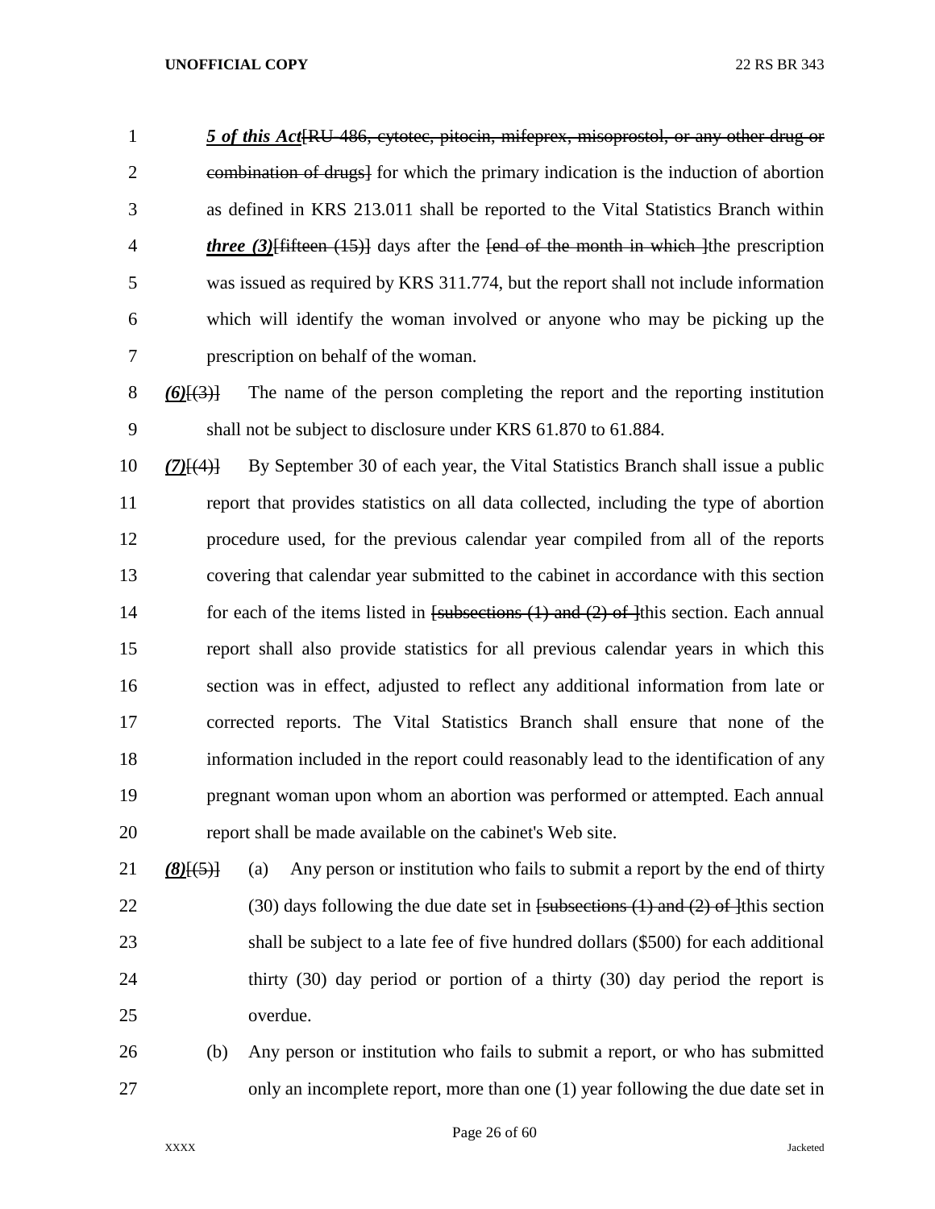***5 of this Act***~~[RU-486, cytotec, pitocin, mifeprex, misoprostol, or any other drug or combination of drugs]~~ for which the primary indication is the induction of abortion as defined in KRS 213.011 shall be reported to the Vital Statistics Branch within ***three (3)***~~[fifteen (15)]~~ days after the ~~[end of the month in which ]~~the prescription was issued as required by KRS 311.774, but the report shall not include information which will identify the woman involved or anyone who may be picking up the prescription on behalf of the woman.

***(6)***~~[(3)]~~ The name of the person completing the report and the reporting institution shall not be subject to disclosure under KRS 61.870 to 61.884.

***(7)***~~[(4)]~~ By September 30 of each year, the Vital Statistics Branch shall issue a public report that provides statistics on all data collected, including the type of abortion procedure used, for the previous calendar year compiled from all of the reports covering that calendar year submitted to the cabinet in accordance with this section for each of the items listed in ~~[subsections (1) and (2) of ]~~this section. Each annual report shall also provide statistics for all previous calendar years in which this section was in effect, adjusted to reflect any additional information from late or corrected reports. The Vital Statistics Branch shall ensure that none of the information included in the report could reasonably lead to the identification of any pregnant woman upon whom an abortion was performed or attempted. Each annual report shall be made available on the cabinet's Web site.

***(8)***~~[(5)]~~ (a) Any person or institution who fails to submit a report by the end of thirty (30) days following the due date set in ~~[subsections (1) and (2) of ]~~this section shall be subject to a late fee of five hundred dollars ($500) for each additional thirty (30) day period or portion of a thirty (30) day period the report is overdue.

(b) Any person or institution who fails to submit a report, or who has submitted only an incomplete report, more than one (1) year following the due date set in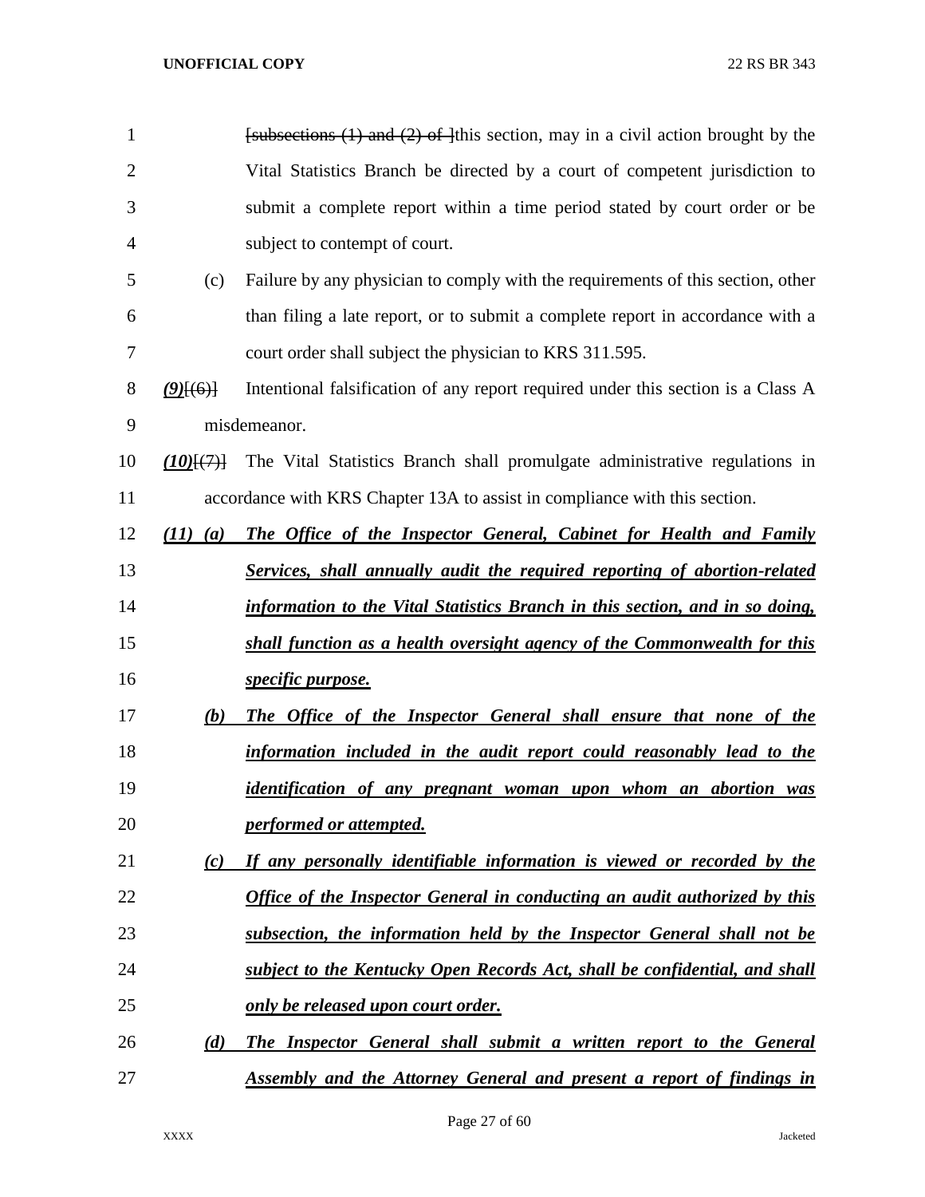[subsections (1) and (2) of ]this section, may in a civil action brought by the Vital Statistics Branch be directed by a court of competent jurisdiction to submit a complete report within a time period stated by court order or be subject to contempt of court.

(c) Failure by any physician to comply with the requirements of this section, other than filing a late report, or to submit a complete report in accordance with a court order shall subject the physician to KRS 311.595.

***(9)***[(6)] Intentional falsification of any report required under this section is a Class A misdemeanor.

***(10)***[(7)] The Vital Statistics Branch shall promulgate administrative regulations in accordance with KRS Chapter 13A to assist in compliance with this section.

***(11) (a) The Office of the Inspector General, Cabinet for Health and Family Services, shall annually audit the required reporting of abortion-related information to the Vital Statistics Branch in this section, and in so doing, shall function as a health oversight agency of the Commonwealth for this specific purpose.***

***(b) The Office of the Inspector General shall ensure that none of the information included in the audit report could reasonably lead to the identification of any pregnant woman upon whom an abortion was performed or attempted.***

***(c) If any personally identifiable information is viewed or recorded by the Office of the Inspector General in conducting an audit authorized by this subsection, the information held by the Inspector General shall not be subject to the Kentucky Open Records Act, shall be confidential, and shall only be released upon court order.***

***(d) The Inspector General shall submit a written report to the General Assembly and the Attorney General and present a report of findings in***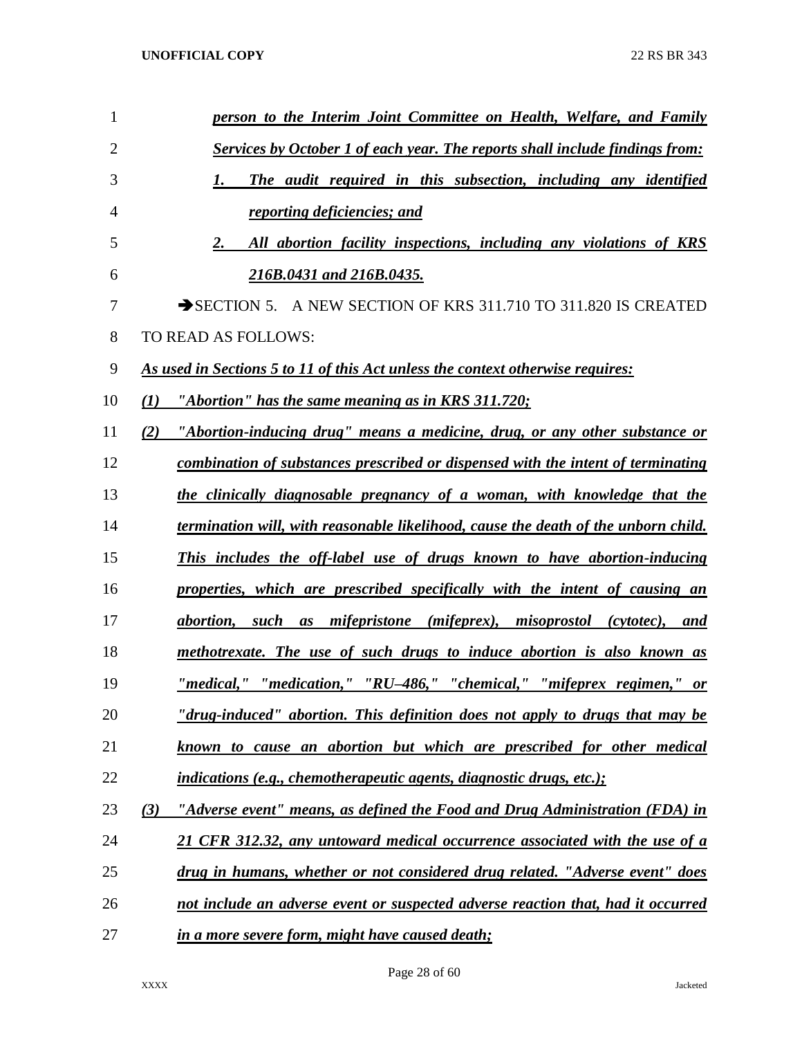*person to the Interim Joint Committee on Health, Welfare, and Family Services by October 1 of each year. The reports shall include findings from:*

*1. The audit required in this subsection, including any identified reporting deficiencies; and*

*2. All abortion facility inspections, including any violations of KRS 216B.0431 and 216B.0435.*

➔SECTION 5. A NEW SECTION OF KRS 311.710 TO 311.820 IS CREATED TO READ AS FOLLOWS:

*As used in Sections 5 to 11 of this Act unless the context otherwise requires:*

*(1) "Abortion" has the same meaning as in KRS 311.720;*

*(2) "Abortion-inducing drug" means a medicine, drug, or any other substance or combination of substances prescribed or dispensed with the intent of terminating the clinically diagnosable pregnancy of a woman, with knowledge that the termination will, with reasonable likelihood, cause the death of the unborn child. This includes the off-label use of drugs known to have abortion-inducing properties, which are prescribed specifically with the intent of causing an abortion, such as mifepristone (mifeprex), misoprostol (cytotec), and methotrexate. The use of such drugs to induce abortion is also known as "medical," "medication," "RU–486," "chemical," "mifeprex regimen," or "drug-induced" abortion. This definition does not apply to drugs that may be known to cause an abortion but which are prescribed for other medical indications (e.g., chemotherapeutic agents, diagnostic drugs, etc.);*

*(3) "Adverse event" means, as defined the Food and Drug Administration (FDA) in 21 CFR 312.32, any untoward medical occurrence associated with the use of a drug in humans, whether or not considered drug related. "Adverse event" does not include an adverse event or suspected adverse reaction that, had it occurred in a more severe form, might have caused death;*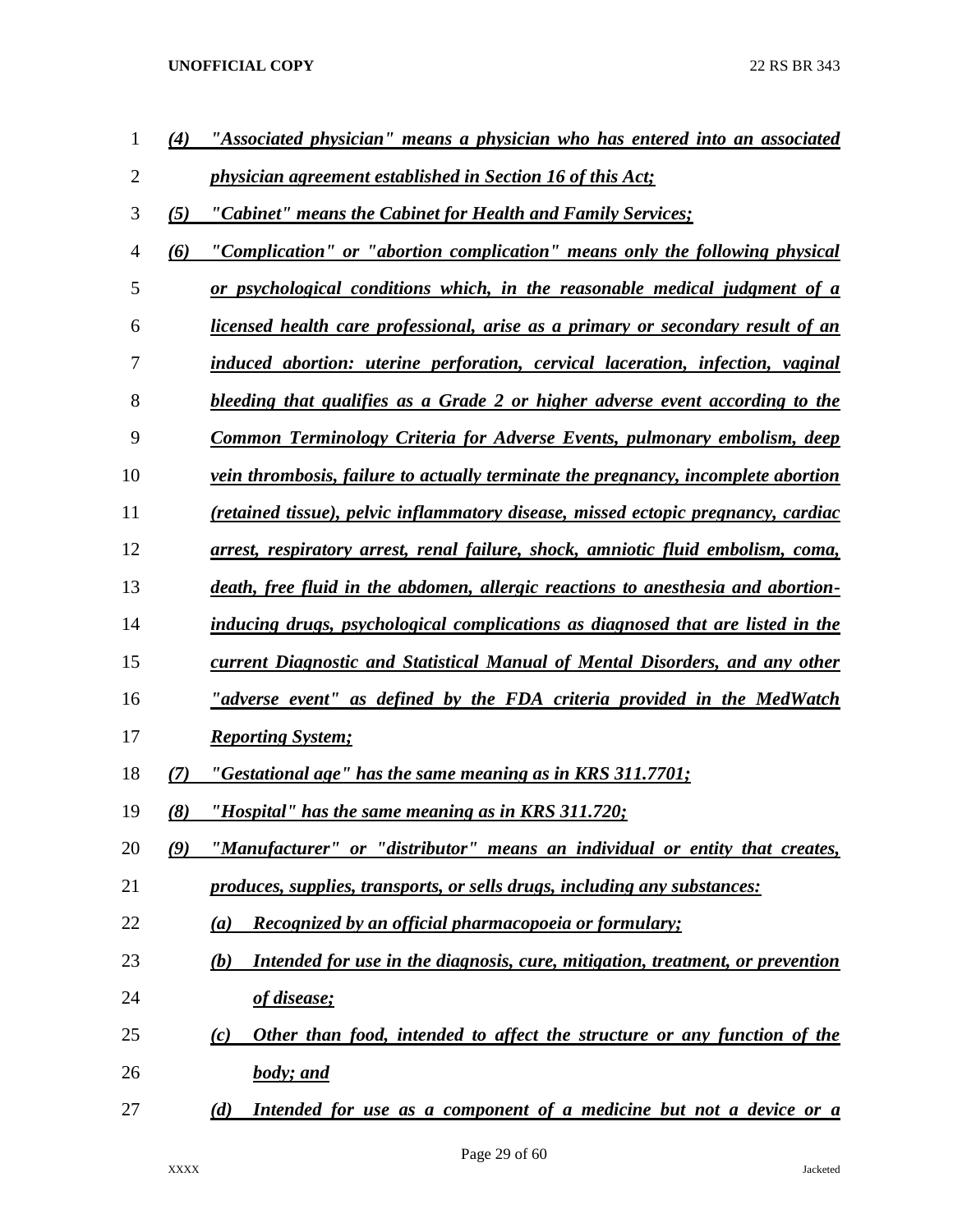*(4)* ***"Associated physician" means a physician who has entered into an associated physician agreement established in Section 16 of this Act;***

*(5)* ***"Cabinet" means the Cabinet for Health and Family Services;***

*(6)* ***"Complication" or "abortion complication" means only the following physical or psychological conditions which, in the reasonable medical judgment of a licensed health care professional, arise as a primary or secondary result of an induced abortion: uterine perforation, cervical laceration, infection, vaginal bleeding that qualifies as a Grade 2 or higher adverse event according to the Common Terminology Criteria for Adverse Events, pulmonary embolism, deep vein thrombosis, failure to actually terminate the pregnancy, incomplete abortion (retained tissue), pelvic inflammatory disease, missed ectopic pregnancy, cardiac arrest, respiratory arrest, renal failure, shock, amniotic fluid embolism, coma, death, free fluid in the abdomen, allergic reactions to anesthesia and abortion-inducing drugs, psychological complications as diagnosed that are listed in the current Diagnostic and Statistical Manual of Mental Disorders, and any other "adverse event" as defined by the FDA criteria provided in the MedWatch Reporting System;***

*(7)* ***"Gestational age" has the same meaning as in KRS 311.7701;***

*(8)* ***"Hospital" has the same meaning as in KRS 311.720;***

*(9)* ***"Manufacturer" or "distributor" means an individual or entity that creates, produces, supplies, transports, or sells drugs, including any substances:***

*(a)* ***Recognized by an official pharmacopoeia or formulary;***

*(b)* ***Intended for use in the diagnosis, cure, mitigation, treatment, or prevention of disease;***

*(c)* ***Other than food, intended to affect the structure or any function of the body; and***

*(d)* ***Intended for use as a component of a medicine but not a device or a***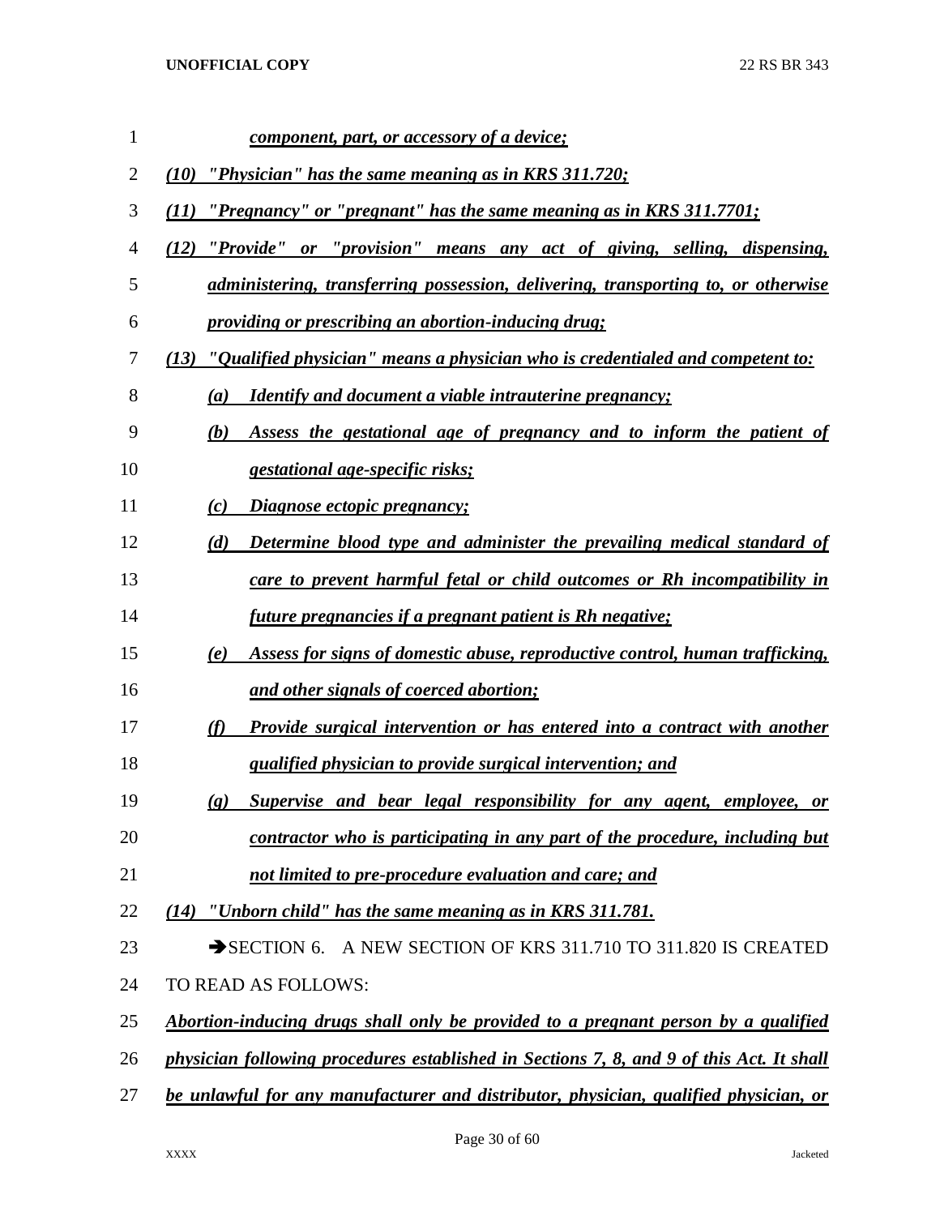*component, part, or accessory of a device;*

*(10) "Physician" has the same meaning as in KRS 311.720;*

*(11) "Pregnancy" or "pregnant" has the same meaning as in KRS 311.7701;*

*(12) "Provide" or "provision" means any act of giving, selling, dispensing, administering, transferring possession, delivering, transporting to, or otherwise providing or prescribing an abortion-inducing drug;*

*(13) "Qualified physician" means a physician who is credentialed and competent to:*

*(a) Identify and document a viable intrauterine pregnancy;*

*(b) Assess the gestational age of pregnancy and to inform the patient of gestational age-specific risks;*

*(c) Diagnose ectopic pregnancy;*

*(d) Determine blood type and administer the prevailing medical standard of care to prevent harmful fetal or child outcomes or Rh incompatibility in future pregnancies if a pregnant patient is Rh negative;*

*(e) Assess for signs of domestic abuse, reproductive control, human trafficking, and other signals of coerced abortion;*

*(f) Provide surgical intervention or has entered into a contract with another qualified physician to provide surgical intervention; and*

*(g) Supervise and bear legal responsibility for any agent, employee, or contractor who is participating in any part of the procedure, including but not limited to pre-procedure evaluation and care; and*

*(14) "Unborn child" has the same meaning as in KRS 311.781.*

➔SECTION 6. A NEW SECTION OF KRS 311.710 TO 311.820 IS CREATED TO READ AS FOLLOWS:

*Abortion-inducing drugs shall only be provided to a pregnant person by a qualified physician following procedures established in Sections 7, 8, and 9 of this Act. It shall be unlawful for any manufacturer and distributor, physician, qualified physician, or*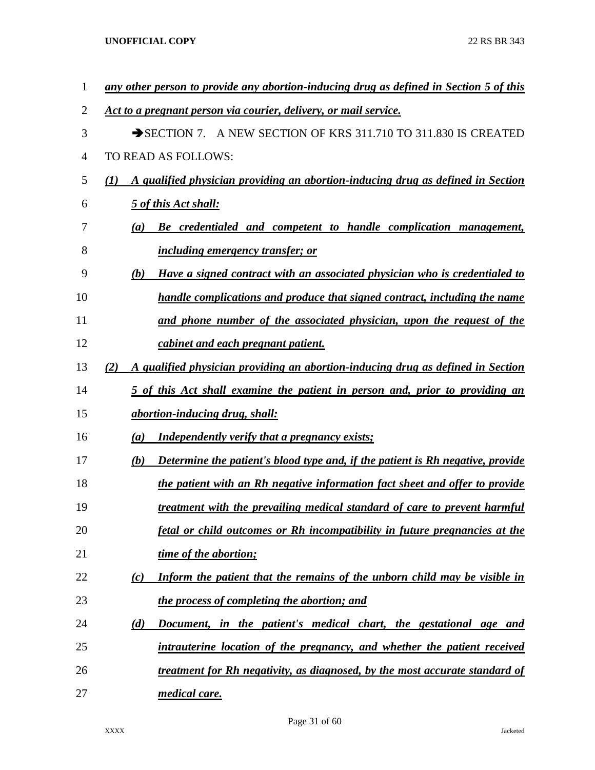*any other person to provide any abortion-inducing drug as defined in Section 5 of this Act to a pregnant person via courier, delivery, or mail service.*

→SECTION 7. A NEW SECTION OF KRS 311.710 TO 311.830 IS CREATED TO READ AS FOLLOWS:

*(1) A qualified physician providing an abortion-inducing drug as defined in Section 5 of this Act shall:*

*(a) Be credentialed and competent to handle complication management, including emergency transfer; or*

*(b) Have a signed contract with an associated physician who is credentialed to handle complications and produce that signed contract, including the name and phone number of the associated physician, upon the request of the cabinet and each pregnant patient.*

*(2) A qualified physician providing an abortion-inducing drug as defined in Section 5 of this Act shall examine the patient in person and, prior to providing an abortion-inducing drug, shall:*

*(a) Independently verify that a pregnancy exists;*

*(b) Determine the patient's blood type and, if the patient is Rh negative, provide the patient with an Rh negative information fact sheet and offer to provide treatment with the prevailing medical standard of care to prevent harmful fetal or child outcomes or Rh incompatibility in future pregnancies at the time of the abortion;*

*(c) Inform the patient that the remains of the unborn child may be visible in the process of completing the abortion; and*

*(d) Document, in the patient's medical chart, the gestational age and intrauterine location of the pregnancy, and whether the patient received treatment for Rh negativity, as diagnosed, by the most accurate standard of medical care.*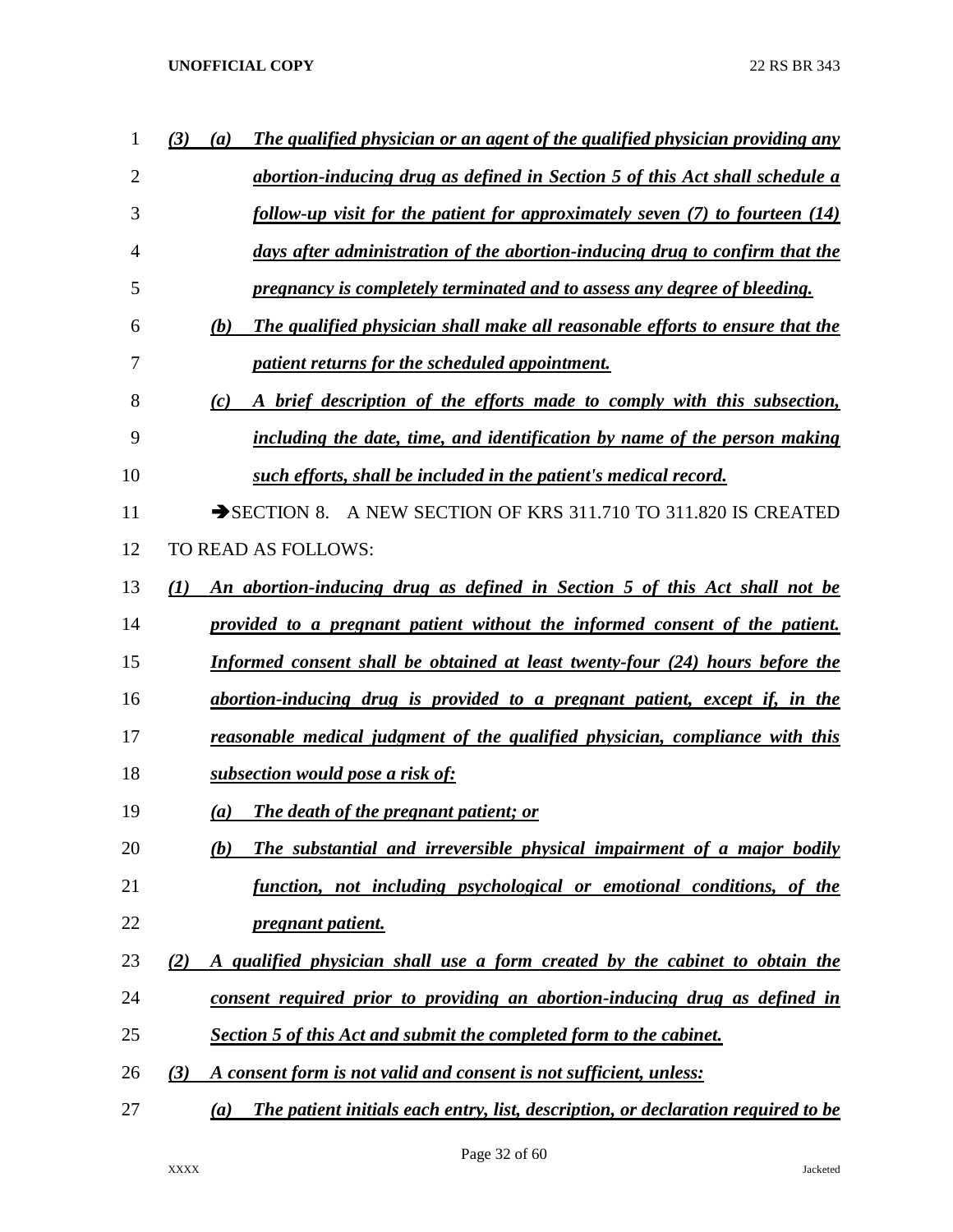*(3)* *(a)* *The qualified physician or an agent of the qualified physician providing any abortion-inducing drug as defined in Section 5 of this Act shall schedule a follow-up visit for the patient for approximately seven (7) to fourteen (14) days after administration of the abortion-inducing drug to confirm that the pregnancy is completely terminated and to assess any degree of bleeding.*

*(b)* *The qualified physician shall make all reasonable efforts to ensure that the patient returns for the scheduled appointment.*

*(c)* *A brief description of the efforts made to comply with this subsection, including the date, time, and identification by name of the person making such efforts, shall be included in the patient's medical record.*

➔SECTION 8. A NEW SECTION OF KRS 311.710 TO 311.820 IS CREATED TO READ AS FOLLOWS:

*(1)* *An abortion-inducing drug as defined in Section 5 of this Act shall not be provided to a pregnant patient without the informed consent of the patient. Informed consent shall be obtained at least twenty-four (24) hours before the abortion-inducing drug is provided to a pregnant patient, except if, in the reasonable medical judgment of the qualified physician, compliance with this subsection would pose a risk of:*

*(a)* *The death of the pregnant patient; or*

*(b)* *The substantial and irreversible physical impairment of a major bodily function, not including psychological or emotional conditions, of the pregnant patient.*

*(2)* *A qualified physician shall use a form created by the cabinet to obtain the consent required prior to providing an abortion-inducing drug as defined in Section 5 of this Act and submit the completed form to the cabinet.*

*(3)* *A consent form is not valid and consent is not sufficient, unless:*

*(a)* *The patient initials each entry, list, description, or declaration required to be*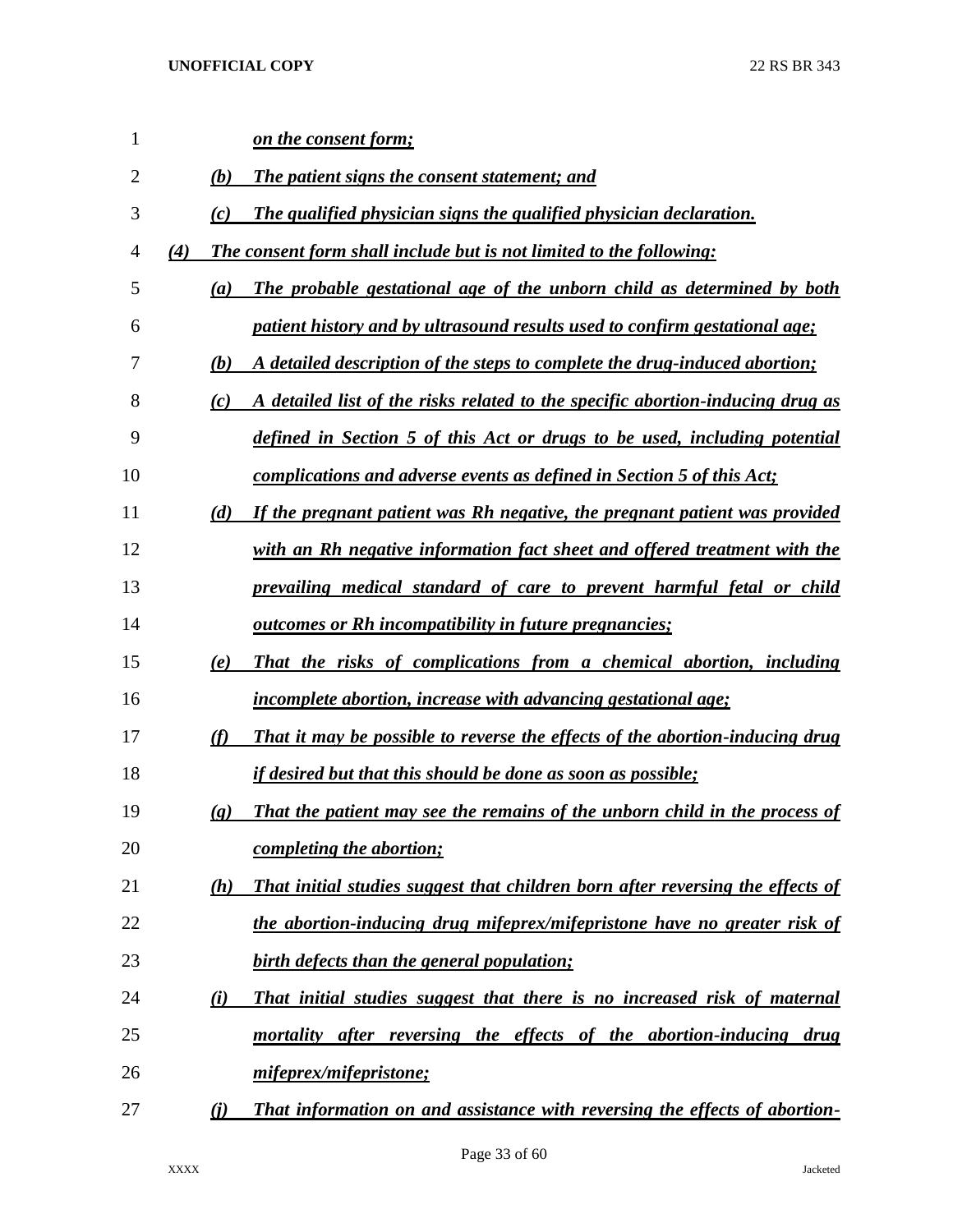*on the consent form;*

*(b) The patient signs the consent statement; and*

*(c) The qualified physician signs the qualified physician declaration.*

*(4) The consent form shall include but is not limited to the following:*

*(a) The probable gestational age of the unborn child as determined by both patient history and by ultrasound results used to confirm gestational age;*

*(b) A detailed description of the steps to complete the drug-induced abortion;*

*(c) A detailed list of the risks related to the specific abortion-inducing drug as defined in Section 5 of this Act or drugs to be used, including potential complications and adverse events as defined in Section 5 of this Act;*

*(d) If the pregnant patient was Rh negative, the pregnant patient was provided with an Rh negative information fact sheet and offered treatment with the prevailing medical standard of care to prevent harmful fetal or child outcomes or Rh incompatibility in future pregnancies;*

*(e) That the risks of complications from a chemical abortion, including incomplete abortion, increase with advancing gestational age;*

*(f) That it may be possible to reverse the effects of the abortion-inducing drug if desired but that this should be done as soon as possible;*

*(g) That the patient may see the remains of the unborn child in the process of completing the abortion;*

*(h) That initial studies suggest that children born after reversing the effects of the abortion-inducing drug mifeprex/mifepristone have no greater risk of birth defects than the general population;*

*(i) That initial studies suggest that there is no increased risk of maternal mortality after reversing the effects of the abortion-inducing drug mifeprex/mifepristone;*

*(j) That information on and assistance with reversing the effects of abortion-*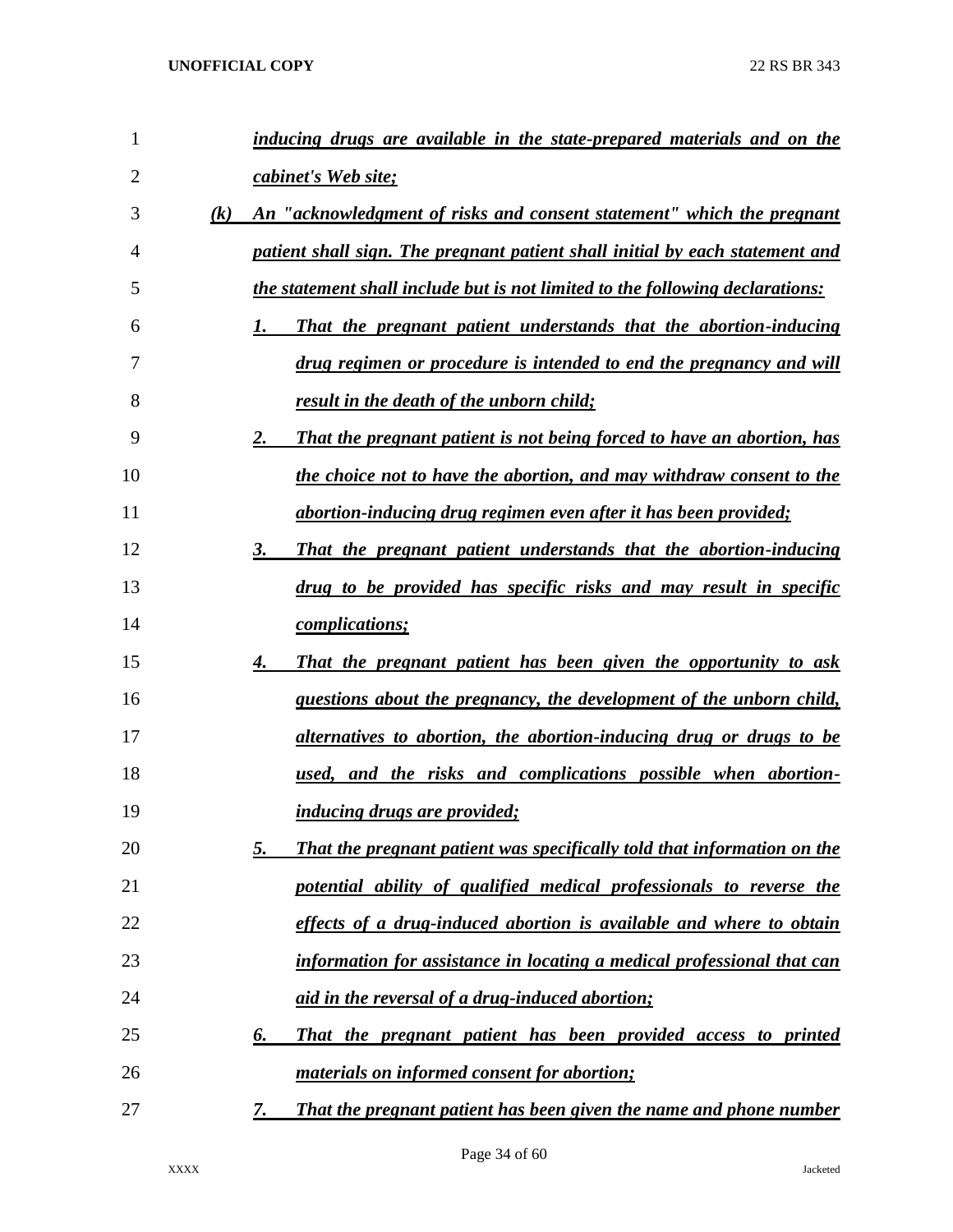*inducing drugs are available in the state-prepared materials and on the cabinet's Web site;*

*(k) An "acknowledgment of risks and consent statement" which the pregnant patient shall sign. The pregnant patient shall initial by each statement and the statement shall include but is not limited to the following declarations:*

*1. That the pregnant patient understands that the abortion-inducing drug regimen or procedure is intended to end the pregnancy and will result in the death of the unborn child;*

*2. That the pregnant patient is not being forced to have an abortion, has the choice not to have the abortion, and may withdraw consent to the abortion-inducing drug regimen even after it has been provided;*

*3. That the pregnant patient understands that the abortion-inducing drug to be provided has specific risks and may result in specific complications;*

*4. That the pregnant patient has been given the opportunity to ask questions about the pregnancy, the development of the unborn child, alternatives to abortion, the abortion-inducing drug or drugs to be used, and the risks and complications possible when abortion-inducing drugs are provided;*

*5. That the pregnant patient was specifically told that information on the potential ability of qualified medical professionals to reverse the effects of a drug-induced abortion is available and where to obtain information for assistance in locating a medical professional that can aid in the reversal of a drug-induced abortion;*

*6. That the pregnant patient has been provided access to printed materials on informed consent for abortion;*

*7. That the pregnant patient has been given the name and phone number*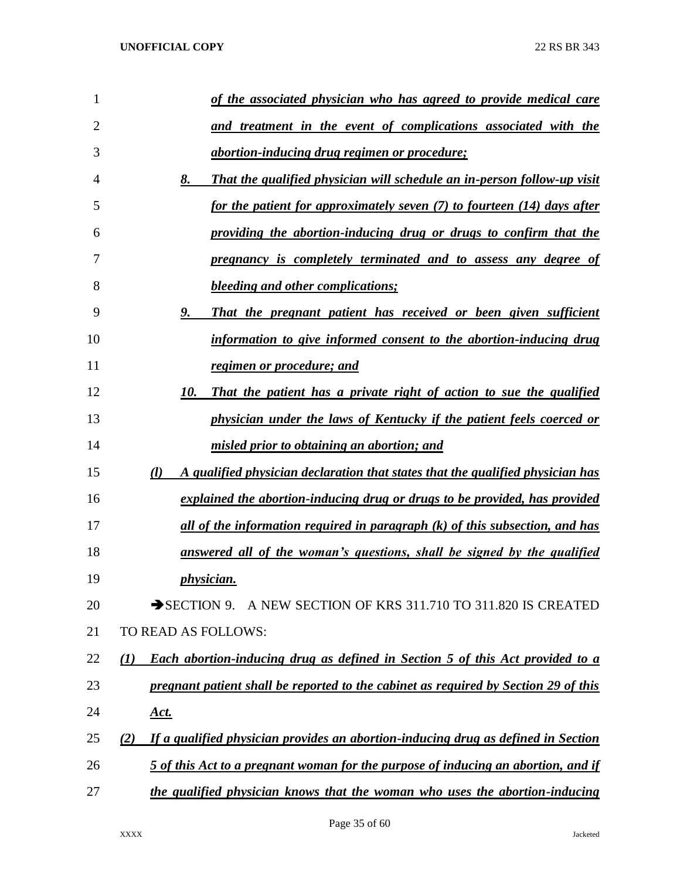*of the associated physician who has agreed to provide medical care and treatment in the event of complications associated with the abortion-inducing drug regimen or procedure;*

*8. That the qualified physician will schedule an in-person follow-up visit for the patient for approximately seven (7) to fourteen (14) days after providing the abortion-inducing drug or drugs to confirm that the pregnancy is completely terminated and to assess any degree of bleeding and other complications;*

*9. That the pregnant patient has received or been given sufficient information to give informed consent to the abortion-inducing drug regimen or procedure; and*

*10. That the patient has a private right of action to sue the qualified physician under the laws of Kentucky if the patient feels coerced or misled prior to obtaining an abortion; and*

*(l) A qualified physician declaration that states that the qualified physician has explained the abortion-inducing drug or drugs to be provided, has provided all of the information required in paragraph (k) of this subsection, and has answered all of the woman's questions, shall be signed by the qualified physician.*

➔SECTION 9. A NEW SECTION OF KRS 311.710 TO 311.820 IS CREATED TO READ AS FOLLOWS:

*(1) Each abortion-inducing drug as defined in Section 5 of this Act provided to a pregnant patient shall be reported to the cabinet as required by Section 29 of this Act.*

*(2) If a qualified physician provides an abortion-inducing drug as defined in Section 5 of this Act to a pregnant woman for the purpose of inducing an abortion, and if the qualified physician knows that the woman who uses the abortion-inducing*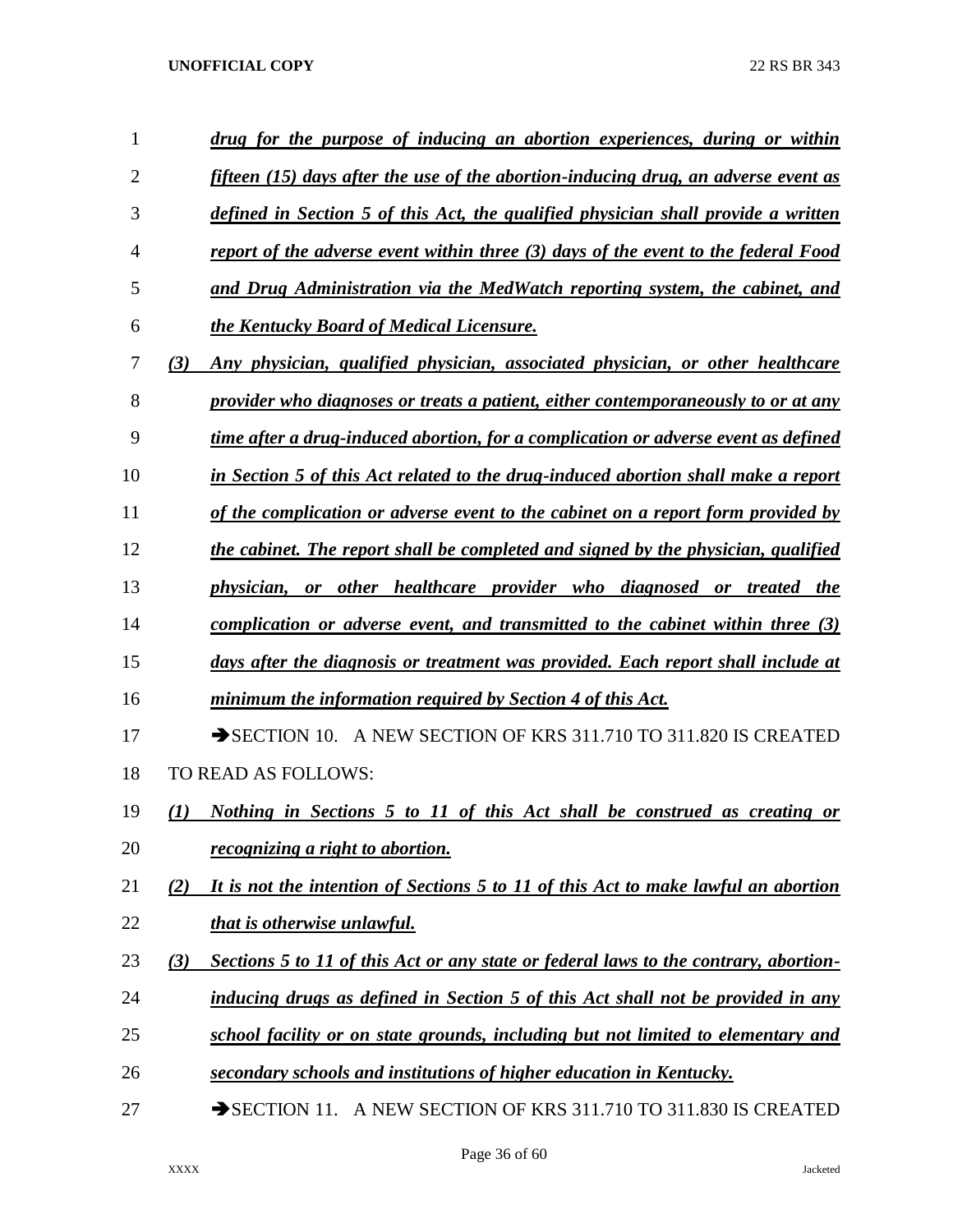*drug for the purpose of inducing an abortion experiences, during or within fifteen (15) days after the use of the abortion-inducing drug, an adverse event as defined in Section 5 of this Act, the qualified physician shall provide a written report of the adverse event within three (3) days of the event to the federal Food and Drug Administration via the MedWatch reporting system, the cabinet, and the Kentucky Board of Medical Licensure.*

*(3) Any physician, qualified physician, associated physician, or other healthcare provider who diagnoses or treats a patient, either contemporaneously to or at any time after a drug-induced abortion, for a complication or adverse event as defined in Section 5 of this Act related to the drug-induced abortion shall make a report of the complication or adverse event to the cabinet on a report form provided by the cabinet. The report shall be completed and signed by the physician, qualified physician, or other healthcare provider who diagnosed or treated the complication or adverse event, and transmitted to the cabinet within three (3) days after the diagnosis or treatment was provided. Each report shall include at minimum the information required by Section 4 of this Act.*

➔SECTION 10. A NEW SECTION OF KRS 311.710 TO 311.820 IS CREATED TO READ AS FOLLOWS:

*(1) Nothing in Sections 5 to 11 of this Act shall be construed as creating or recognizing a right to abortion.*

*(2) It is not the intention of Sections 5 to 11 of this Act to make lawful an abortion that is otherwise unlawful.*

*(3) Sections 5 to 11 of this Act or any state or federal laws to the contrary, abortion-inducing drugs as defined in Section 5 of this Act shall not be provided in any school facility or on state grounds, including but not limited to elementary and secondary schools and institutions of higher education in Kentucky.*

➔SECTION 11. A NEW SECTION OF KRS 311.710 TO 311.830 IS CREATED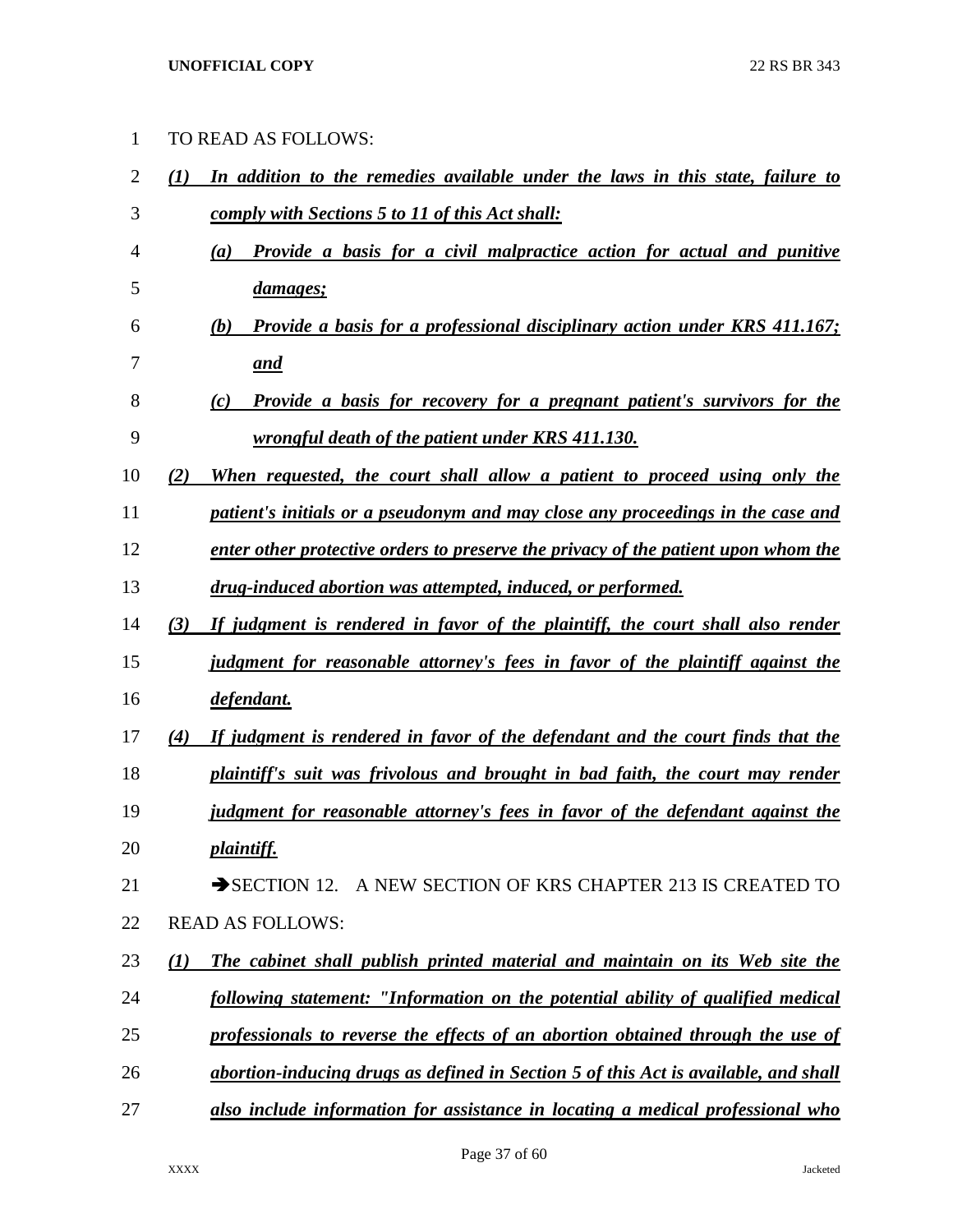TO READ AS FOLLOWS:

*(1)* ***In addition to the remedies available under the laws in this state, failure to comply with Sections 5 to 11 of this Act shall:***

*(a)* ***Provide a basis for a civil malpractice action for actual and punitive damages;***

*(b)* ***Provide a basis for a professional disciplinary action under KRS 411.167; and***

*(c)* ***Provide a basis for recovery for a pregnant patient's survivors for the wrongful death of the patient under KRS 411.130.***

*(2)* ***When requested, the court shall allow a patient to proceed using only the patient's initials or a pseudonym and may close any proceedings in the case and enter other protective orders to preserve the privacy of the patient upon whom the drug-induced abortion was attempted, induced, or performed.***

*(3)* ***If judgment is rendered in favor of the plaintiff, the court shall also render judgment for reasonable attorney's fees in favor of the plaintiff against the defendant.***

*(4)* ***If judgment is rendered in favor of the defendant and the court finds that the plaintiff's suit was frivolous and brought in bad faith, the court may render judgment for reasonable attorney's fees in favor of the defendant against the plaintiff.***

➔SECTION 12. A NEW SECTION OF KRS CHAPTER 213 IS CREATED TO READ AS FOLLOWS:

*(1)* ***The cabinet shall publish printed material and maintain on its Web site the following statement: "Information on the potential ability of qualified medical professionals to reverse the effects of an abortion obtained through the use of abortion-inducing drugs as defined in Section 5 of this Act is available, and shall also include information for assistance in locating a medical professional who***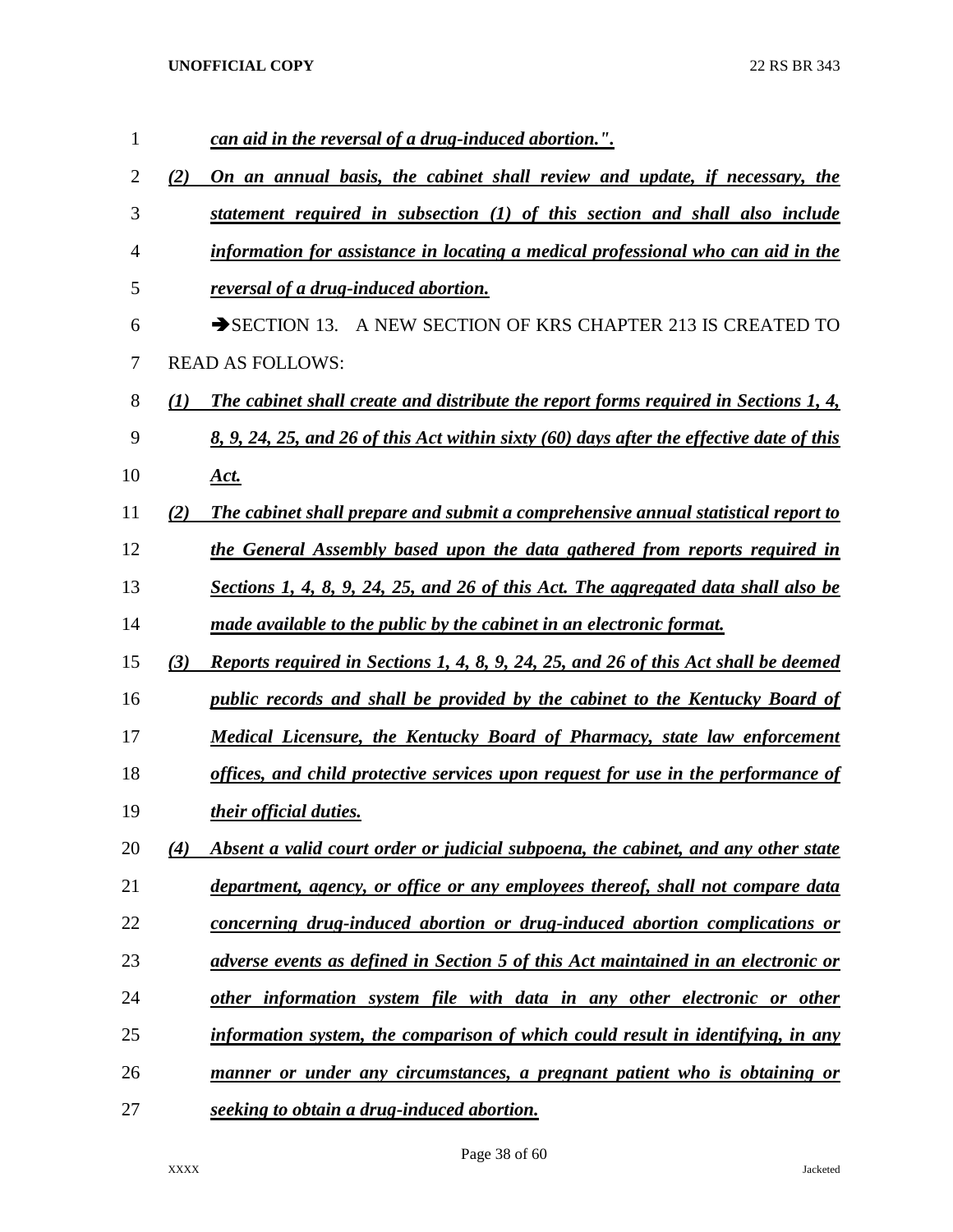*can aid in the reversal of a drug-induced abortion.".*

*(2) On an annual basis, the cabinet shall review and update, if necessary, the statement required in subsection (1) of this section and shall also include information for assistance in locating a medical professional who can aid in the reversal of a drug-induced abortion.*

➔SECTION 13. A NEW SECTION OF KRS CHAPTER 213 IS CREATED TO READ AS FOLLOWS:

*(1) The cabinet shall create and distribute the report forms required in Sections 1, 4, 8, 9, 24, 25, and 26 of this Act within sixty (60) days after the effective date of this Act.*

*(2) The cabinet shall prepare and submit a comprehensive annual statistical report to the General Assembly based upon the data gathered from reports required in Sections 1, 4, 8, 9, 24, 25, and 26 of this Act. The aggregated data shall also be made available to the public by the cabinet in an electronic format.*

*(3) Reports required in Sections 1, 4, 8, 9, 24, 25, and 26 of this Act shall be deemed public records and shall be provided by the cabinet to the Kentucky Board of Medical Licensure, the Kentucky Board of Pharmacy, state law enforcement offices, and child protective services upon request for use in the performance of their official duties.*

*(4) Absent a valid court order or judicial subpoena, the cabinet, and any other state department, agency, or office or any employees thereof, shall not compare data concerning drug-induced abortion or drug-induced abortion complications or adverse events as defined in Section 5 of this Act maintained in an electronic or other information system file with data in any other electronic or other information system, the comparison of which could result in identifying, in any manner or under any circumstances, a pregnant patient who is obtaining or seeking to obtain a drug-induced abortion.*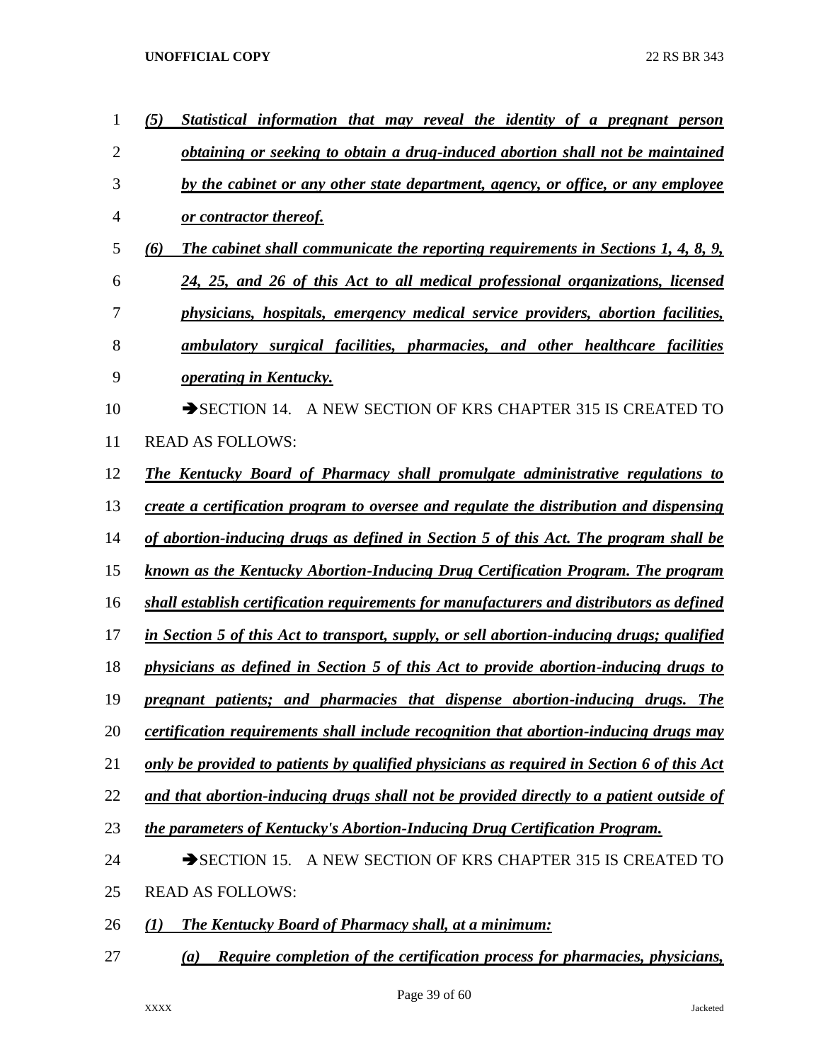***(5) Statistical information that may reveal the identity of a pregnant person obtaining or seeking to obtain a drug-induced abortion shall not be maintained by the cabinet or any other state department, agency, or office, or any employee or contractor thereof.***

***(6) The cabinet shall communicate the reporting requirements in Sections 1, 4, 8, 9, 24, 25, and 26 of this Act to all medical professional organizations, licensed physicians, hospitals, emergency medical service providers, abortion facilities, ambulatory surgical facilities, pharmacies, and other healthcare facilities operating in Kentucky.***

➔SECTION 14. A NEW SECTION OF KRS CHAPTER 315 IS CREATED TO READ AS FOLLOWS:

***The Kentucky Board of Pharmacy shall promulgate administrative regulations to create a certification program to oversee and regulate the distribution and dispensing of abortion-inducing drugs as defined in Section 5 of this Act. The program shall be known as the Kentucky Abortion-Inducing Drug Certification Program. The program shall establish certification requirements for manufacturers and distributors as defined in Section 5 of this Act to transport, supply, or sell abortion-inducing drugs; qualified physicians as defined in Section 5 of this Act to provide abortion-inducing drugs to pregnant patients; and pharmacies that dispense abortion-inducing drugs. The certification requirements shall include recognition that abortion-inducing drugs may only be provided to patients by qualified physicians as required in Section 6 of this Act and that abortion-inducing drugs shall not be provided directly to a patient outside of the parameters of Kentucky's Abortion-Inducing Drug Certification Program.***

➔SECTION 15. A NEW SECTION OF KRS CHAPTER 315 IS CREATED TO READ AS FOLLOWS:

***(1) The Kentucky Board of Pharmacy shall, at a minimum:***

***(a) Require completion of the certification process for pharmacies, physicians,***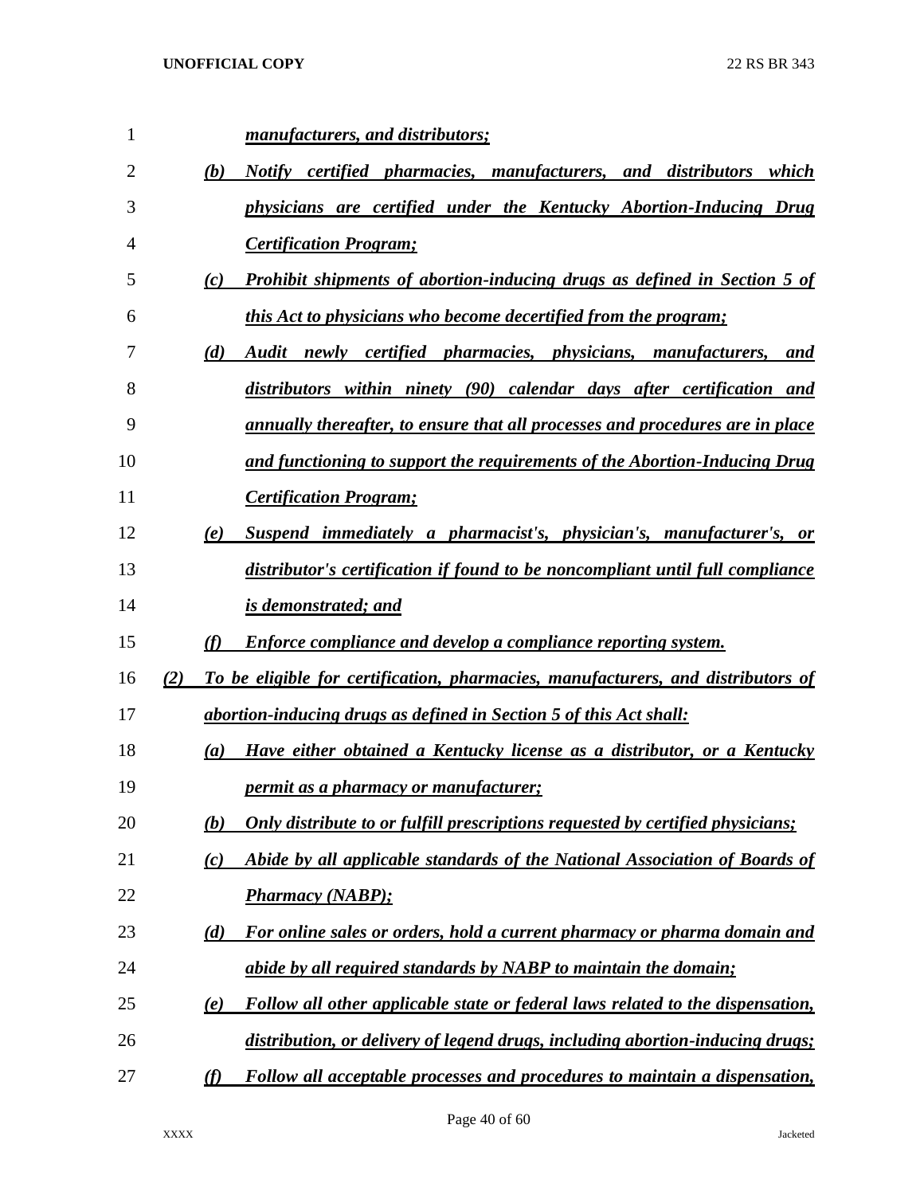*manufacturers, and distributors;*

(b) *Notify certified pharmacies, manufacturers, and distributors which physicians are certified under the Kentucky Abortion-Inducing Drug Certification Program;*

(c) *Prohibit shipments of abortion-inducing drugs as defined in Section 5 of this Act to physicians who become decertified from the program;*

(d) *Audit newly certified pharmacies, physicians, manufacturers, and distributors within ninety (90) calendar days after certification and annually thereafter, to ensure that all processes and procedures are in place and functioning to support the requirements of the Abortion-Inducing Drug Certification Program;*

(e) *Suspend immediately a pharmacist's, physician's, manufacturer's, or distributor's certification if found to be noncompliant until full compliance is demonstrated; and*

(f) *Enforce compliance and develop a compliance reporting system.*

(2) *To be eligible for certification, pharmacies, manufacturers, and distributors of abortion-inducing drugs as defined in Section 5 of this Act shall:*

(a) *Have either obtained a Kentucky license as a distributor, or a Kentucky permit as a pharmacy or manufacturer;*

(b) *Only distribute to or fulfill prescriptions requested by certified physicians;*

(c) *Abide by all applicable standards of the National Association of Boards of Pharmacy (NABP);*

(d) *For online sales or orders, hold a current pharmacy or pharma domain and abide by all required standards by NABP to maintain the domain;*

(e) *Follow all other applicable state or federal laws related to the dispensation, distribution, or delivery of legend drugs, including abortion-inducing drugs;*

(f) *Follow all acceptable processes and procedures to maintain a dispensation,*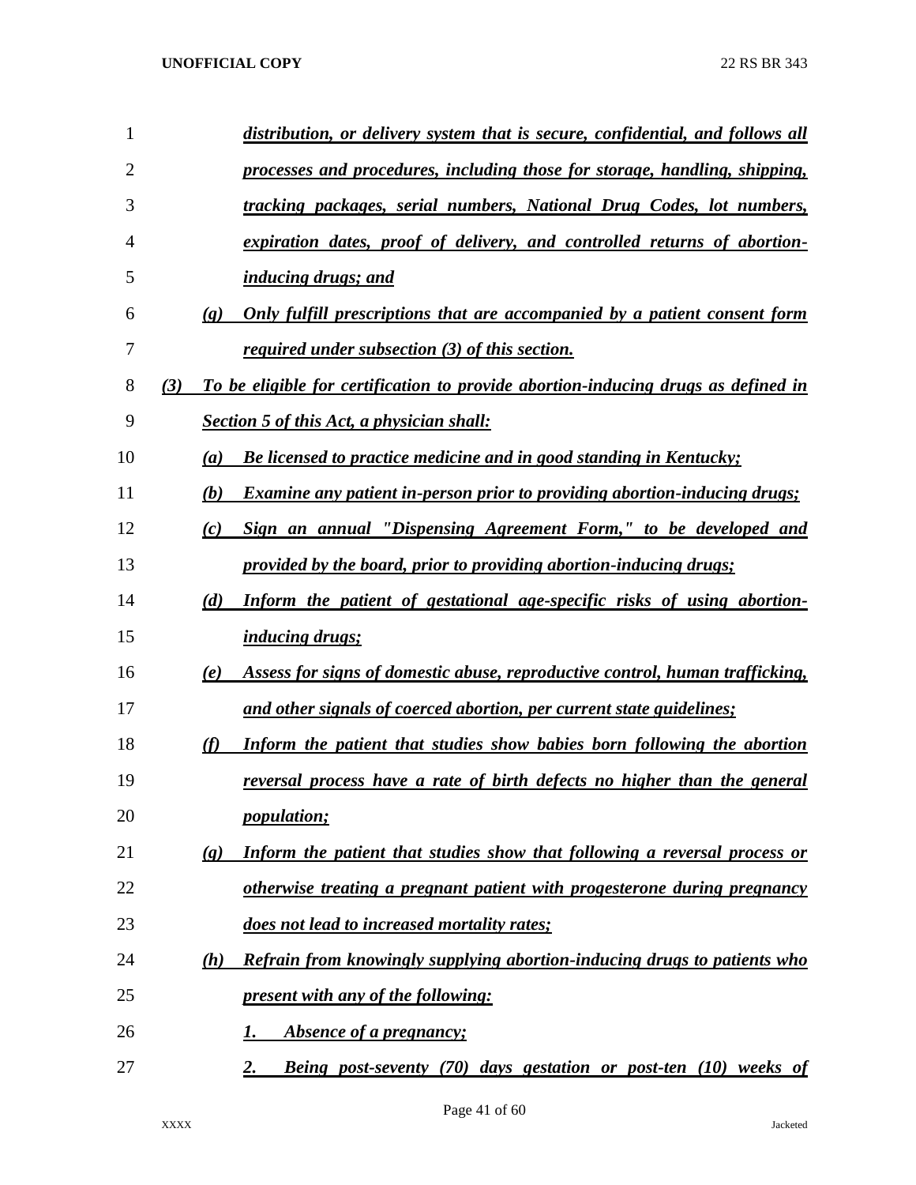***distribution, or delivery system that is secure, confidential, and follows all processes and procedures, including those for storage, handling, shipping, tracking packages, serial numbers, National Drug Codes, lot numbers, expiration dates, proof of delivery, and controlled returns of abortion-inducing drugs; and***

***(g) Only fulfill prescriptions that are accompanied by a patient consent form required under subsection (3) of this section.***

***(3) To be eligible for certification to provide abortion-inducing drugs as defined in Section 5 of this Act, a physician shall:***

***(a) Be licensed to practice medicine and in good standing in Kentucky;***

***(b) Examine any patient in-person prior to providing abortion-inducing drugs;***

***(c) Sign an annual "Dispensing Agreement Form," to be developed and provided by the board, prior to providing abortion-inducing drugs;***

***(d) Inform the patient of gestational age-specific risks of using abortion-inducing drugs;***

***(e) Assess for signs of domestic abuse, reproductive control, human trafficking, and other signals of coerced abortion, per current state guidelines;***

***(f) Inform the patient that studies show babies born following the abortion reversal process have a rate of birth defects no higher than the general population;***

***(g) Inform the patient that studies show that following a reversal process or otherwise treating a pregnant patient with progesterone during pregnancy does not lead to increased mortality rates;***

***(h) Refrain from knowingly supplying abortion-inducing drugs to patients who present with any of the following:***

***1. Absence of a pregnancy;***

***2. Being post-seventy (70) days gestation or post-ten (10) weeks of***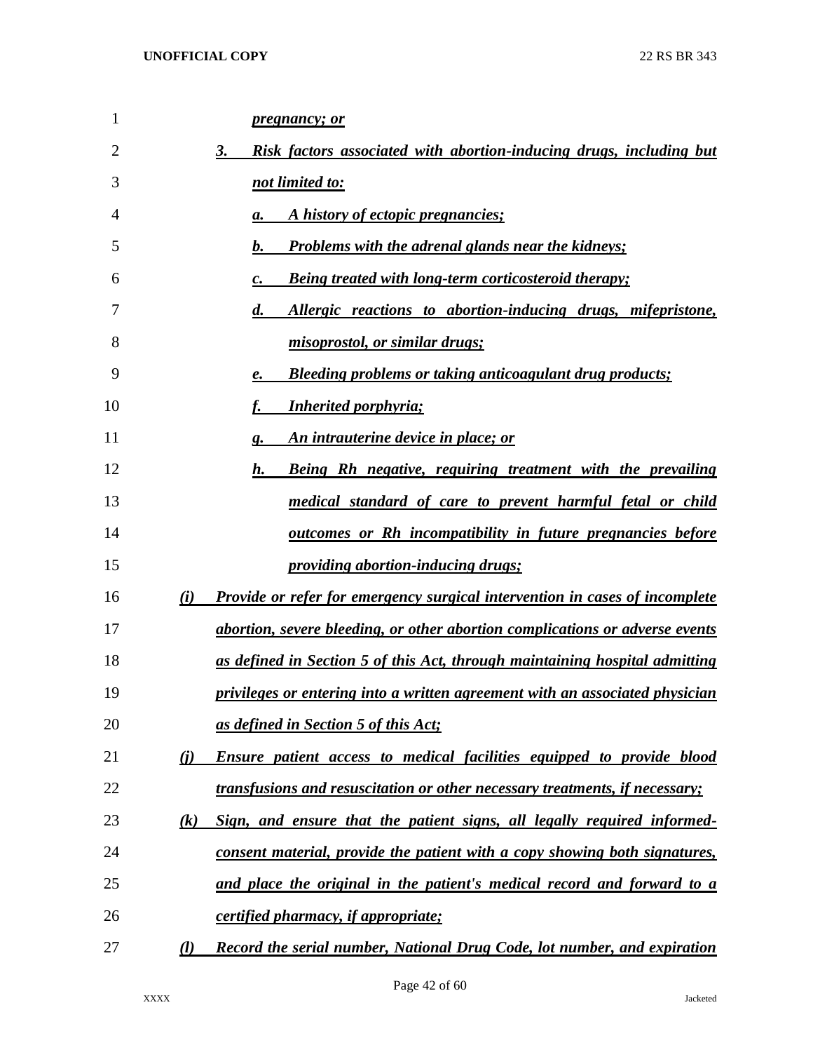*pregnancy; or*

3. *Risk factors associated with abortion-inducing drugs, including but not limited to:*
   a. *A history of ectopic pregnancies;*
   b. *Problems with the adrenal glands near the kidneys;*
   c. *Being treated with long-term corticosteroid therapy;*
   d. *Allergic reactions to abortion-inducing drugs, mifepristone, misoprostol, or similar drugs;*
   e. *Bleeding problems or taking anticoagulant drug products;*
   f. *Inherited porphyria;*
   g. *An intrauterine device in place; or*
   h. *Being Rh negative, requiring treatment with the prevailing medical standard of care to prevent harmful fetal or child outcomes or Rh incompatibility in future pregnancies before providing abortion-inducing drugs;*

(i) *Provide or refer for emergency surgical intervention in cases of incomplete abortion, severe bleeding, or other abortion complications or adverse events as defined in Section 5 of this Act, through maintaining hospital admitting privileges or entering into a written agreement with an associated physician as defined in Section 5 of this Act;*

(j) *Ensure patient access to medical facilities equipped to provide blood transfusions and resuscitation or other necessary treatments, if necessary;*

(k) *Sign, and ensure that the patient signs, all legally required informed-consent material, provide the patient with a copy showing both signatures, and place the original in the patient's medical record and forward to a certified pharmacy, if appropriate;*

(l) *Record the serial number, National Drug Code, lot number, and expiration*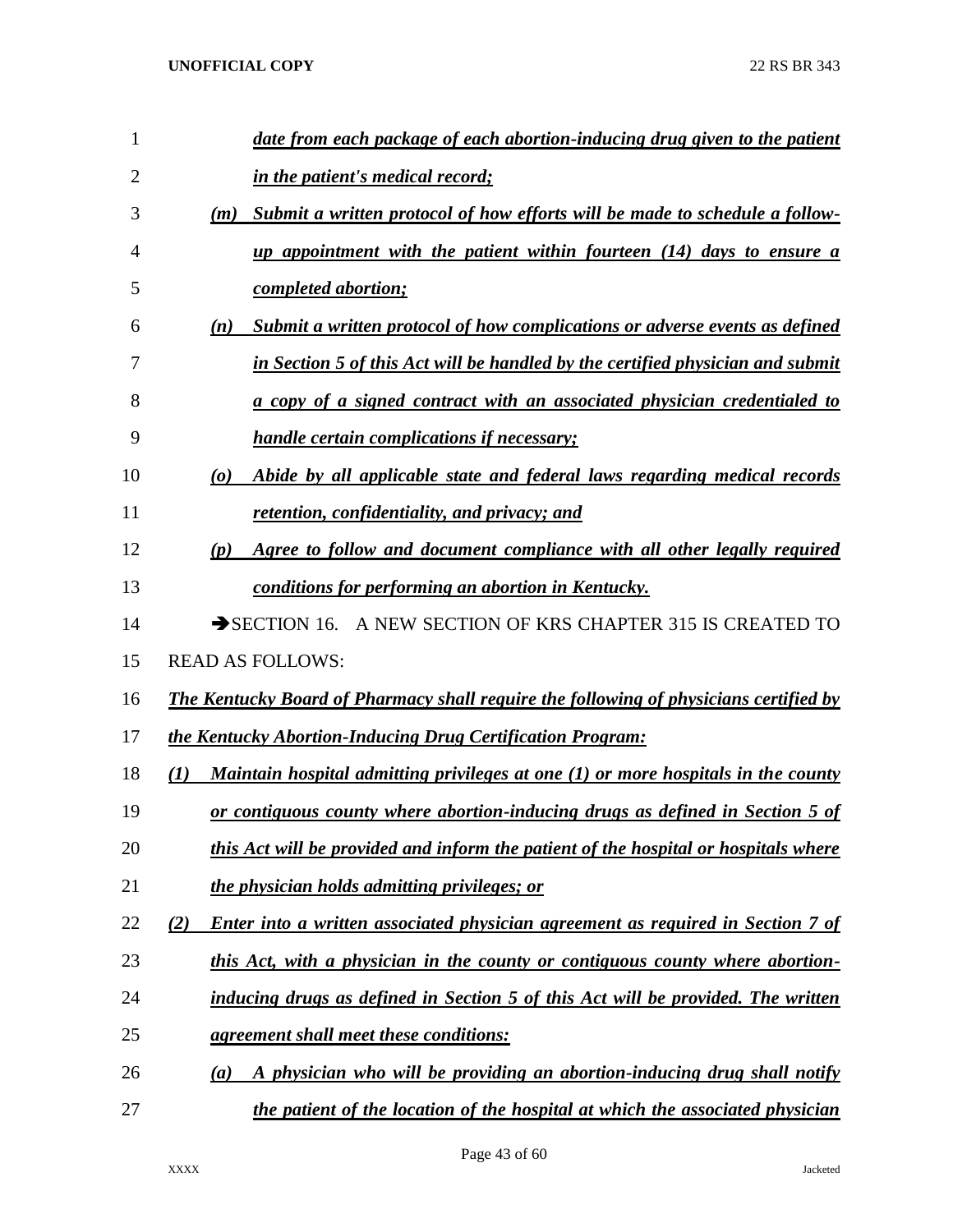***date from each package of each abortion-inducing drug given to the patient in the patient's medical record;***

***(m) Submit a written protocol of how efforts will be made to schedule a follow-up appointment with the patient within fourteen (14) days to ensure a completed abortion;***

***(n) Submit a written protocol of how complications or adverse events as defined in Section 5 of this Act will be handled by the certified physician and submit a copy of a signed contract with an associated physician credentialed to handle certain complications if necessary;***

***(o) Abide by all applicable state and federal laws regarding medical records retention, confidentiality, and privacy; and***

***(p) Agree to follow and document compliance with all other legally required conditions for performing an abortion in Kentucky.***

➔SECTION 16. A NEW SECTION OF KRS CHAPTER 315 IS CREATED TO READ AS FOLLOWS:

***The Kentucky Board of Pharmacy shall require the following of physicians certified by the Kentucky Abortion-Inducing Drug Certification Program:***

***(1) Maintain hospital admitting privileges at one (1) or more hospitals in the county or contiguous county where abortion-inducing drugs as defined in Section 5 of this Act will be provided and inform the patient of the hospital or hospitals where the physician holds admitting privileges; or***

***(2) Enter into a written associated physician agreement as required in Section 7 of this Act, with a physician in the county or contiguous county where abortion-inducing drugs as defined in Section 5 of this Act will be provided. The written agreement shall meet these conditions:***

***(a) A physician who will be providing an abortion-inducing drug shall notify the patient of the location of the hospital at which the associated physician***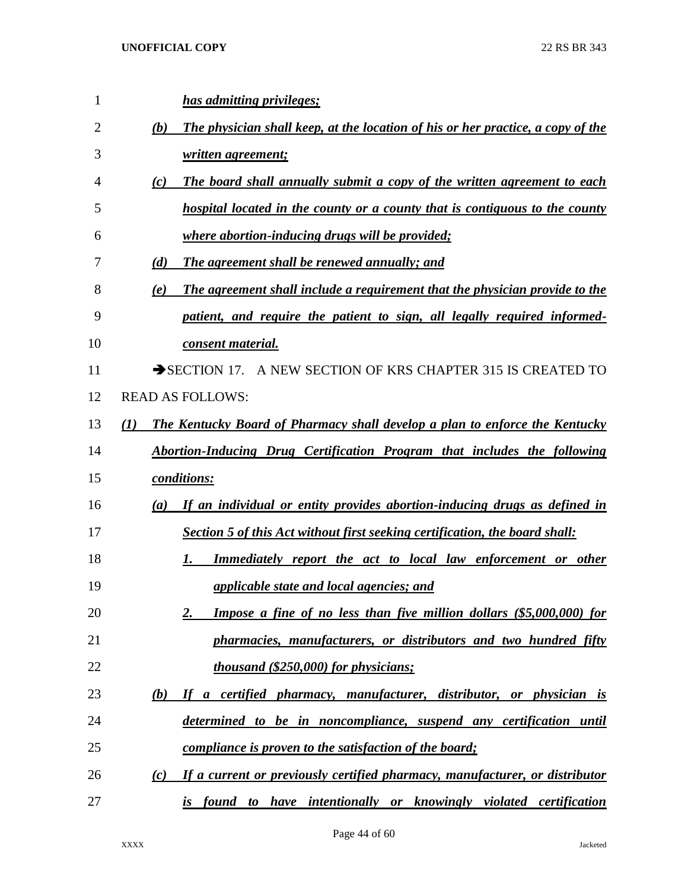***has admitting privileges;***

***(b) The physician shall keep, at the location of his or her practice, a copy of the written agreement;***

***(c) The board shall annually submit a copy of the written agreement to each hospital located in the county or a county that is contiguous to the county where abortion-inducing drugs will be provided;***

***(d) The agreement shall be renewed annually; and***

***(e) The agreement shall include a requirement that the physician provide to the patient, and require the patient to sign, all legally required informed-consent material.***

➔SECTION 17. A NEW SECTION OF KRS CHAPTER 315 IS CREATED TO READ AS FOLLOWS:

***(1) The Kentucky Board of Pharmacy shall develop a plan to enforce the Kentucky Abortion-Inducing Drug Certification Program that includes the following conditions:***

***(a) If an individual or entity provides abortion-inducing drugs as defined in Section 5 of this Act without first seeking certification, the board shall:***

***1. Immediately report the act to local law enforcement or other applicable state and local agencies; and***

***2. Impose a fine of no less than five million dollars ($5,000,000) for pharmacies, manufacturers, or distributors and two hundred fifty thousand ($250,000) for physicians;***

***(b) If a certified pharmacy, manufacturer, distributor, or physician is determined to be in noncompliance, suspend any certification until compliance is proven to the satisfaction of the board;***

***(c) If a current or previously certified pharmacy, manufacturer, or distributor is found to have intentionally or knowingly violated certification***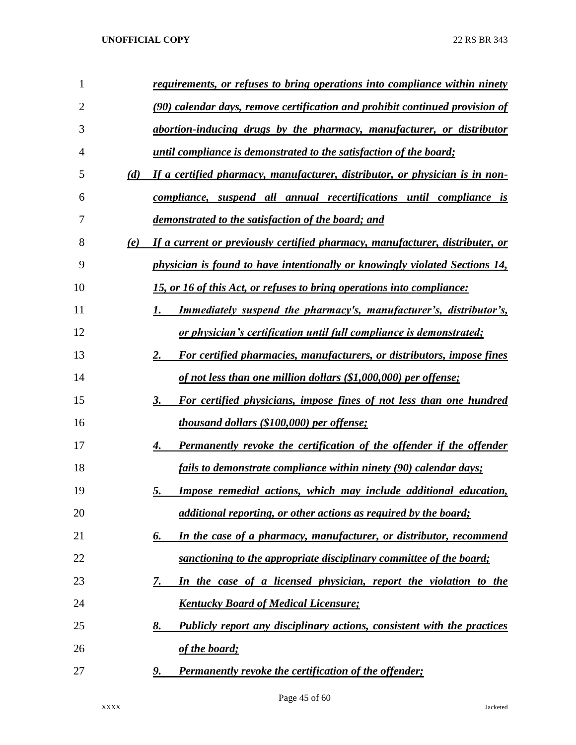*requirements, or refuses to bring operations into compliance within ninety (90) calendar days, remove certification and prohibit continued provision of abortion-inducing drugs by the pharmacy, manufacturer, or distributor until compliance is demonstrated to the satisfaction of the board;*

*(d) If a certified pharmacy, manufacturer, distributor, or physician is in non-compliance, suspend all annual recertifications until compliance is demonstrated to the satisfaction of the board; and*

*(e) If a current or previously certified pharmacy, manufacturer, distributer, or physician is found to have intentionally or knowingly violated Sections 14, 15, or 16 of this Act, or refuses to bring operations into compliance:*

*1. Immediately suspend the pharmacy's, manufacturer's, distributor's, or physician's certification until full compliance is demonstrated;*

*2. For certified pharmacies, manufacturers, or distributors, impose fines of not less than one million dollars ($1,000,000) per offense;*

*3. For certified physicians, impose fines of not less than one hundred thousand dollars ($100,000) per offense;*

*4. Permanently revoke the certification of the offender if the offender fails to demonstrate compliance within ninety (90) calendar days;*

*5. Impose remedial actions, which may include additional education, additional reporting, or other actions as required by the board;*

*6. In the case of a pharmacy, manufacturer, or distributor, recommend sanctioning to the appropriate disciplinary committee of the board;*

*7. In the case of a licensed physician, report the violation to the Kentucky Board of Medical Licensure;*

*8. Publicly report any disciplinary actions, consistent with the practices of the board;*

*9. Permanently revoke the certification of the offender;*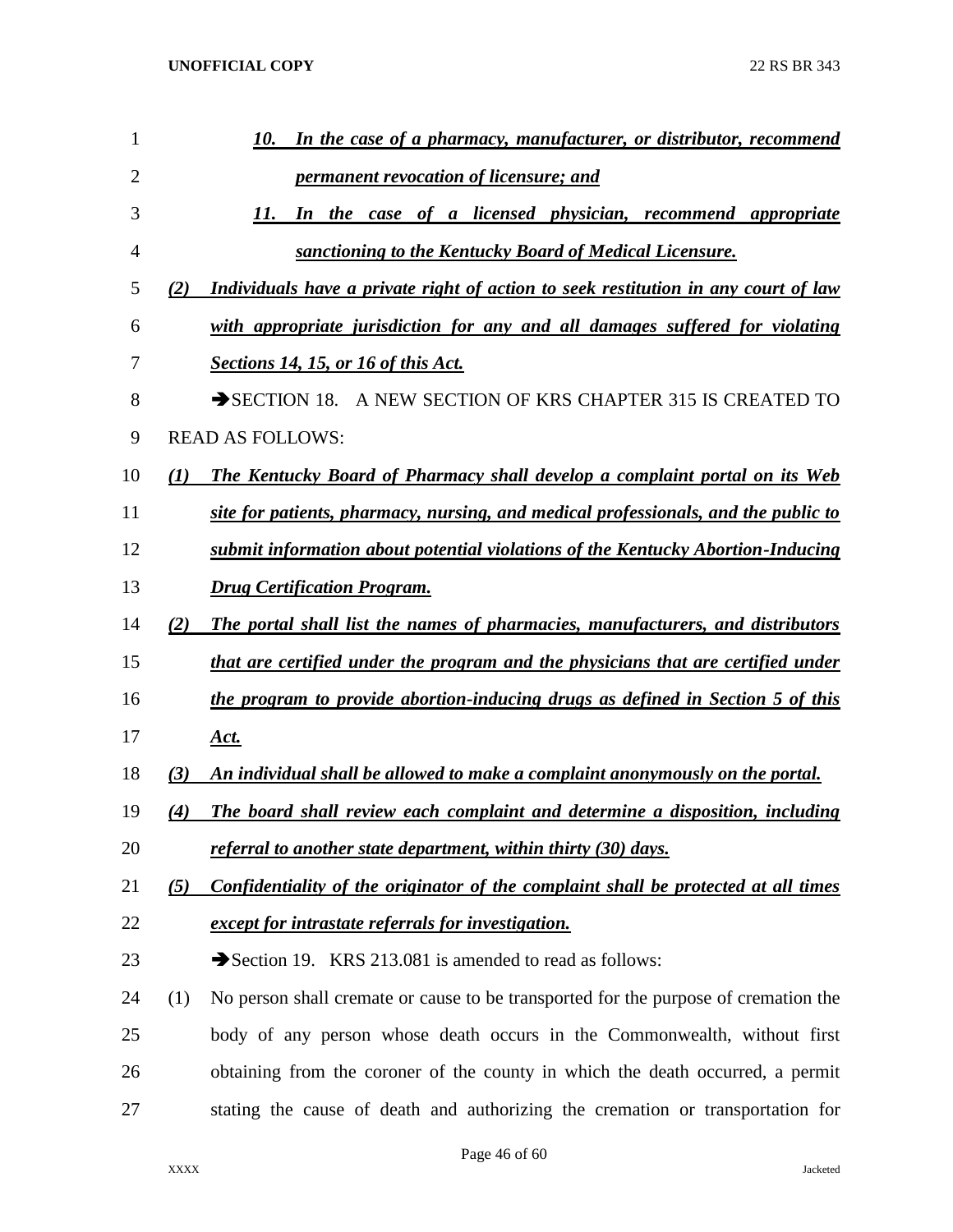*10. In the case of a pharmacy, manufacturer, or distributor, recommend permanent revocation of licensure; and*

*11. In the case of a licensed physician, recommend appropriate sanctioning to the Kentucky Board of Medical Licensure.*

*(2) Individuals have a private right of action to seek restitution in any court of law with appropriate jurisdiction for any and all damages suffered for violating Sections 14, 15, or 16 of this Act.*

➔SECTION 18. A NEW SECTION OF KRS CHAPTER 315 IS CREATED TO READ AS FOLLOWS:

*(1) The Kentucky Board of Pharmacy shall develop a complaint portal on its Web site for patients, pharmacy, nursing, and medical professionals, and the public to submit information about potential violations of the Kentucky Abortion-Inducing Drug Certification Program.*

*(2) The portal shall list the names of pharmacies, manufacturers, and distributors that are certified under the program and the physicians that are certified under the program to provide abortion-inducing drugs as defined in Section 5 of this Act.*

*(3) An individual shall be allowed to make a complaint anonymously on the portal.*

*(4) The board shall review each complaint and determine a disposition, including referral to another state department, within thirty (30) days.*

*(5) Confidentiality of the originator of the complaint shall be protected at all times except for intrastate referrals for investigation.*

➔Section 19. KRS 213.081 is amended to read as follows:

(1) No person shall cremate or cause to be transported for the purpose of cremation the body of any person whose death occurs in the Commonwealth, without first obtaining from the coroner of the county in which the death occurred, a permit stating the cause of death and authorizing the cremation or transportation for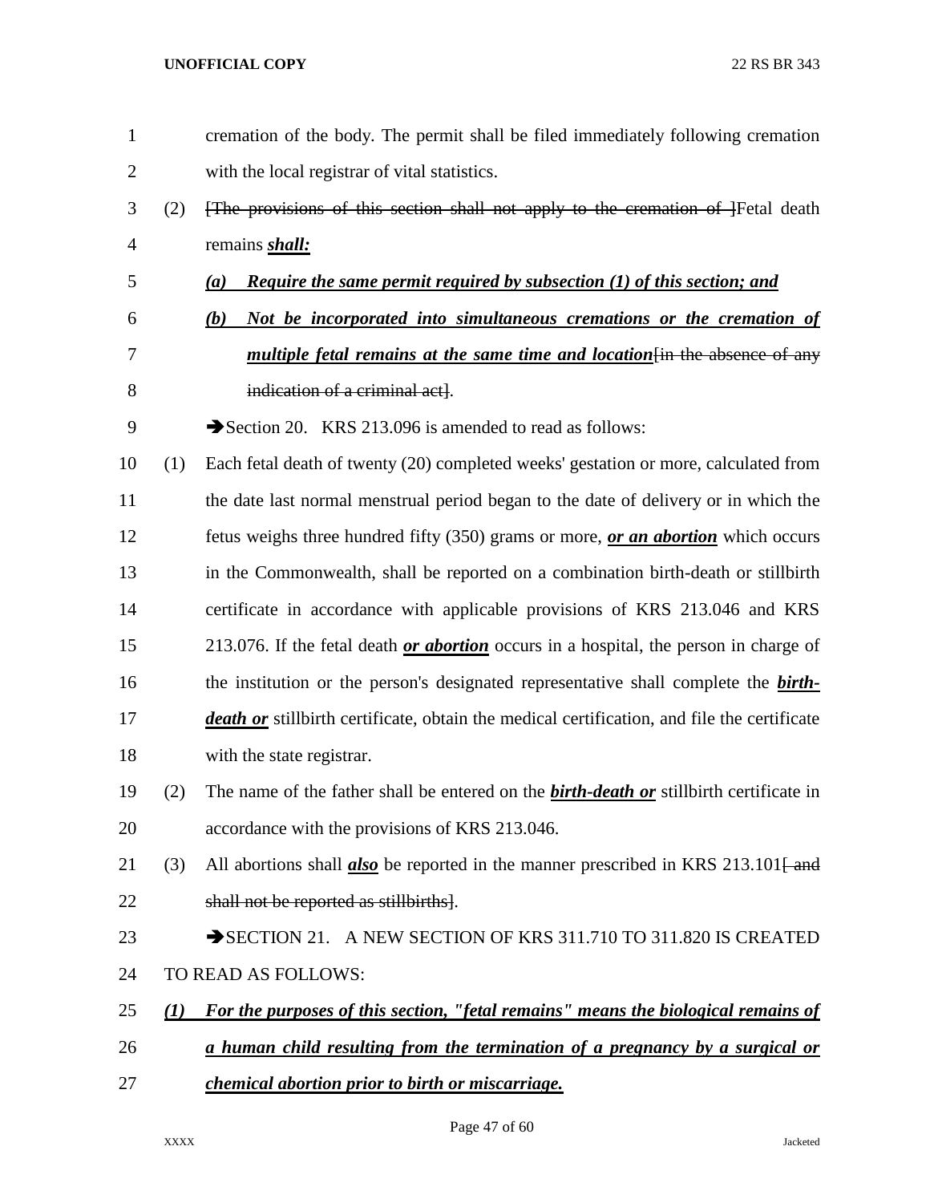cremation of the body. The permit shall be filed immediately following cremation with the local registrar of vital statistics.

(2) [The provisions of this section shall not apply to the cremation of ]Fetal death remains ***shall:***

*(a) Require the same permit required by subsection (1) of this section; and*

*(b) Not be incorporated into simultaneous cremations or the cremation of multiple fetal remains at the same time and location*[in the absence of any indication of a criminal act].

➔Section 20. KRS 213.096 is amended to read as follows:

(1) Each fetal death of twenty (20) completed weeks' gestation or more, calculated from the date last normal menstrual period began to the date of delivery or in which the fetus weighs three hundred fifty (350) grams or more, ***or an abortion*** which occurs in the Commonwealth, shall be reported on a combination birth-death or stillbirth certificate in accordance with applicable provisions of KRS 213.046 and KRS 213.076. If the fetal death ***or abortion*** occurs in a hospital, the person in charge of the institution or the person's designated representative shall complete the ***birth-death or*** stillbirth certificate, obtain the medical certification, and file the certificate with the state registrar.

(2) The name of the father shall be entered on the ***birth-death or*** stillbirth certificate in accordance with the provisions of KRS 213.046.

(3) All abortions shall ***also*** be reported in the manner prescribed in KRS 213.101[ and shall not be reported as stillbirths].

➔SECTION 21. A NEW SECTION OF KRS 311.710 TO 311.820 IS CREATED TO READ AS FOLLOWS:

*(1) For the purposes of this section, "fetal remains" means the biological remains of a human child resulting from the termination of a pregnancy by a surgical or chemical abortion prior to birth or miscarriage.*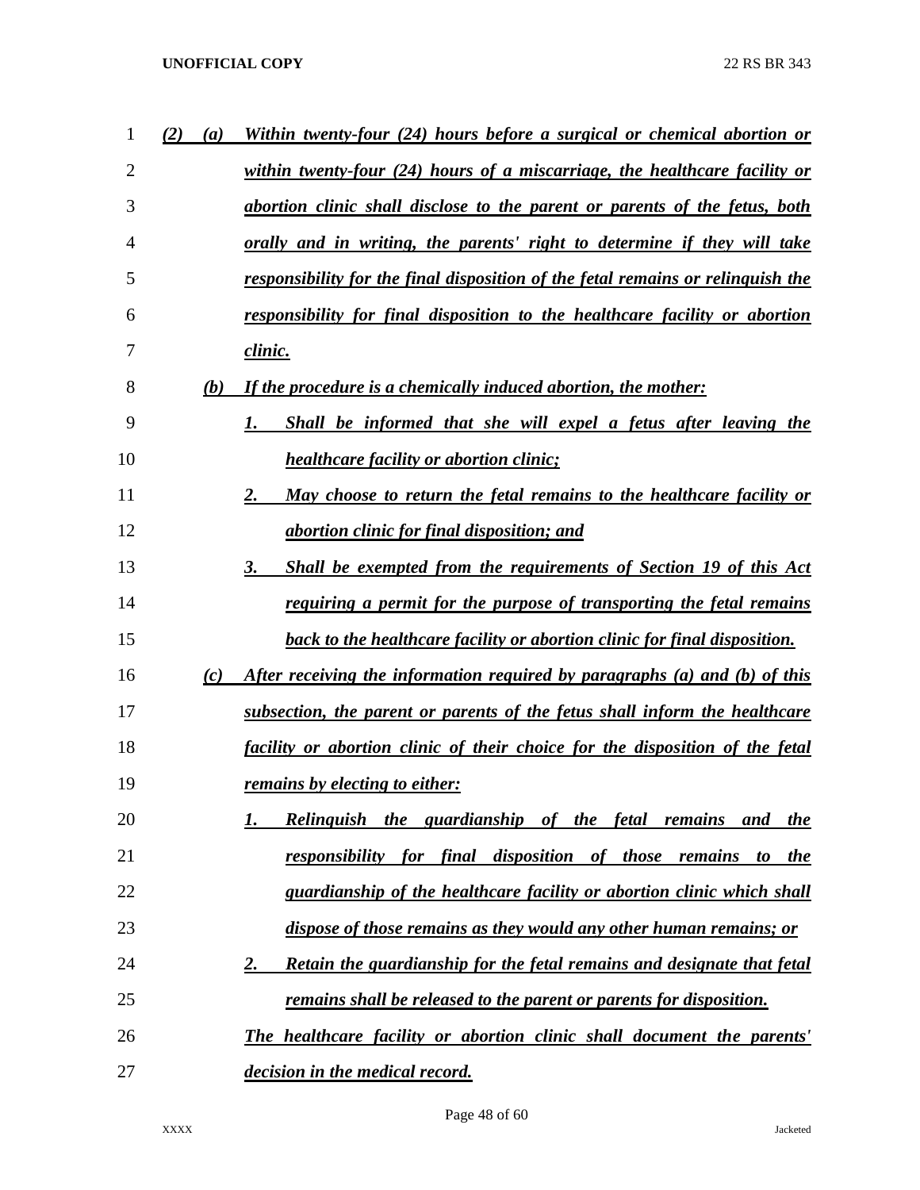*(2) (a) Within twenty-four (24) hours before a surgical or chemical abortion or within twenty-four (24) hours of a miscarriage, the healthcare facility or abortion clinic shall disclose to the parent or parents of the fetus, both orally and in writing, the parents' right to determine if they will take responsibility for the final disposition of the fetal remains or relinquish the responsibility for final disposition to the healthcare facility or abortion clinic.*

*(b) If the procedure is a chemically induced abortion, the mother:*

*1. Shall be informed that she will expel a fetus after leaving the healthcare facility or abortion clinic;*

*2. May choose to return the fetal remains to the healthcare facility or abortion clinic for final disposition; and*

*3. Shall be exempted from the requirements of Section 19 of this Act requiring a permit for the purpose of transporting the fetal remains back to the healthcare facility or abortion clinic for final disposition.*

*(c) After receiving the information required by paragraphs (a) and (b) of this subsection, the parent or parents of the fetus shall inform the healthcare facility or abortion clinic of their choice for the disposition of the fetal remains by electing to either:*

*1. Relinquish the guardianship of the fetal remains and the responsibility for final disposition of those remains to the guardianship of the healthcare facility or abortion clinic which shall dispose of those remains as they would any other human remains; or*

*2. Retain the guardianship for the fetal remains and designate that fetal remains shall be released to the parent or parents for disposition.*

*The healthcare facility or abortion clinic shall document the parents' decision in the medical record.*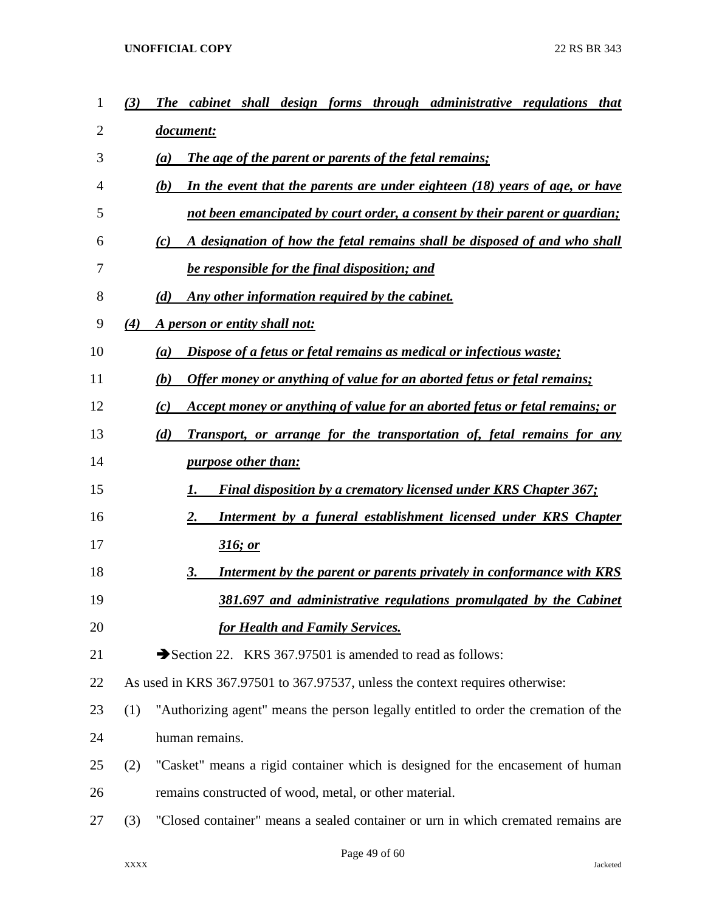***(3)*** ***The cabinet shall design forms through administrative regulations that document:***

***(a)*** ***The age of the parent or parents of the fetal remains;***

***(b)*** ***In the event that the parents are under eighteen (18) years of age, or have not been emancipated by court order, a consent by their parent or guardian;***

***(c)*** ***A designation of how the fetal remains shall be disposed of and who shall be responsible for the final disposition; and***

***(d)*** ***Any other information required by the cabinet.***

***(4)*** ***A person or entity shall not:***

***(a)*** ***Dispose of a fetus or fetal remains as medical or infectious waste;***

***(b)*** ***Offer money or anything of value for an aborted fetus or fetal remains;***

***(c)*** ***Accept money or anything of value for an aborted fetus or fetal remains; or***

***(d)*** ***Transport, or arrange for the transportation of, fetal remains for any purpose other than:***

***1.*** ***Final disposition by a crematory licensed under KRS Chapter 367;***

***2.*** ***Interment by a funeral establishment licensed under KRS Chapter 316; or***

***3.*** ***Interment by the parent or parents privately in conformance with KRS 381.697 and administrative regulations promulgated by the Cabinet for Health and Family Services.***

➔Section 22. KRS 367.97501 is amended to read as follows:

As used in KRS 367.97501 to 367.97537, unless the context requires otherwise:

(1) "Authorizing agent" means the person legally entitled to order the cremation of the human remains.

(2) "Casket" means a rigid container which is designed for the encasement of human remains constructed of wood, metal, or other material.

(3) "Closed container" means a sealed container or urn in which cremated remains are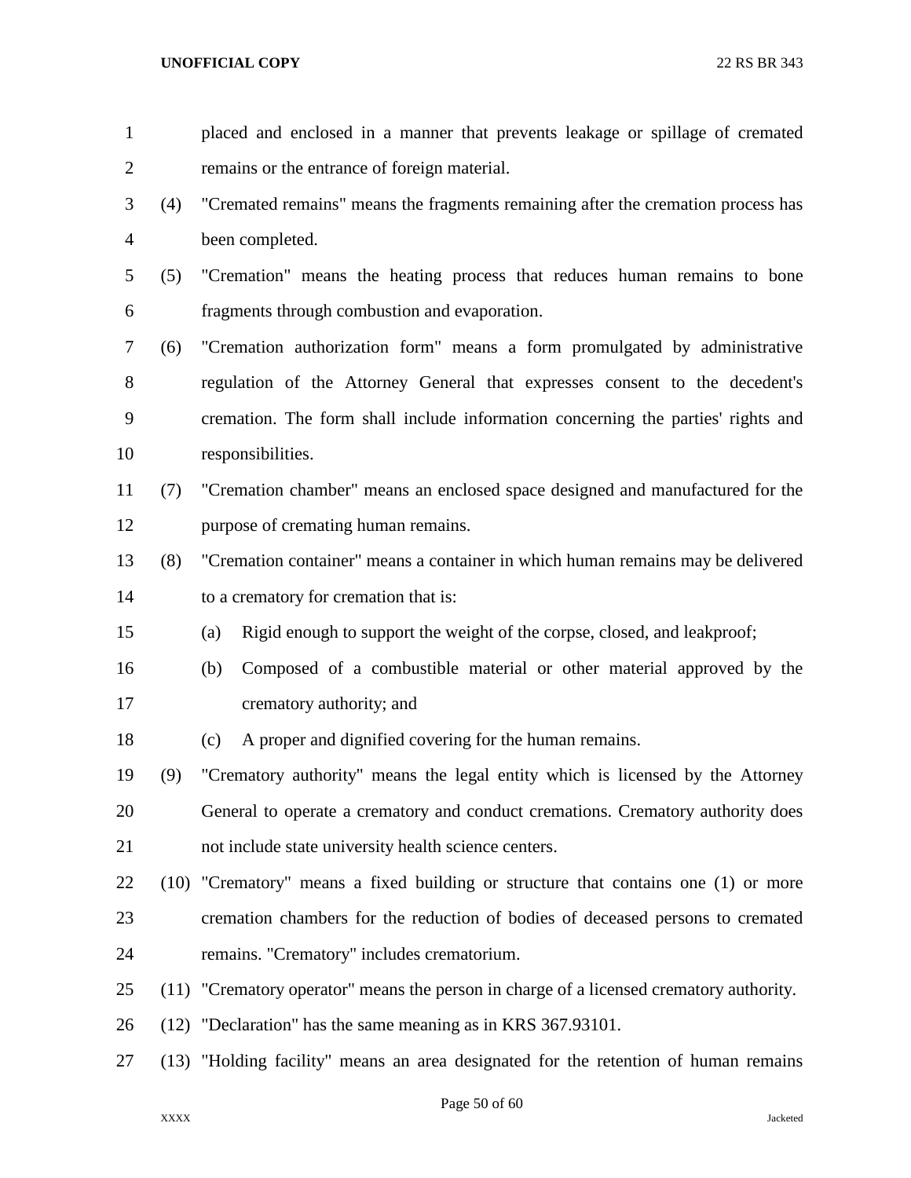placed and enclosed in a manner that prevents leakage or spillage of cremated remains or the entrance of foreign material.

(4) "Cremated remains" means the fragments remaining after the cremation process has been completed.

(5) "Cremation" means the heating process that reduces human remains to bone fragments through combustion and evaporation.

(6) "Cremation authorization form" means a form promulgated by administrative regulation of the Attorney General that expresses consent to the decedent's cremation. The form shall include information concerning the parties' rights and responsibilities.

(7) "Cremation chamber" means an enclosed space designed and manufactured for the purpose of cremating human remains.

(8) "Cremation container" means a container in which human remains may be delivered to a crematory for cremation that is:

(a) Rigid enough to support the weight of the corpse, closed, and leakproof;

(b) Composed of a combustible material or other material approved by the crematory authority; and

(c) A proper and dignified covering for the human remains.

(9) "Crematory authority" means the legal entity which is licensed by the Attorney General to operate a crematory and conduct cremations. Crematory authority does not include state university health science centers.

(10) "Crematory" means a fixed building or structure that contains one (1) or more cremation chambers for the reduction of bodies of deceased persons to cremated remains. "Crematory" includes crematorium.

(11) "Crematory operator" means the person in charge of a licensed crematory authority.

(12) "Declaration" has the same meaning as in KRS 367.93101.

(13) "Holding facility" means an area designated for the retention of human remains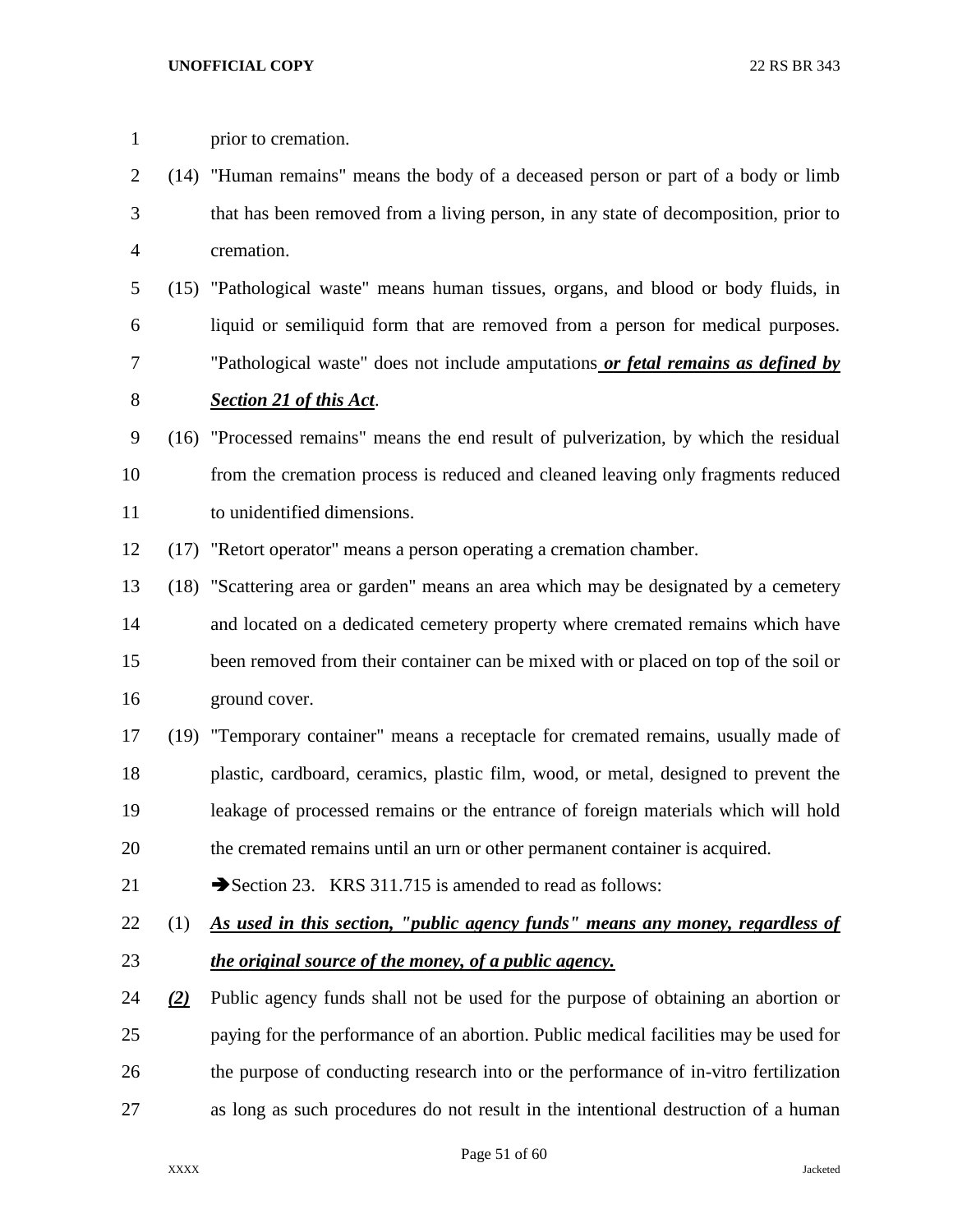prior to cremation.

(14) "Human remains" means the body of a deceased person or part of a body or limb that has been removed from a living person, in any state of decomposition, prior to cremation.

(15) "Pathological waste" means human tissues, organs, and blood or body fluids, in liquid or semiliquid form that are removed from a person for medical purposes. "Pathological waste" does not include amputations ***or fetal remains as defined by Section 21 of this Act***.

(16) "Processed remains" means the end result of pulverization, by which the residual from the cremation process is reduced and cleaned leaving only fragments reduced to unidentified dimensions.

(17) "Retort operator" means a person operating a cremation chamber.

(18) "Scattering area or garden" means an area which may be designated by a cemetery and located on a dedicated cemetery property where cremated remains which have been removed from their container can be mixed with or placed on top of the soil or ground cover.

(19) "Temporary container" means a receptacle for cremated remains, usually made of plastic, cardboard, ceramics, plastic film, wood, or metal, designed to prevent the leakage of processed remains or the entrance of foreign materials which will hold the cremated remains until an urn or other permanent container is acquired.

➔Section 23. KRS 311.715 is amended to read as follows:

(1) ***As used in this section, "public agency funds" means any money, regardless of the original source of the money, of a public agency.***

***(2)*** Public agency funds shall not be used for the purpose of obtaining an abortion or paying for the performance of an abortion. Public medical facilities may be used for the purpose of conducting research into or the performance of in-vitro fertilization as long as such procedures do not result in the intentional destruction of a human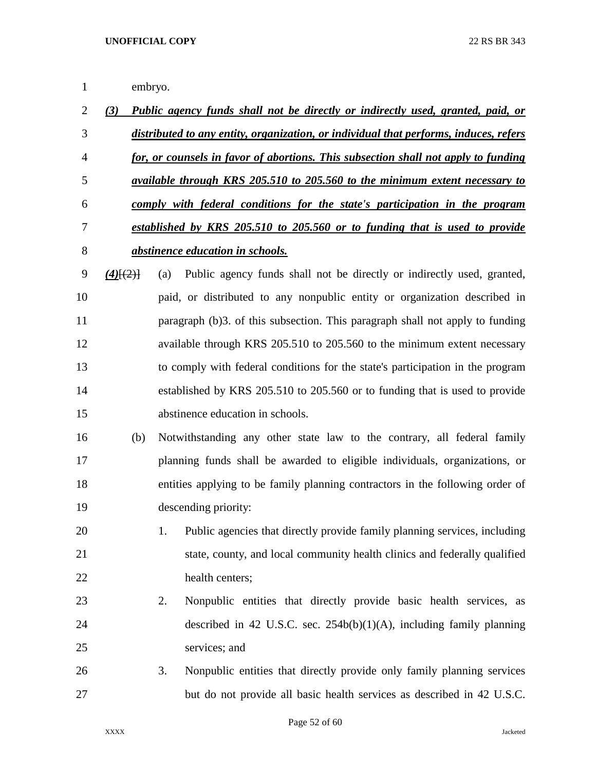embryo.

***(3) Public agency funds shall not be directly or indirectly used, granted, paid, or distributed to any entity, organization, or individual that performs, induces, refers for, or counsels in favor of abortions. This subsection shall not apply to funding available through KRS 205.510 to 205.560 to the minimum extent necessary to comply with federal conditions for the state's participation in the program established by KRS 205.510 to 205.560 or to funding that is used to provide abstinence education in schools.***

***(4)***~~[(2)]~~ (a) Public agency funds shall not be directly or indirectly used, granted, paid, or distributed to any nonpublic entity or organization described in paragraph (b)3. of this subsection. This paragraph shall not apply to funding available through KRS 205.510 to 205.560 to the minimum extent necessary to comply with federal conditions for the state's participation in the program established by KRS 205.510 to 205.560 or to funding that is used to provide abstinence education in schools.

(b) Notwithstanding any other state law to the contrary, all federal family planning funds shall be awarded to eligible individuals, organizations, or entities applying to be family planning contractors in the following order of descending priority:

1. Public agencies that directly provide family planning services, including state, county, and local community health clinics and federally qualified health centers;
2. Nonpublic entities that directly provide basic health services, as described in 42 U.S.C. sec. 254b(b)(1)(A), including family planning services; and
3. Nonpublic entities that directly provide only family planning services but do not provide all basic health services as described in 42 U.S.C.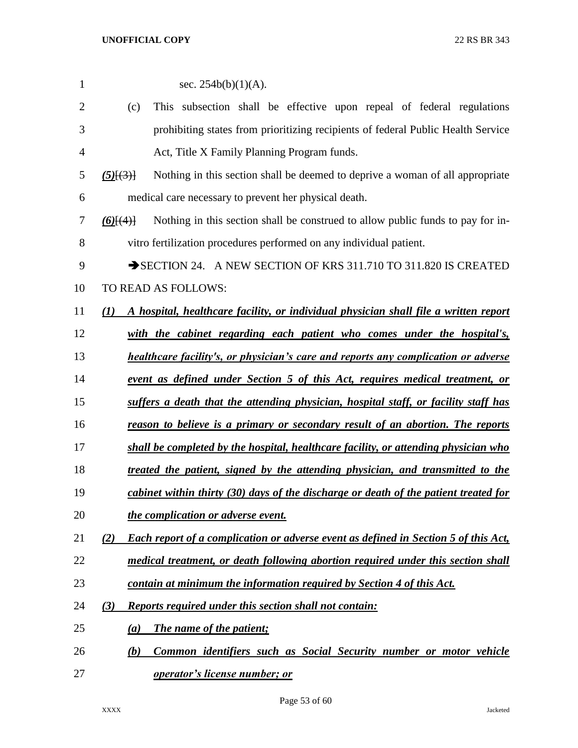sec. 254b(b)(1)(A).

(c) This subsection shall be effective upon repeal of federal regulations prohibiting states from prioritizing recipients of federal Public Health Service Act, Title X Family Planning Program funds.

*(5)*~~[(3)]~~ Nothing in this section shall be deemed to deprive a woman of all appropriate medical care necessary to prevent her physical death.

*(6)*~~[(4)]~~ Nothing in this section shall be construed to allow public funds to pay for in-vitro fertilization procedures performed on any individual patient.

➔SECTION 24. A NEW SECTION OF KRS 311.710 TO 311.820 IS CREATED TO READ AS FOLLOWS:

***(1) A hospital, healthcare facility, or individual physician shall file a written report with the cabinet regarding each patient who comes under the hospital's, healthcare facility's, or physician's care and reports any complication or adverse event as defined under Section 5 of this Act, requires medical treatment, or suffers a death that the attending physician, hospital staff, or facility staff has reason to believe is a primary or secondary result of an abortion. The reports shall be completed by the hospital, healthcare facility, or attending physician who treated the patient, signed by the attending physician, and transmitted to the cabinet within thirty (30) days of the discharge or death of the patient treated for the complication or adverse event.***

***(2) Each report of a complication or adverse event as defined in Section 5 of this Act, medical treatment, or death following abortion required under this section shall contain at minimum the information required by Section 4 of this Act.***

***(3) Reports required under this section shall not contain:***

***(a) The name of the patient;***

***(b) Common identifiers such as Social Security number or motor vehicle operator's license number; or***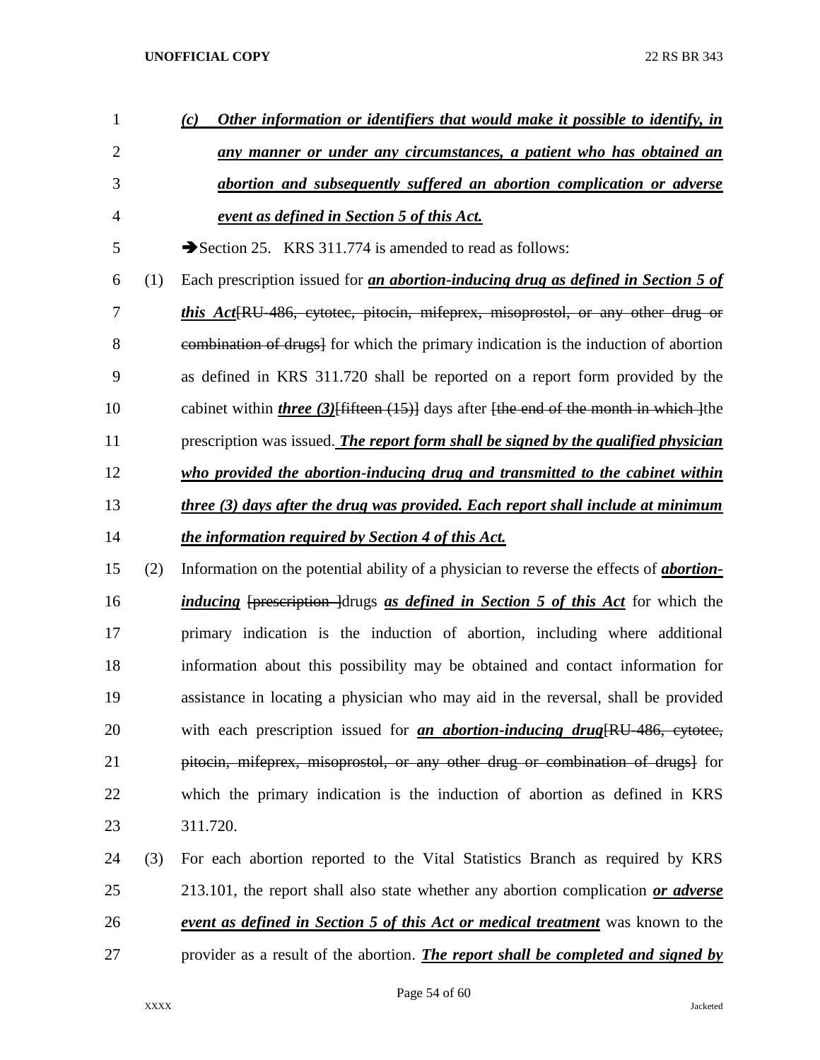*(c)* ***Other information or identifiers that would make it possible to identify, in any manner or under any circumstances, a patient who has obtained an abortion and subsequently suffered an abortion complication or adverse event as defined in Section 5 of this Act.***

➔Section 25. KRS 311.774 is amended to read as follows:

(1) Each prescription issued for ***an abortion-inducing drug as defined in Section 5 of this Act***[RU-486, cytotec, pitocin, mifeprex, misoprostol, or any other drug or combination of drugs] for which the primary indication is the induction of abortion as defined in KRS 311.720 shall be reported on a report form provided by the cabinet within ***three (3)***[fifteen (15)] days after [the end of the month in which ]the prescription was issued. ***The report form shall be signed by the qualified physician who provided the abortion-inducing drug and transmitted to the cabinet within three (3) days after the drug was provided. Each report shall include at minimum the information required by Section 4 of this Act.***

(2) Information on the potential ability of a physician to reverse the effects of ***abortion-inducing*** [prescription ]drugs ***as defined in Section 5 of this Act*** for which the primary indication is the induction of abortion, including where additional information about this possibility may be obtained and contact information for assistance in locating a physician who may aid in the reversal, shall be provided with each prescription issued for ***an abortion-inducing drug***[RU-486, cytotec, pitocin, mifeprex, misoprostol, or any other drug or combination of drugs] for which the primary indication is the induction of abortion as defined in KRS 311.720.

(3) For each abortion reported to the Vital Statistics Branch as required by KRS 213.101, the report shall also state whether any abortion complication ***or adverse event as defined in Section 5 of this Act or medical treatment*** was known to the provider as a result of the abortion. ***The report shall be completed and signed by***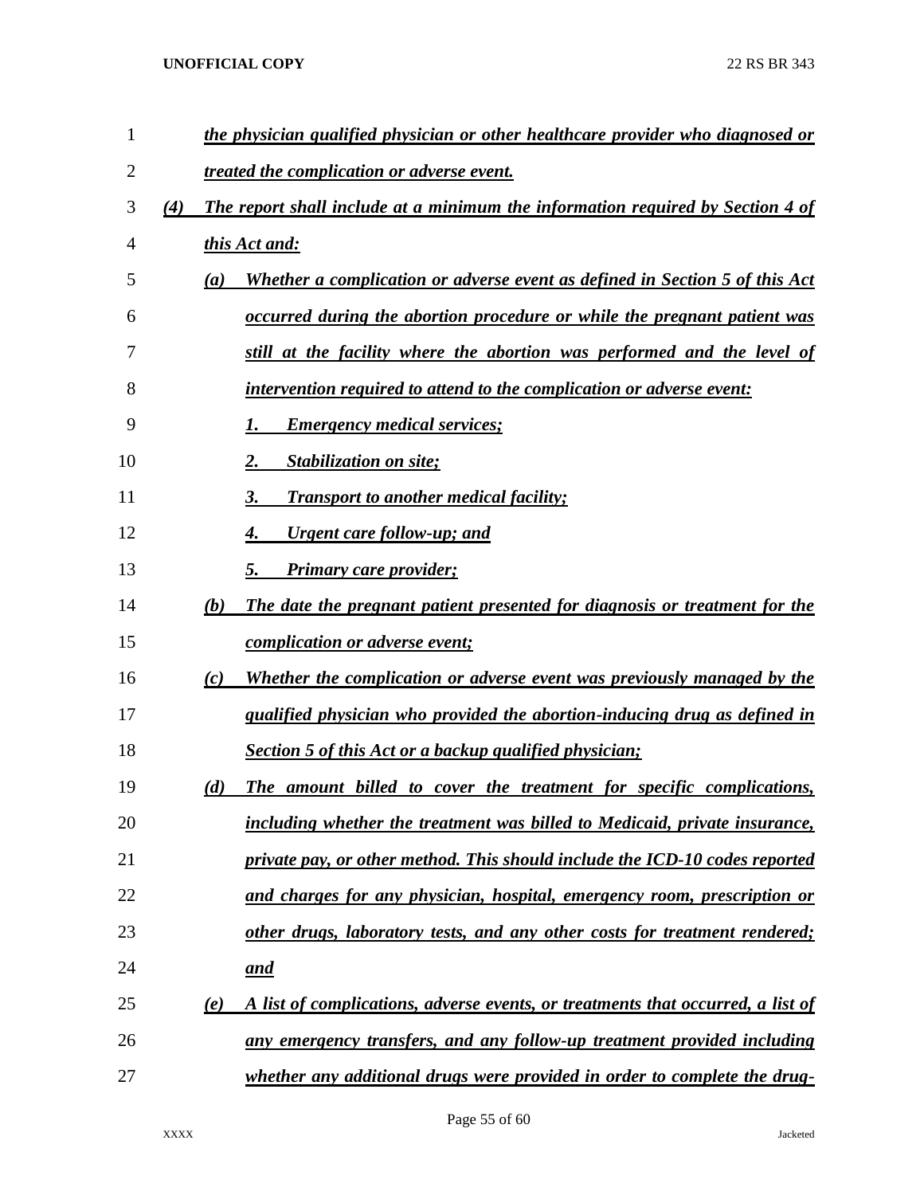*the physician qualified physician or other healthcare provider who diagnosed or treated the complication or adverse event.*

*(4) The report shall include at a minimum the information required by Section 4 of this Act and:*

*(a) Whether a complication or adverse event as defined in Section 5 of this Act occurred during the abortion procedure or while the pregnant patient was still at the facility where the abortion was performed and the level of intervention required to attend to the complication or adverse event:*

*1. Emergency medical services;*

*2. Stabilization on site;*

*3. Transport to another medical facility;*

*4. Urgent care follow-up; and*

*5. Primary care provider;*

*(b) The date the pregnant patient presented for diagnosis or treatment for the complication or adverse event;*

*(c) Whether the complication or adverse event was previously managed by the qualified physician who provided the abortion-inducing drug as defined in Section 5 of this Act or a backup qualified physician;*

*(d) The amount billed to cover the treatment for specific complications, including whether the treatment was billed to Medicaid, private insurance, private pay, or other method. This should include the ICD-10 codes reported and charges for any physician, hospital, emergency room, prescription or other drugs, laboratory tests, and any other costs for treatment rendered; and*

*(e) A list of complications, adverse events, or treatments that occurred, a list of any emergency transfers, and any follow-up treatment provided including whether any additional drugs were provided in order to complete the drug-*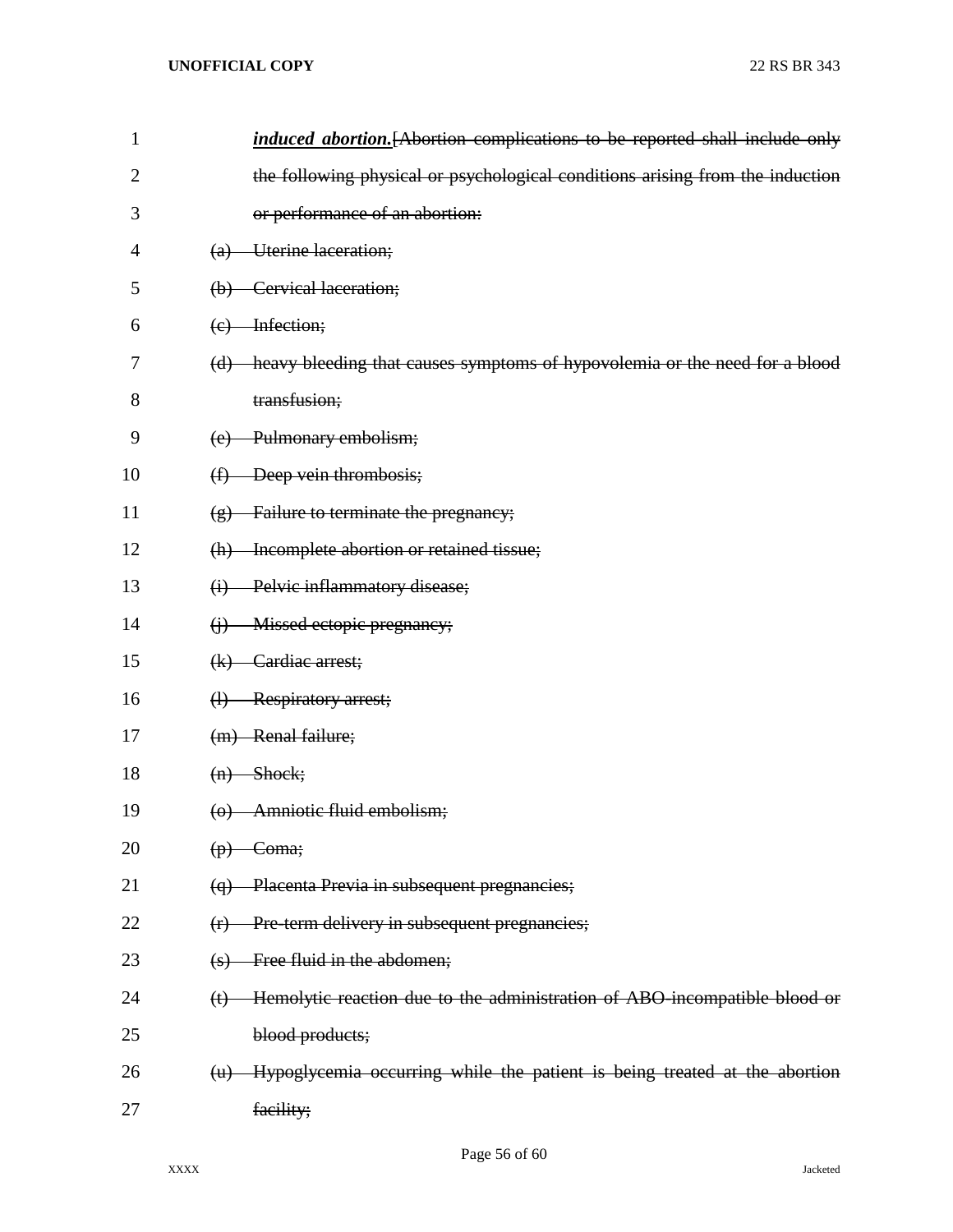***induced abortion.***~~[Abortion complications to be reported shall include only the following physical or psychological conditions arising from the induction or performance of an abortion:~~

~~(a) Uterine laceration;~~

~~(b) Cervical laceration;~~

~~(c) Infection;~~

~~(d) heavy bleeding that causes symptoms of hypovolemia or the need for a blood transfusion;~~

~~(e) Pulmonary embolism;~~

~~(f) Deep vein thrombosis;~~

~~(g) Failure to terminate the pregnancy;~~

~~(h) Incomplete abortion or retained tissue;~~

~~(i) Pelvic inflammatory disease;~~

~~(j) Missed ectopic pregnancy;~~

~~(k) Cardiac arrest;~~

~~(l) Respiratory arrest;~~

~~(m) Renal failure;~~

~~(n) Shock;~~

~~(o) Amniotic fluid embolism;~~

~~(p) Coma;~~

~~(q) Placenta Previa in subsequent pregnancies;~~

~~(r) Pre-term delivery in subsequent pregnancies;~~

~~(s) Free fluid in the abdomen;~~

~~(t) Hemolytic reaction due to the administration of ABO-incompatible blood or blood products;~~

~~(u) Hypoglycemia occurring while the patient is being treated at the abortion facility;~~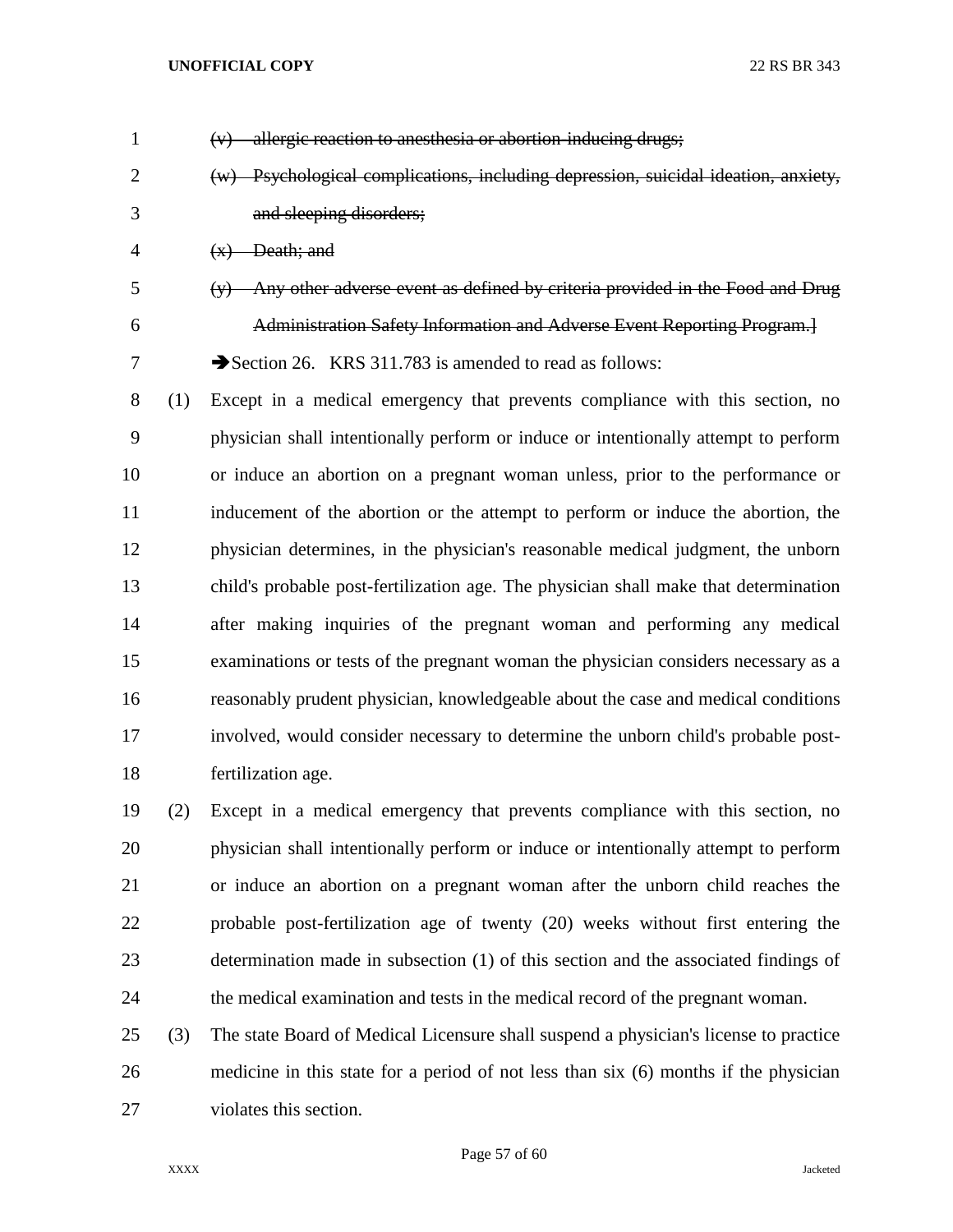~~(v) allergic reaction to anesthesia or abortion-inducing drugs;~~

~~(w) Psychological complications, including depression, suicidal ideation, anxiety, and sleeping disorders;~~

~~(x) Death; and~~

~~(y) Any other adverse event as defined by criteria provided in the Food and Drug Administration Safety Information and Adverse Event Reporting Program.]~~

➔Section 26. KRS 311.783 is amended to read as follows:

(1) Except in a medical emergency that prevents compliance with this section, no physician shall intentionally perform or induce or intentionally attempt to perform or induce an abortion on a pregnant woman unless, prior to the performance or inducement of the abortion or the attempt to perform or induce the abortion, the physician determines, in the physician's reasonable medical judgment, the unborn child's probable post-fertilization age. The physician shall make that determination after making inquiries of the pregnant woman and performing any medical examinations or tests of the pregnant woman the physician considers necessary as a reasonably prudent physician, knowledgeable about the case and medical conditions involved, would consider necessary to determine the unborn child's probable post-fertilization age.

(2) Except in a medical emergency that prevents compliance with this section, no physician shall intentionally perform or induce or intentionally attempt to perform or induce an abortion on a pregnant woman after the unborn child reaches the probable post-fertilization age of twenty (20) weeks without first entering the determination made in subsection (1) of this section and the associated findings of the medical examination and tests in the medical record of the pregnant woman.

(3) The state Board of Medical Licensure shall suspend a physician's license to practice medicine in this state for a period of not less than six (6) months if the physician violates this section.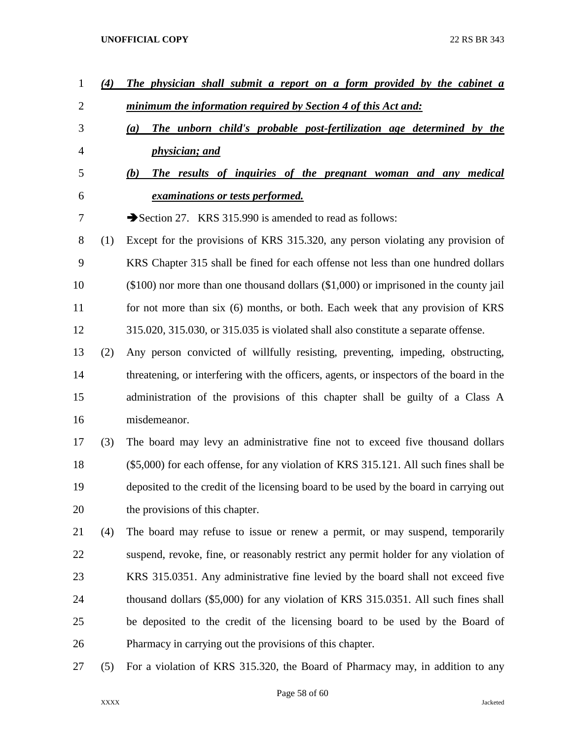***(4) The physician shall submit a report on a form provided by the cabinet a minimum the information required by Section 4 of this Act and:***

***(a) The unborn child's probable post-fertilization age determined by the physician; and***

***(b) The results of inquiries of the pregnant woman and any medical examinations or tests performed.***

➔Section 27. KRS 315.990 is amended to read as follows:

(1) Except for the provisions of KRS 315.320, any person violating any provision of KRS Chapter 315 shall be fined for each offense not less than one hundred dollars ($100) nor more than one thousand dollars ($1,000) or imprisoned in the county jail for not more than six (6) months, or both. Each week that any provision of KRS 315.020, 315.030, or 315.035 is violated shall also constitute a separate offense.

(2) Any person convicted of willfully resisting, preventing, impeding, obstructing, threatening, or interfering with the officers, agents, or inspectors of the board in the administration of the provisions of this chapter shall be guilty of a Class A misdemeanor.

(3) The board may levy an administrative fine not to exceed five thousand dollars ($5,000) for each offense, for any violation of KRS 315.121. All such fines shall be deposited to the credit of the licensing board to be used by the board in carrying out the provisions of this chapter.

(4) The board may refuse to issue or renew a permit, or may suspend, temporarily suspend, revoke, fine, or reasonably restrict any permit holder for any violation of KRS 315.0351. Any administrative fine levied by the board shall not exceed five thousand dollars ($5,000) for any violation of KRS 315.0351. All such fines shall be deposited to the credit of the licensing board to be used by the Board of Pharmacy in carrying out the provisions of this chapter.

(5) For a violation of KRS 315.320, the Board of Pharmacy may, in addition to any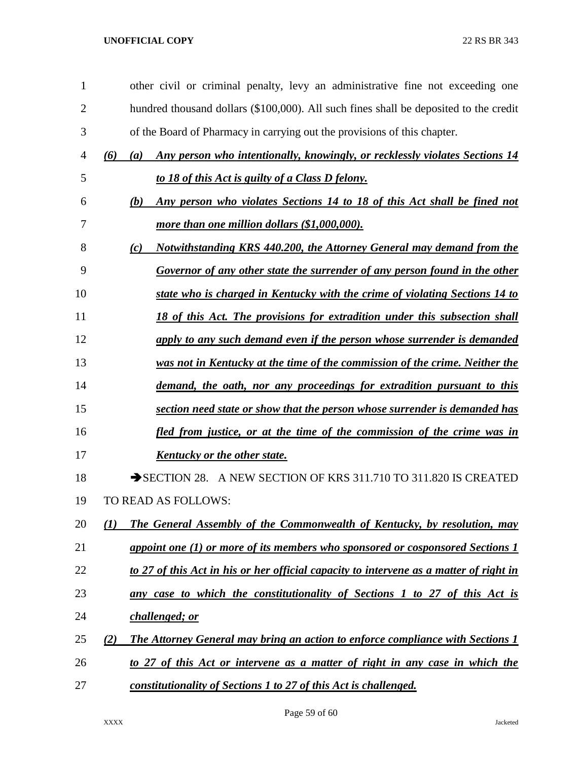other civil or criminal penalty, levy an administrative fine not exceeding one hundred thousand dollars ($100,000). All such fines shall be deposited to the credit of the Board of Pharmacy in carrying out the provisions of this chapter.

***(6) (a) Any person who intentionally, knowingly, or recklessly violates Sections 14 to 18 of this Act is guilty of a Class D felony.***

***(b) Any person who violates Sections 14 to 18 of this Act shall be fined not more than one million dollars ($1,000,000).***

***(c) Notwithstanding KRS 440.200, the Attorney General may demand from the Governor of any other state the surrender of any person found in the other state who is charged in Kentucky with the crime of violating Sections 14 to 18 of this Act. The provisions for extradition under this subsection shall apply to any such demand even if the person whose surrender is demanded was not in Kentucky at the time of the commission of the crime. Neither the demand, the oath, nor any proceedings for extradition pursuant to this section need state or show that the person whose surrender is demanded has fled from justice, or at the time of the commission of the crime was in Kentucky or the other state.***

➔SECTION 28. A NEW SECTION OF KRS 311.710 TO 311.820 IS CREATED TO READ AS FOLLOWS:

***(1) The General Assembly of the Commonwealth of Kentucky, by resolution, may appoint one (1) or more of its members who sponsored or cosponsored Sections 1 to 27 of this Act in his or her official capacity to intervene as a matter of right in any case to which the constitutionality of Sections 1 to 27 of this Act is challenged; or***

***(2) The Attorney General may bring an action to enforce compliance with Sections 1 to 27 of this Act or intervene as a matter of right in any case in which the constitutionality of Sections 1 to 27 of this Act is challenged.***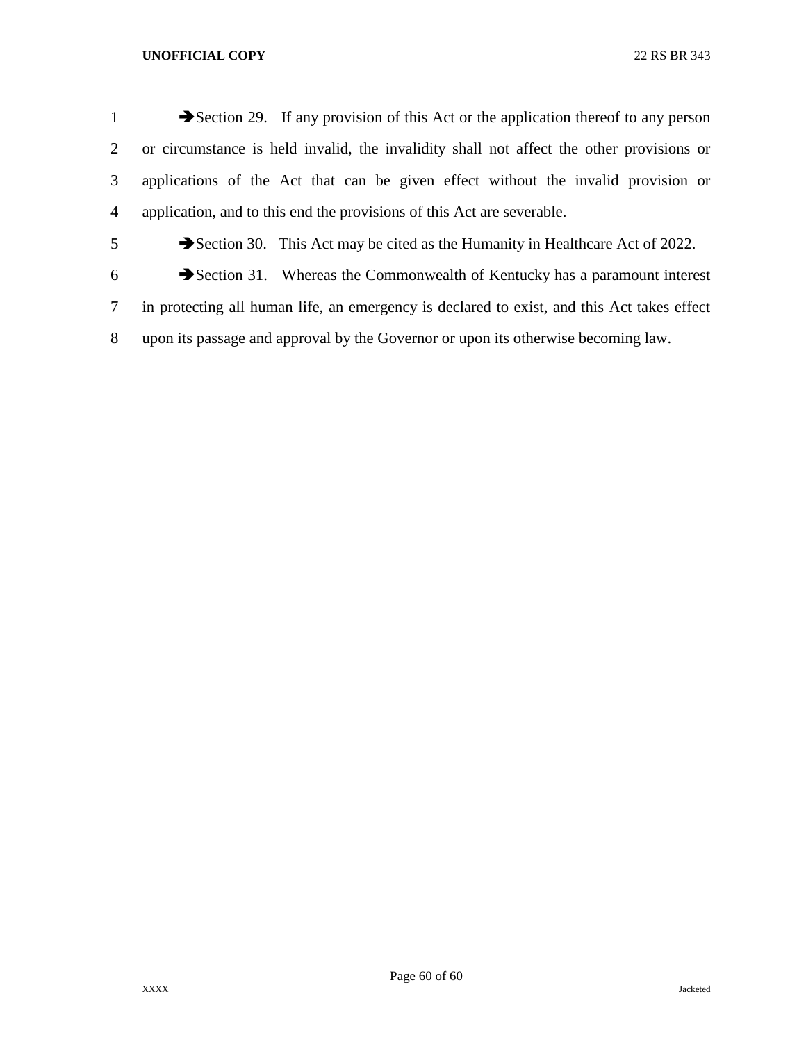➔Section 29. If any provision of this Act or the application thereof to any person or circumstance is held invalid, the invalidity shall not affect the other provisions or applications of the Act that can be given effect without the invalid provision or application, and to this end the provisions of this Act are severable.

➔Section 30. This Act may be cited as the Humanity in Healthcare Act of 2022.

➔Section 31. Whereas the Commonwealth of Kentucky has a paramount interest in protecting all human life, an emergency is declared to exist, and this Act takes effect upon its passage and approval by the Governor or upon its otherwise becoming law.